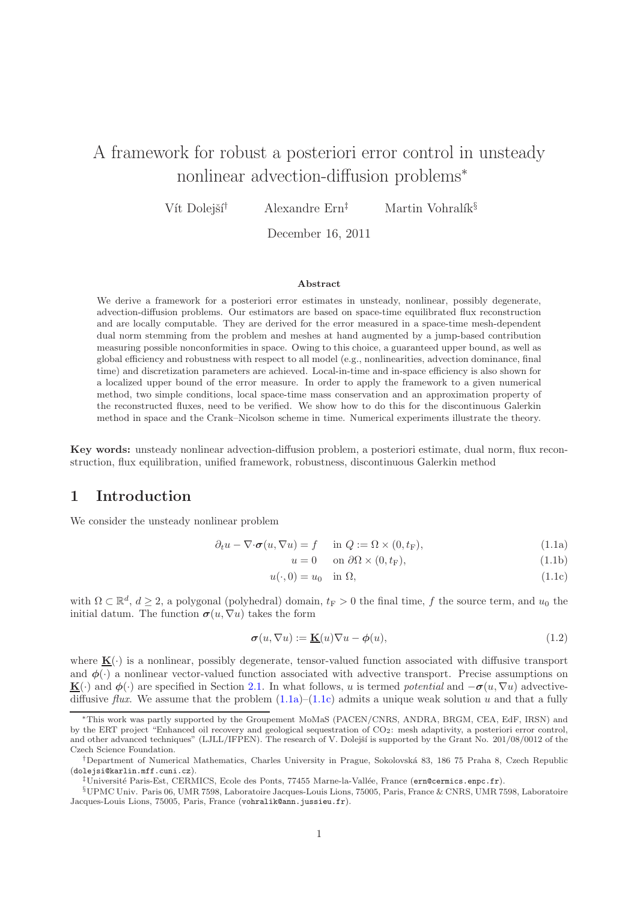# A framework for robust a posteriori error control in unsteady nonlinear advection-diffusion problems*

Vít Dolejší[†] Alexandre Ern[‡] Martin Vohralík[§]

December 16, 2011

### Abstract

We derive a framework for a posteriori error estimates in unsteady, nonlinear, possibly degenerate, advection-diffusion problems. Our estimators are based on space-time equilibrated flux reconstruction and are locally computable. They are derived for the error measured in a space-time mesh-dependent dual norm stemming from the problem and meshes at hand augmented by a jump-based contribution measuring possible nonconformities in space. Owing to this choice, a guaranteed upper bound, as well as global efficiency and robustness with respect to all model (e.g., nonlinearities, advection dominance, final time) and discretization parameters are achieved. Local-in-time and in-space efficiency is also shown for a localized upper bound of the error measure. In order to apply the framework to a given numerical method, two simple conditions, local space-time mass conservation and an approximation property of the reconstructed fluxes, need to be verified. We show how to do this for the discontinuous Galerkin method in space and the Crank–Nicolson scheme in time. Numerical experiments illustrate the theory.

**Key words:** unsteady nonlinear advection-diffusion problem, a posteriori estimate, dual norm, flux reconstruction, flux equilibration, unified framework, robustness, discontinuous Galerkin method

## 1 Introduction

We consider the unsteady nonlinear problem

$$\partial_t u - \nabla\cdot\boldsymbol{\sigma}(u, \nabla u) = f \quad \text{in } Q := \Omega \times (0, t_{\mathrm{F}}), \tag{1.1a}$$

$$u = 0 \quad \text{on } \partial\Omega \times (0, t_{\mathrm{F}}), \tag{1.1b}$$

$$u(\cdot, 0) = u_0 \quad \text{in } \Omega, \tag{1.1c}$$

with $\Omega \subset \mathbb{R}^d$, $d \geq 2$, a polygonal (polyhedral) domain, $t_{\mathrm{F}} > 0$ the final time, $f$ the source term, and $u_0$ the initial datum. The function $\boldsymbol{\sigma}(u, \nabla u)$ takes the form

$$\boldsymbol{\sigma}(u, \nabla u) := \underline{\mathbf{K}}(u)\nabla u - \boldsymbol{\phi}(u), \tag{1.2}$$

where $\underline{\mathbf{K}}(\cdot)$ is a nonlinear, possibly degenerate, tensor-valued function associated with diffusive transport and $\boldsymbol{\phi}(\cdot)$ a nonlinear vector-valued function associated with advective transport. Precise assumptions on $\underline{\mathbf{K}}(\cdot)$ and $\boldsymbol{\phi}(\cdot)$ are specified in Section 2.1. In what follows, $u$ is termed *potential* and $-\boldsymbol{\sigma}(u, \nabla u)$ advective-diffusive *flux*. We assume that the problem (1.1a)–(1.1c) admits a unique weak solution $u$ and that a fully

---

*This work was partly supported by the Groupement MoMaS (PACEN/CNRS, ANDRA, BRGM, CEA, EdF, IRSN) and by the ERT project "Enhanced oil recovery and geological sequestration of $CO_2$: mesh adaptivity, a posteriori error control, and other advanced techniques" (LJLL/IFPEN). The research of V. Dolejší is supported by the Grant No. 201/08/0012 of the Czech Science Foundation.

[†]Department of Numerical Mathematics, Charles University in Prague, Sokolovská 83, 186 75 Praha 8, Czech Republic (dolejsi@karlin.mff.cuni.cz).

[‡]Université Paris-Est, CERMICS, Ecole des Ponts, 77455 Marne-la-Vallée, France (ern@cermics.enpc.fr).

[§]UPMC Univ. Paris 06, UMR 7598, Laboratoire Jacques-Louis Lions, 75005, Paris, France & CNRS, UMR 7598, Laboratoire Jacques-Louis Lions, 75005, Paris, France (vohralik@ann.jussieu.fr).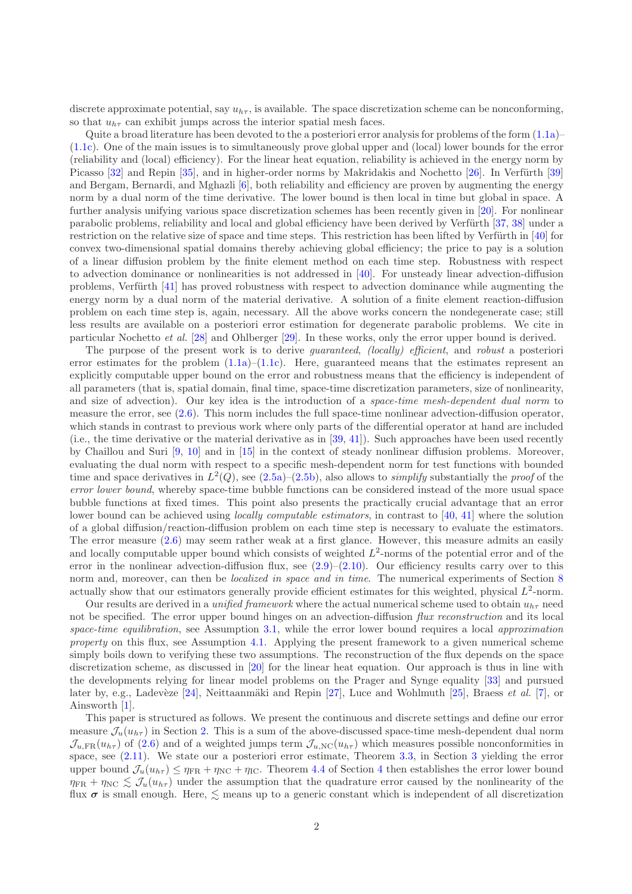discrete approximate potential, say $u_{h\tau}$, is available. The space discretization scheme can be nonconforming, so that $u_{h\tau}$ can exhibit jumps across the interior spatial mesh faces.

Quite a broad literature has been devoted to the a posteriori error analysis for problems of the form (1.1a)–(1.1c). One of the main issues is to simultaneously prove global upper and (local) lower bounds for the error (reliability and (local) efficiency). For the linear heat equation, reliability is achieved in the energy norm by Picasso [32] and Repin [35], and in higher-order norms by Makridakis and Nochetto [26]. In Verfürth [39] and Bergam, Bernardi, and Mghazli [6], both reliability and efficiency are proven by augmenting the energy norm by a dual norm of the time derivative. The lower bound is then local in time but global in space. A further analysis unifying various space discretization schemes has been recently given in [20]. For nonlinear parabolic problems, reliability and local and global efficiency have been derived by Verfürth [37, 38] under a restriction on the relative size of space and time steps. This restriction has been lifted by Verfürth in [40] for convex two-dimensional spatial domains thereby achieving global efficiency; the price to pay is a solution of a linear diffusion problem by the finite element method on each time step. Robustness with respect to advection dominance or nonlinearities is not addressed in [40]. For unsteady linear advection-diffusion problems, Verfürth [41] has proved robustness with respect to advection dominance while augmenting the energy norm by a dual norm of the material derivative. A solution of a finite element reaction-diffusion problem on each time step is, again, necessary. All the above works concern the nondegenerate case; still less results are available on a posteriori error estimation for degenerate parabolic problems. We cite in particular Nochetto *et al.* [28] and Ohlberger [29]. In these works, only the error upper bound is derived.

The purpose of the present work is to derive *guaranteed*, *(locally) efficient*, and *robust* a posteriori error estimates for the problem (1.1a)–(1.1c). Here, guaranteed means that the estimates represent an explicitly computable upper bound on the error and robustness means that the efficiency is independent of all parameters (that is, spatial domain, final time, space-time discretization parameters, size of nonlinearity, and size of advection). Our key idea is the introduction of a *space-time mesh-dependent dual norm* to measure the error, see (2.6). This norm includes the full space-time nonlinear advection-diffusion operator, which stands in contrast to previous work where only parts of the differential operator at hand are included (i.e., the time derivative or the material derivative as in [39, 41]). Such approaches have been used recently by Chaillou and Suri [9, 10] and in [15] in the context of steady nonlinear diffusion problems. Moreover, evaluating the dual norm with respect to a specific mesh-dependent norm for test functions with bounded time and space derivatives in $L^2(Q)$, see (2.5a)–(2.5b), also allows to *simplify* substantially the *proof* of the *error lower bound*, whereby space-time bubble functions can be considered instead of the more usual space bubble functions at fixed times. This point also presents the practically crucial advantage that an error lower bound can be achieved using *locally computable estimators*, in contrast to [40, 41] where the solution of a global diffusion/reaction-diffusion problem on each time step is necessary to evaluate the estimators. The error measure (2.6) may seem rather weak at a first glance. However, this measure admits an easily and locally computable upper bound which consists of weighted $L^2$-norms of the potential error and of the error in the nonlinear advection-diffusion flux, see (2.9)–(2.10). Our efficiency results carry over to this norm and, moreover, can then be *localized in space and in time*. The numerical experiments of Section 8 actually show that our estimators generally provide efficient estimates for this weighted, physical $L^2$-norm.

Our results are derived in a *unified framework* where the actual numerical scheme used to obtain $u_{h\tau}$ need not be specified. The error upper bound hinges on an advection-diffusion *flux reconstruction* and its local *space-time equilibration*, see Assumption 3.1, while the error lower bound requires a local *approximation property* on this flux, see Assumption 4.1. Applying the present framework to a given numerical scheme simply boils down to verifying these two assumptions. The reconstruction of the flux depends on the space discretization scheme, as discussed in [20] for the linear heat equation. Our approach is thus in line with the developments relying for linear model problems on the Prager and Synge equality [33] and pursued later by, e.g., Ladevèze [24], Neittaanmäki and Repin [27], Luce and Wohlmuth [25], Braess *et al.* [7], or Ainsworth [1].

This paper is structured as follows. We present the continuous and discrete settings and define our error measure $\mathcal{J}_u(u_{h\tau})$ in Section 2. This is a sum of the above-discussed space-time mesh-dependent dual norm $\mathcal{J}_{u,\mathrm{FR}}(u_{h\tau})$ of (2.6) and of a weighted jumps term $\mathcal{J}_{u,\mathrm{NC}}(u_{h\tau})$ which measures possible nonconformities in space, see (2.11). We state our a posteriori error estimate, Theorem 3.3, in Section 3 yielding the error upper bound $\mathcal{J}_u(u_{h\tau}) \le \eta_{\mathrm{FR}} + \eta_{\mathrm{NC}} + \eta_{\mathrm{IC}}$. Theorem 4.4 of Section 4 then establishes the error lower bound $\eta_{\mathrm{FR}} + \eta_{\mathrm{NC}} \lesssim \mathcal{J}_u(u_{h\tau})$ under the assumption that the quadrature error caused by the nonlinearity of the flux $\boldsymbol{\sigma}$ is small enough. Here, $\lesssim$ means up to a generic constant which is independent of all discretization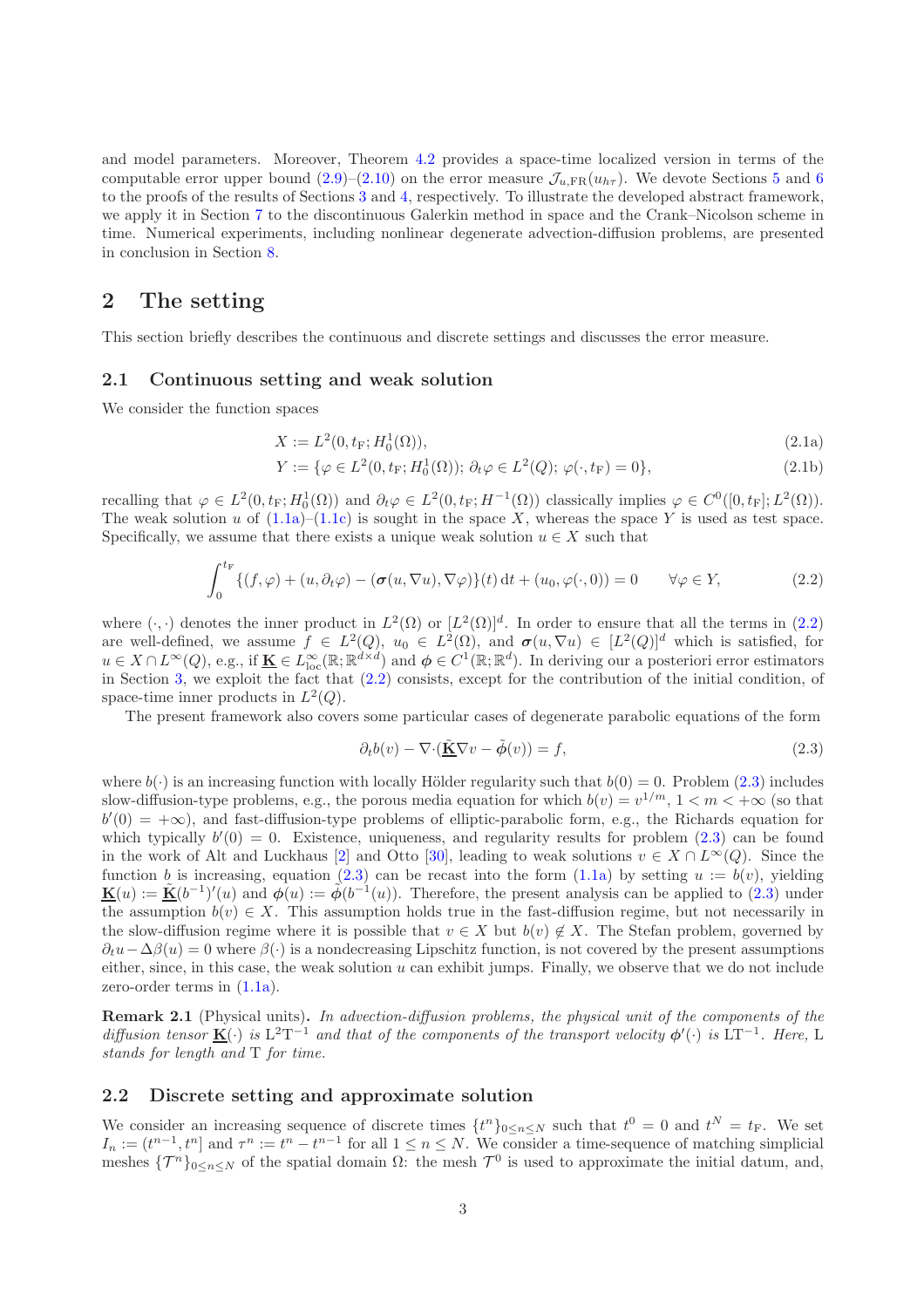and model parameters. Moreover, Theorem 4.2 provides a space-time localized version in terms of the computable error upper bound (2.9)–(2.10) on the error measure $\mathcal{J}_{u,\mathrm{FR}}(u_{h\tau})$. We devote Sections 5 and 6 to the proofs of the results of Sections 3 and 4, respectively. To illustrate the developed abstract framework, we apply it in Section 7 to the discontinuous Galerkin method in space and the Crank–Nicolson scheme in time. Numerical experiments, including nonlinear degenerate advection-diffusion problems, are presented in conclusion in Section 8.

## 2 The setting

This section briefly describes the continuous and discrete settings and discusses the error measure.

### 2.1 Continuous setting and weak solution

We consider the function spaces

$$X := L^2(0,t_{\mathrm{F}}; H_0^1(\Omega)), \tag{2.1a}$$

$$Y := \{\varphi \in L^2(0,t_{\mathrm{F}}; H_0^1(\Omega));\ \partial_t\varphi \in L^2(Q);\ \varphi(\cdot,t_{\mathrm{F}}) = 0\}, \tag{2.1b}$$

recalling that $\varphi \in L^2(0,t_{\mathrm{F}}; H_0^1(\Omega))$ and $\partial_t\varphi \in L^2(0,t_{\mathrm{F}}; H^{-1}(\Omega))$ classically implies $\varphi \in C^0([0,t_{\mathrm{F}}]; L^2(\Omega))$. The weak solution $u$ of (1.1a)–(1.1c) is sought in the space $X$, whereas the space $Y$ is used as test space. Specifically, we assume that there exists a unique weak solution $u \in X$ such that

$$\int_0^{t_{\mathrm{F}}} \{(f,\varphi) + (u,\partial_t\varphi) - (\boldsymbol{\sigma}(u,\nabla u),\nabla\varphi)\}(t)\,\mathrm{d}t + (u_0,\varphi(\cdot,0)) = 0 \qquad \forall \varphi \in Y, \tag{2.2}$$

where $(\cdot,\cdot)$ denotes the inner product in $L^2(\Omega)$ or $[L^2(\Omega)]^d$. In order to ensure that all the terms in (2.2) are well-defined, we assume $f \in L^2(Q)$, $u_0 \in L^2(\Omega)$, and $\boldsymbol{\sigma}(u,\nabla u) \in [L^2(Q)]^d$ which is satisfied, for $u \in X \cap L^\infty(Q)$, e.g., if $\underline{\mathbf{K}} \in L^\infty_{\mathrm{loc}}(\mathbb{R};\mathbb{R}^{d\times d})$ and $\boldsymbol{\phi} \in C^1(\mathbb{R};\mathbb{R}^d)$. In deriving our a posteriori error estimators in Section 3, we exploit the fact that (2.2) consists, except for the contribution of the initial condition, of space-time inner products in $L^2(Q)$.

The present framework also covers some particular cases of degenerate parabolic equations of the form

$$\partial_t b(v) - \nabla\cdot(\underline{\tilde{\mathbf{K}}}\nabla v - \tilde{\boldsymbol{\phi}}(v)) = f, \tag{2.3}$$

where $b(\cdot)$ is an increasing function with locally Hölder regularity such that $b(0) = 0$. Problem (2.3) includes slow-diffusion-type problems, e.g., the porous media equation for which $b(v) = v^{1/m}$, $1 < m < +\infty$ (so that $b'(0) = +\infty$), and fast-diffusion-type problems of elliptic-parabolic form, e.g., the Richards equation for which typically $b'(0) = 0$. Existence, uniqueness, and regularity results for problem (2.3) can be found in the work of Alt and Luckhaus [2] and Otto [30], leading to weak solutions $v \in X \cap L^\infty(Q)$. Since the function $b$ is increasing, equation (2.3) can be recast into the form (1.1a) by setting $u := b(v)$, yielding $\underline{\mathbf{K}}(u) := \underline{\tilde{\mathbf{K}}}(b^{-1})'(u)$ and $\boldsymbol{\phi}(u) := \tilde{\boldsymbol{\phi}}(b^{-1}(u))$. Therefore, the present analysis can be applied to (2.3) under the assumption $b(v) \in X$. This assumption holds true in the fast-diffusion regime, but not necessarily in the slow-diffusion regime where it is possible that $v \in X$ but $b(v) \notin X$. The Stefan problem, governed by $\partial_t u - \Delta\beta(u) = 0$ where $\beta(\cdot)$ is a nondecreasing Lipschitz function, is not covered by the present assumptions either, since, in this case, the weak solution $u$ can exhibit jumps. Finally, we observe that we do not include zero-order terms in (1.1a).

**Remark 2.1** (Physical units)**.** *In advection-diffusion problems, the physical unit of the components of the diffusion tensor $\underline{\mathbf{K}}(\cdot)$ is $\mathrm{L}^2\mathrm{T}^{-1}$ and that of the components of the transport velocity $\boldsymbol{\phi}'(\cdot)$ is $\mathrm{L}\mathrm{T}^{-1}$. Here,* L *stands for length and* T *for time.*

### 2.2 Discrete setting and approximate solution

We consider an increasing sequence of discrete times $\{t^n\}_{0\le n\le N}$ such that $t^0 = 0$ and $t^N = t_{\mathrm{F}}$. We set $I_n := (t^{n-1}, t^n]$ and $\tau^n := t^n - t^{n-1}$ for all $1 \le n \le N$. We consider a time-sequence of matching simplicial meshes $\{\mathcal{T}^n\}_{0\le n\le N}$ of the spatial domain $\Omega$: the mesh $\mathcal{T}^0$ is used to approximate the initial datum, and,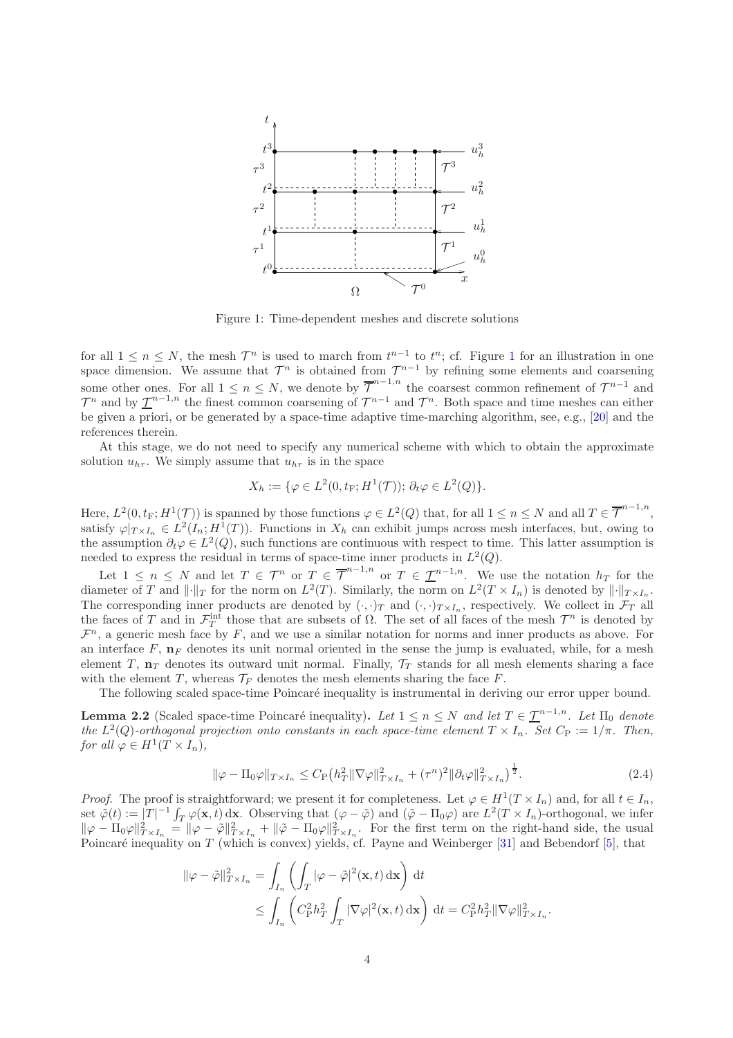t

$t^3$

$\tau^3$

$t^2$

$\tau^2$

$t^1$

$\tau^1$

$t^0$

$u_h^3$

$\mathcal{T}^3$

$u_h^2$

$\mathcal{T}^2$

$u_h^1$

$\mathcal{T}^1$

$u_h^0$

x

$\Omega$

$\mathcal{T}^0$

Figure 1: Time-dependent meshes and discrete solutions

for all $1 \le n \le N$, the mesh $\mathcal{T}^n$ is used to march from $t^{n-1}$ to $t^n$; cf. Figure 1 for an illustration in one space dimension. We assume that $\mathcal{T}^n$ is obtained from $\mathcal{T}^{n-1}$ by refining some elements and coarsening some other ones. For all $1 \le n \le N$, we denote by $\overline{\mathcal{T}}^{n-1,n}$ the coarsest common refinement of $\mathcal{T}^{n-1}$ and $\mathcal{T}^n$ and by $\underline{\mathcal{T}}^{n-1,n}$ the finest common coarsening of $\mathcal{T}^{n-1}$ and $\mathcal{T}^n$. Both space and time meshes can either be given a priori, or be generated by a space-time adaptive time-marching algorithm, see, e.g., [20] and the references therein.

At this stage, we do not need to specify any numerical scheme with which to obtain the approximate solution $u_{h\tau}$. We simply assume that $u_{h\tau}$ is in the space

$$X_h := \{\varphi \in L^2(0, t_{\rm F}; H^1(\mathcal{T}));\ \partial_t \varphi \in L^2(Q)\}.$$

Here, $L^2(0, t_{\rm F}; H^1(\mathcal{T}))$ is spanned by those functions $\varphi \in L^2(Q)$ that, for all $1 \le n \le N$ and all $T \in \overline{\mathcal{T}}^{n-1,n}$, satisfy $\varphi|_{T \times I_n} \in L^2(I_n; H^1(T))$. Functions in $X_h$ can exhibit jumps across mesh interfaces, but, owing to the assumption $\partial_t \varphi \in L^2(Q)$, such functions are continuous with respect to time. This latter assumption is needed to express the residual in terms of space-time inner products in $L^2(Q)$.

Let $1 \le n \le N$ and let $T \in \mathcal{T}^n$ or $T \in \overline{\mathcal{T}}^{n-1,n}$ or $T \in \underline{\mathcal{T}}^{n-1,n}$. We use the notation $h_T$ for the diameter of $T$ and $\|\cdot\|_T$ for the norm on $L^2(T)$. Similarly, the norm on $L^2(T \times I_n)$ is denoted by $\|\cdot\|_{T \times I_n}$. The corresponding inner products are denoted by $(\cdot,\cdot)_T$ and $(\cdot,\cdot)_{T \times I_n}$, respectively. We collect in $\mathcal{F}_T$ all the faces of $T$ and in $\mathcal{F}_T^{\rm int}$ those that are subsets of $\Omega$. The set of all faces of the mesh $\mathcal{T}^n$ is denoted by $\mathcal{F}^n$, a generic mesh face by $F$, and we use a similar notation for norms and inner products as above. For an interface $F$, $\mathbf{n}_F$ denotes its unit normal oriented in the sense the jump is evaluated, while, for a mesh element $T$, $\mathbf{n}_T$ denotes its outward unit normal. Finally, $\mathfrak{T}_T$ stands for all mesh elements sharing a face with the element $T$, whereas $\mathcal{T}_F$ denotes the mesh elements sharing the face $F$.

The following scaled space-time Poincaré inequality is instrumental in deriving our error upper bound.

**Lemma 2.2** (Scaled space-time Poincaré inequality). *Let $1 \le n \le N$ and let $T \in \underline{\mathcal{T}}^{n-1,n}$. Let $\Pi_0$ denote the $L^2(Q)$-orthogonal projection onto constants in each space-time element $T \times I_n$. Set $C_{\rm P} := 1/\pi$. Then, for all $\varphi \in H^1(T \times I_n)$,*

$$\|\varphi - \Pi_0 \varphi\|_{T \times I_n} \le C_{\rm P} \big(h_T^2 \|\nabla \varphi\|_{T \times I_n}^2 + (\tau^n)^2 \|\partial_t \varphi\|_{T \times I_n}^2\big)^{\frac{1}{2}}. \tag{2.4}$$

*Proof.* The proof is straightforward; we present it for completeness. Let $\varphi \in H^1(T \times I_n)$ and, for all $t \in I_n$, set $\tilde{\varphi}(t) := |T|^{-1} \int_T \varphi(\mathbf{x}, t) \,{\rm d}\mathbf{x}$. Observing that $(\varphi - \tilde{\varphi})$ and $(\tilde{\varphi} - \Pi_0 \varphi)$ are $L^2(T \times I_n)$-orthogonal, we infer $\|\varphi - \Pi_0 \varphi\|_{T \times I_n}^2 = \|\varphi - \tilde{\varphi}\|_{T \times I_n}^2 + \|\tilde{\varphi} - \Pi_0 \varphi\|_{T \times I_n}^2$. For the first term on the right-hand side, the usual Poincaré inequality on $T$ (which is convex) yields, cf. Payne and Weinberger [31] and Bebendorf [5], that

$$\begin{aligned}
\|\varphi - \tilde{\varphi}\|_{T \times I_n}^2 &= \int_{I_n} \left( \int_T |\varphi - \tilde{\varphi}|^2(\mathbf{x}, t) \,{\rm d}\mathbf{x} \right) {\rm d}t \\
&\le \int_{I_n} \left( C_{\rm P}^2 h_T^2 \int_T |\nabla \varphi|^2(\mathbf{x}, t) \,{\rm d}\mathbf{x} \right) {\rm d}t = C_{\rm P}^2 h_T^2 \|\nabla \varphi\|_{T \times I_n}^2.
\end{aligned}$$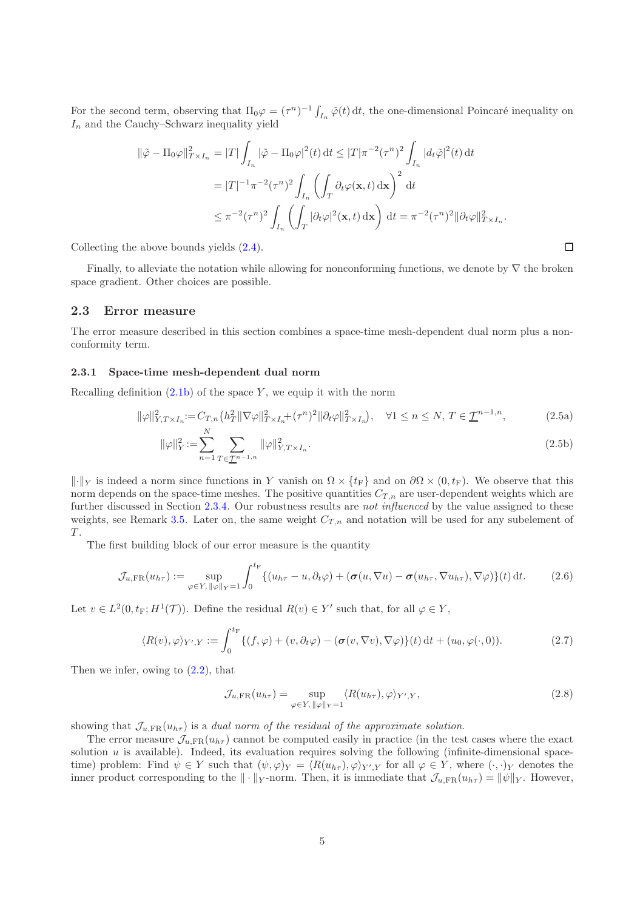For the second term, observing that $\Pi_0\varphi = (\tau^n)^{-1}\int_{I_n}\tilde{\varphi}(t)\,\mathrm{d}t$, the one-dimensional Poincaré inequality on $I_n$ and the Cauchy–Schwarz inequality yield

$$
\begin{aligned}
\|\tilde{\varphi} - \Pi_0\varphi\|^2_{T\times I_n} &= |T|\int_{I_n}|\tilde{\varphi} - \Pi_0\varphi|^2(t)\,\mathrm{d}t \le |T|\pi^{-2}(\tau^n)^2\int_{I_n}|d_t\tilde{\varphi}|^2(t)\,\mathrm{d}t \\
&= |T|^{-1}\pi^{-2}(\tau^n)^2\int_{I_n}\left(\int_T \partial_t\varphi(\mathbf{x},t)\,\mathrm{d}\mathbf{x}\right)^2\mathrm{d}t \\
&\le \pi^{-2}(\tau^n)^2\int_{I_n}\left(\int_T |\partial_t\varphi|^2(\mathbf{x},t)\,\mathrm{d}\mathbf{x}\right)\mathrm{d}t = \pi^{-2}(\tau^n)^2\|\partial_t\varphi\|^2_{T\times I_n}.
\end{aligned}
$$

Collecting the above bounds yields (2.4). □

Finally, to alleviate the notation while allowing for nonconforming functions, we denote by $\nabla$ the broken space gradient. Other choices are possible.

## 2.3 Error measure

The error measure described in this section combines a space-time mesh-dependent dual norm plus a nonconformity term.

### 2.3.1 Space-time mesh-dependent dual norm

Recalling definition (2.1b) of the space $Y$, we equip it with the norm

$$
\|\varphi\|^2_{Y,T\times I_n} := C_{T,n}\big(h_T^2\|\nabla\varphi\|^2_{T\times I_n} + (\tau^n)^2\|\partial_t\varphi\|^2_{T\times I_n}\big), \quad \forall 1\le n\le N,\ T\in\underline{\mathcal{T}}^{n-1,n}, \tag{2.5a}
$$

$$
\|\varphi\|^2_Y := \sum_{n=1}^N\sum_{T\in\underline{\mathcal{T}}^{n-1,n}}\|\varphi\|^2_{Y,T\times I_n}. \tag{2.5b}
$$

$\|\cdot\|_Y$ is indeed a norm since functions in $Y$ vanish on $\Omega\times\{t_{\mathrm{F}}\}$ and on $\partial\Omega\times(0,t_{\mathrm{F}})$. We observe that this norm depends on the space-time meshes. The positive quantities $C_{T,n}$ are user-dependent weights which are further discussed in Section 2.3.4. Our robustness results are *not influenced* by the value assigned to these weights, see Remark 3.5. Later on, the same weight $C_{T,n}$ and notation will be used for any subelement of $T$.

The first building block of our error measure is the quantity

$$
\mathcal{J}_{u,\mathrm{FR}}(u_{h\tau}) := \sup_{\varphi\in Y,\,\|\varphi\|_Y=1}\int_0^{t_{\mathrm{F}}}\{(u_{h\tau}-u,\partial_t\varphi) + (\boldsymbol{\sigma}(u,\nabla u) - \boldsymbol{\sigma}(u_{h\tau},\nabla u_{h\tau}),\nabla\varphi)\}(t)\,\mathrm{d}t. \tag{2.6}
$$

Let $v\in L^2(0,t_{\mathrm{F}};H^1(\mathcal{T}))$. Define the residual $R(v)\in Y'$ such that, for all $\varphi\in Y$,

$$
\langle R(v),\varphi\rangle_{Y',Y} := \int_0^{t_{\mathrm{F}}}\{(f,\varphi) + (v,\partial_t\varphi) - (\boldsymbol{\sigma}(v,\nabla v),\nabla\varphi)\}(t)\,\mathrm{d}t + (u_0,\varphi(\cdot,0)). \tag{2.7}
$$

Then we infer, owing to (2.2), that

$$
\mathcal{J}_{u,\mathrm{FR}}(u_{h\tau}) = \sup_{\varphi\in Y,\,\|\varphi\|_Y=1}\langle R(u_{h\tau}),\varphi\rangle_{Y',Y}, \tag{2.8}
$$

showing that $\mathcal{J}_{u,\mathrm{FR}}(u_{h\tau})$ is a *dual norm of the residual of the approximate solution*.

The error measure $\mathcal{J}_{u,\mathrm{FR}}(u_{h\tau})$ cannot be computed easily in practice (in the test cases where the exact solution $u$ is available). Indeed, its evaluation requires solving the following (infinite-dimensional space-time) problem: Find $\psi\in Y$ such that $(\psi,\varphi)_Y = \langle R(u_{h\tau}),\varphi\rangle_{Y',Y}$ for all $\varphi\in Y$, where $(\cdot,\cdot)_Y$ denotes the inner product corresponding to the $\|\cdot\|_Y$-norm. Then, it is immediate that $\mathcal{J}_{u,\mathrm{FR}}(u_{h\tau}) = \|\psi\|_Y$. However,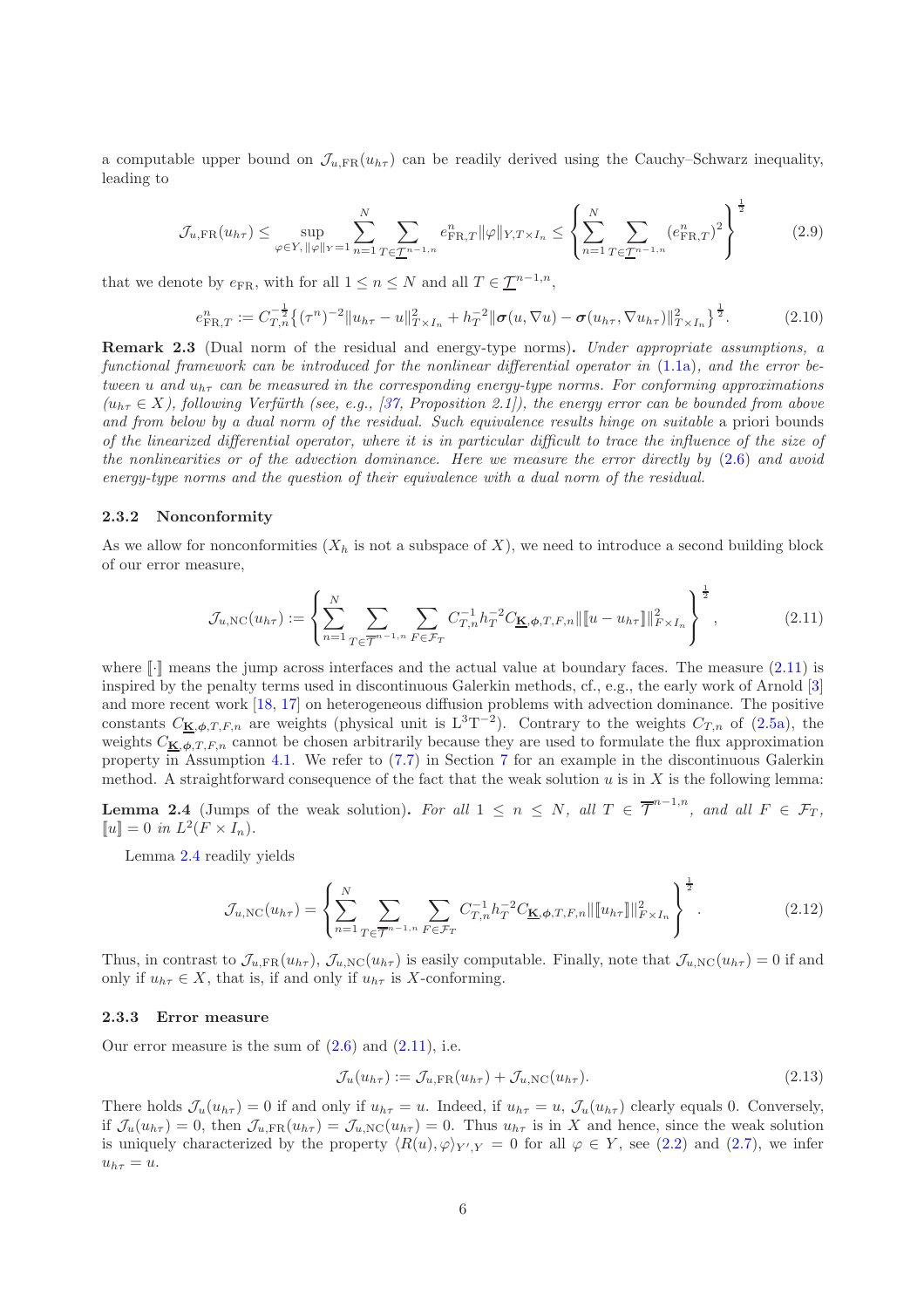a computable upper bound on $\mathcal{J}_{u,\mathrm{FR}}(u_{h\tau})$ can be readily derived using the Cauchy–Schwarz inequality, leading to

$$\mathcal{J}_{u,\mathrm{FR}}(u_{h\tau}) \le \sup_{\varphi\in Y,\, \|\varphi\|_Y=1} \sum_{n=1}^{N} \sum_{T\in\underline{\mathcal{T}}^{n-1,n}} e^n_{\mathrm{FR},T} \|\varphi\|_{Y,T\times I_n} \le \left\{ \sum_{n=1}^{N} \sum_{T\in\underline{\mathcal{T}}^{n-1,n}} (e^n_{\mathrm{FR},T})^2 \right\}^{\frac{1}{2}} \tag{2.9}$$

that we denote by $e_{\mathrm{FR}}$, with for all $1 \le n \le N$ and all $T \in \underline{\mathcal{T}}^{n-1,n}$,

$$e^n_{\mathrm{FR},T} := C_{T,n}^{-\frac{1}{2}} \big\{ (\tau^n)^{-2} \|u_{h\tau} - u\|^2_{T\times I_n} + h_T^{-2} \|\boldsymbol{\sigma}(u,\nabla u) - \boldsymbol{\sigma}(u_{h\tau}, \nabla u_{h\tau})\|^2_{T\times I_n} \big\}^{\frac{1}{2}}. \tag{2.10}$$

**Remark 2.3** (Dual norm of the residual and energy-type norms). *Under appropriate assumptions, a functional framework can be introduced for the nonlinear differential operator in (1.1a), and the error between $u$ and $u_{h\tau}$ can be measured in the corresponding energy-type norms. For conforming approximations ($u_{h\tau} \in X$), following Verfürth (see, e.g., [37, Proposition 2.1]), the energy error can be bounded from above and from below by a dual norm of the residual. Such equivalence results hinge on suitable* a priori *bounds of the linearized differential operator, where it is in particular difficult to trace the influence of the size of the nonlinearities or of the advection dominance. Here we measure the error directly by (2.6) and avoid energy-type norms and the question of their equivalence with a dual norm of the residual.*

### 2.3.2 Nonconformity

As we allow for nonconformities ($X_h$ is not a subspace of $X$), we need to introduce a second building block of our error measure,

$$\mathcal{J}_{u,\mathrm{NC}}(u_{h\tau}) := \left\{ \sum_{n=1}^{N} \sum_{T\in\overline{\mathcal{T}}^{n-1,n}} \sum_{F\in\mathcal{F}_T} C_{T,n}^{-1} h_T^{-2} C_{\underline{\mathbf{K}},\boldsymbol{\phi},T,F,n} \|[\![u - u_{h\tau}]\!]\|^2_{F\times I_n} \right\}^{\frac{1}{2}}, \tag{2.11}$$

where $[\![\cdot]\!]$ means the jump across interfaces and the actual value at boundary faces. The measure (2.11) is inspired by the penalty terms used in discontinuous Galerkin methods, cf., e.g., the early work of Arnold [3] and more recent work [18, 17] on heterogeneous diffusion problems with advection dominance. The positive constants $C_{\underline{\mathbf{K}},\boldsymbol{\phi},T,F,n}$ are weights (physical unit is $\mathrm{L}^3\mathrm{T}^{-2}$). Contrary to the weights $C_{T,n}$ of (2.5a), the weights $C_{\underline{\mathbf{K}},\boldsymbol{\phi},T,F,n}$ cannot be chosen arbitrarily because they are used to formulate the flux approximation property in Assumption 4.1. We refer to (7.7) in Section 7 for an example in the discontinuous Galerkin method. A straightforward consequence of the fact that the weak solution $u$ is in $X$ is the following lemma:

**Lemma 2.4** (Jumps of the weak solution). *For all $1 \le n \le N$, all $T \in \overline{\mathcal{T}}^{n-1,n}$, and all $F \in \mathcal{F}_T$, $[\![u]\!] = 0$ in $L^2(F \times I_n)$.*

Lemma 2.4 readily yields

$$\mathcal{J}_{u,\mathrm{NC}}(u_{h\tau}) = \left\{ \sum_{n=1}^{N} \sum_{T\in\overline{\mathcal{T}}^{n-1,n}} \sum_{F\in\mathcal{F}_T} C_{T,n}^{-1} h_T^{-2} C_{\underline{\mathbf{K}},\boldsymbol{\phi},T,F,n} \|[\![u_{h\tau}]\!]\|^2_{F\times I_n} \right\}^{\frac{1}{2}}. \tag{2.12}$$

Thus, in contrast to $\mathcal{J}_{u,\mathrm{FR}}(u_{h\tau})$, $\mathcal{J}_{u,\mathrm{NC}}(u_{h\tau})$ is easily computable. Finally, note that $\mathcal{J}_{u,\mathrm{NC}}(u_{h\tau}) = 0$ if and only if $u_{h\tau} \in X$, that is, if and only if $u_{h\tau}$ is $X$-conforming.

### 2.3.3 Error measure

Our error measure is the sum of (2.6) and (2.11), i.e.

$$\mathcal{J}_u(u_{h\tau}) := \mathcal{J}_{u,\mathrm{FR}}(u_{h\tau}) + \mathcal{J}_{u,\mathrm{NC}}(u_{h\tau}). \tag{2.13}$$

There holds $\mathcal{J}_u(u_{h\tau}) = 0$ if and only if $u_{h\tau} = u$. Indeed, if $u_{h\tau} = u$, $\mathcal{J}_u(u_{h\tau})$ clearly equals 0. Conversely, if $\mathcal{J}_u(u_{h\tau}) = 0$, then $\mathcal{J}_{u,\mathrm{FR}}(u_{h\tau}) = \mathcal{J}_{u,\mathrm{NC}}(u_{h\tau}) = 0$. Thus $u_{h\tau}$ is in $X$ and hence, since the weak solution is uniquely characterized by the property $\langle R(u), \varphi \rangle_{Y',Y} = 0$ for all $\varphi \in Y$, see (2.2) and (2.7), we infer $u_{h\tau} = u$.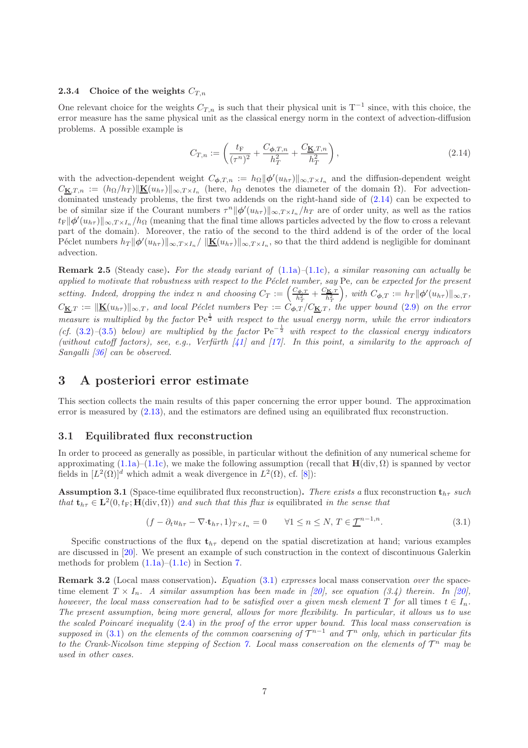#### 2.3.4 Choice of the weights $C_{T,n}$

One relevant choice for the weights $C_{T,n}$ is such that their physical unit is $\mathrm{T}^{-1}$ since, with this choice, the error measure has the same physical unit as the classical energy norm in the context of advection-diffusion problems. A possible example is

$$
C_{T,n} := \left( \frac{t_{\mathrm{F}}}{(\tau^n)^2} + \frac{C_{\boldsymbol{\phi},T,n}}{h_T^2} + \frac{C_{\underline{\mathbf{K}},T,n}}{h_T^2} \right), \tag{2.14}
$$

with the advection-dependent weight $C_{\boldsymbol{\phi},T,n} := h_\Omega \|\boldsymbol{\phi}'(u_{h\tau})\|_{\infty,T\times I_n}$ and the diffusion-dependent weight $C_{\underline{\mathbf{K}},T,n} := (h_\Omega/h_T)\|\underline{\mathbf{K}}(u_{h\tau})\|_{\infty,T\times I_n}$ (here, $h_\Omega$ denotes the diameter of the domain $\Omega$). For advection-dominated unsteady problems, the first two addends on the right-hand side of (2.14) can be expected to be of similar size if the Courant numbers $\tau^n\|\boldsymbol{\phi}'(u_{h\tau})\|_{\infty,T\times I_n}/h_T$ are of order unity, as well as the ratios $t_{\mathrm{F}}\|\boldsymbol{\phi}'(u_{h\tau})\|_{\infty,T\times I_n}/h_\Omega$ (meaning that the final time allows particles advected by the flow to cross a relevant part of the domain). Moreover, the ratio of the second to the third addend is of the order of the local Péclet numbers $h_T\|\boldsymbol{\phi}'(u_{h\tau})\|_{\infty,T\times I_n}/\ \|\underline{\mathbf{K}}(u_{h\tau})\|_{\infty,T\times I_n}$, so that the third addend is negligible for dominant advection.

**Remark 2.5** (Steady case)**.** *For the steady variant of (1.1a)–(1.1c), a similar reasoning can actually be applied to motivate that robustness with respect to the Péclet number, say* Pe*, can be expected for the present setting. Indeed, dropping the index $n$ and choosing $C_T := \left(\frac{C_{\boldsymbol{\phi},T}}{h_T^2} + \frac{C_{\underline{\mathbf{K}},T}}{h_T^2}\right)$, with $C_{\boldsymbol{\phi},T} := h_T\|\boldsymbol{\phi}'(u_{h\tau})\|_{\infty,T}$, $C_{\underline{\mathbf{K}},T} := \|\underline{\mathbf{K}}(u_{h\tau})\|_{\infty,T}$, and local Péclet numbers $\mathrm{Pe}_T := C_{\boldsymbol{\phi},T}/C_{\underline{\mathbf{K}},T}$, the upper bound (2.9) on the error measure is multiplied by the factor $\mathrm{Pe}^{\frac{1}{2}}$ with respect to the usual energy norm, while the error indicators (cf. (3.2)–(3.5) below) are multiplied by the factor $\mathrm{Pe}^{-\frac{1}{2}}$ with respect to the classical energy indicators (without cutoff factors), see, e.g., Verfürth [41] and [17]. In this point, a similarity to the approach of Sangalli [36] can be observed.*

# 3 A posteriori error estimate

This section collects the main results of this paper concerning the error upper bound. The approximation error is measured by (2.13), and the estimators are defined using an equilibrated flux reconstruction.

## 3.1 Equilibrated flux reconstruction

In order to proceed as generally as possible, in particular without the definition of any numerical scheme for approximating (1.1a)–(1.1c), we make the following assumption (recall that $\mathbf{H}(\mathrm{div},\Omega)$ is spanned by vector fields in $[L^2(\Omega)]^d$ which admit a weak divergence in $L^2(\Omega)$, cf. [8]):

**Assumption 3.1** (Space-time equilibrated flux reconstruction)**.** *There exists a* flux reconstruction *$\mathbf{t}_{h\tau}$ such that $\mathbf{t}_{h\tau} \in \mathbf{L}^2(0, t_{\mathrm{F}}; \mathbf{H}(\mathrm{div},\Omega))$ and such that this flux is* equilibrated *in the sense that*

$$
(f - \partial_t u_{h\tau} - \nabla{\cdot}\mathbf{t}_{h\tau}, 1)_{T\times I_n} = 0 \qquad \forall 1 \le n \le N,\ T \in \underline{\mathcal{T}}^{n-1,n}. \tag{3.1}
$$

Specific constructions of the flux $\mathbf{t}_{h\tau}$ depend on the spatial discretization at hand; various examples are discussed in [20]. We present an example of such construction in the context of discontinuous Galerkin methods for problem (1.1a)–(1.1c) in Section 7.

**Remark 3.2** (Local mass conservation)**.** *Equation (3.1) expresses* local mass conservation *over the space-time element $T \times I_n$. A similar assumption has been made in [20], see equation (3.4) therein. In [20], however, the local mass conservation had to be satisfied over a given mesh element $T$ for all times $t \in I_n$. The present assumption, being more general, allows for more flexibility. In particular, it allows us to use the scaled Poincaré inequality (2.4) in the proof of the error upper bound. This local mass conservation is supposed in (3.1) on the elements of the common coarsening of $\mathcal{T}^{n-1}$ and $\mathcal{T}^n$ only, which in particular fits to the Crank-Nicolson time stepping of Section 7. Local mass conservation on the elements of $\mathcal{T}^n$ may be used in other cases.*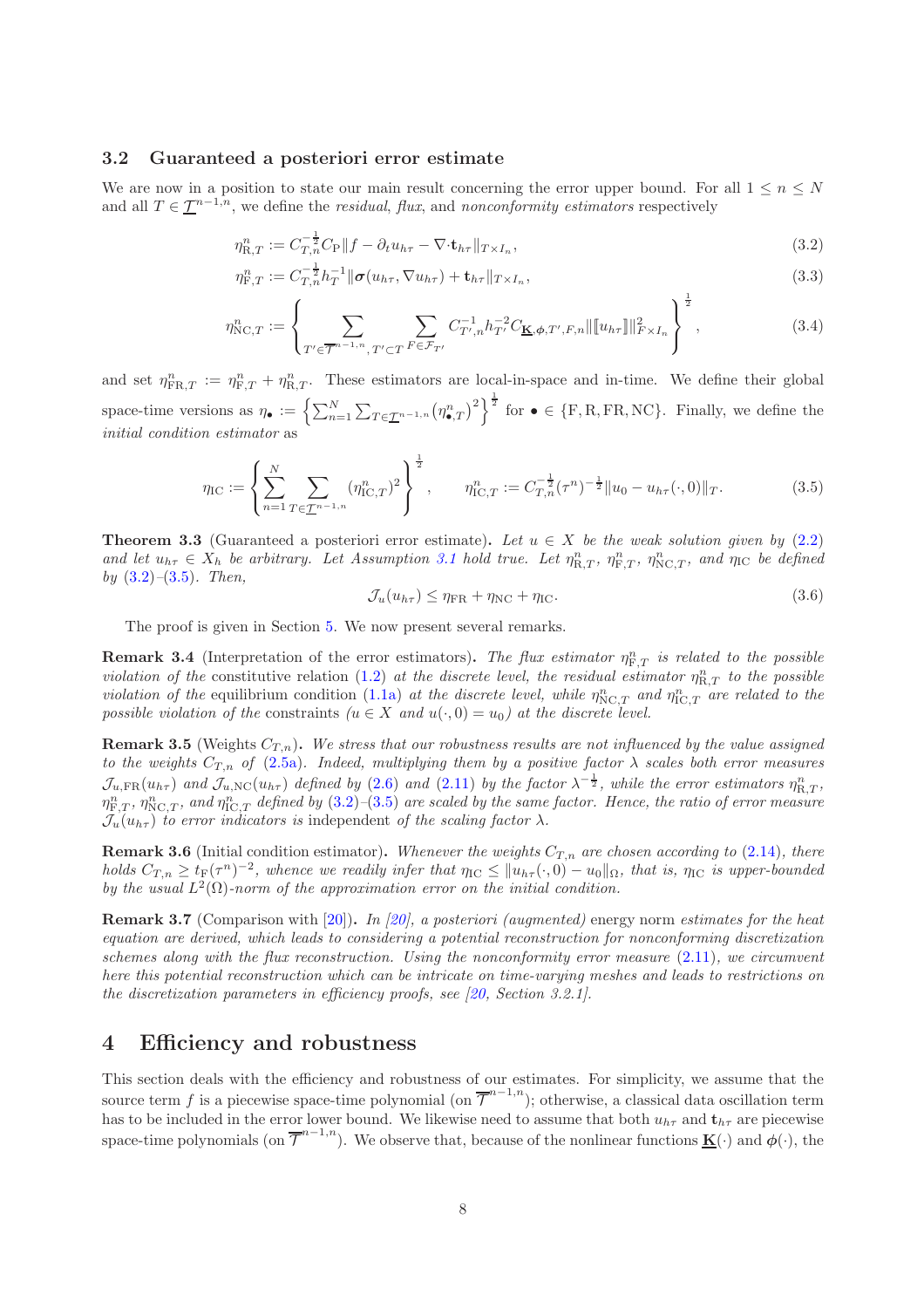### 3.2 Guaranteed a posteriori error estimate

We are now in a position to state our main result concerning the error upper bound. For all $1 \le n \le N$ and all $T \in \underline{\mathcal{T}}^{n-1,n}$, we define the *residual*, *flux*, and *nonconformity estimators* respectively

$$\eta^n_{\mathrm{R},T} := C_{T,n}^{-\frac{1}{2}} C_{\mathrm{P}} \| f - \partial_t u_{h\tau} - \nabla{\cdot}\mathbf{t}_{h\tau} \|_{T \times I_n}, \tag{3.2}$$

$$\eta^n_{\mathrm{F},T} := C_{T,n}^{-\frac{1}{2}} h_T^{-1} \| \boldsymbol{\sigma}(u_{h\tau}, \nabla u_{h\tau}) + \mathbf{t}_{h\tau} \|_{T \times I_n}, \tag{3.3}$$

$$\eta^n_{\mathrm{NC},T} := \left\{ \sum_{T' \in \overline{\mathcal{T}}^{n-1,n},\, T' \subset T} \sum_{F \in \mathcal{F}_{T'}} C_{T',n}^{-1} h_{T'}^{-2} C_{\underline{\mathbf{K}},\boldsymbol{\phi},T',F,n} \| [\![ u_{h\tau} ]\!] \|^2_{F \times I_n} \right\}^{\frac{1}{2}}, \tag{3.4}$$

and set $\eta^n_{\mathrm{FR},T} := \eta^n_{\mathrm{F},T} + \eta^n_{\mathrm{R},T}$. These estimators are local-in-space and in-time. We define their global space-time versions as $\eta_\bullet := \left\{ \sum_{n=1}^N \sum_{T \in \underline{\mathcal{T}}^{n-1,n}} \left( \eta^n_{\bullet,T} \right)^2 \right\}^{\frac{1}{2}}$ for $\bullet \in \{\mathrm{F}, \mathrm{R}, \mathrm{FR}, \mathrm{NC}\}$. Finally, we define the *initial condition estimator* as

$$\eta_{\mathrm{IC}} := \left\{ \sum_{n=1}^N \sum_{T \in \underline{\mathcal{T}}^{n-1,n}} (\eta^n_{\mathrm{IC},T})^2 \right\}^{\frac{1}{2}}, \qquad \eta^n_{\mathrm{IC},T} := C_{T,n}^{-\frac{1}{2}} (\tau^n)^{-\frac{1}{2}} \| u_0 - u_{h\tau}(\cdot, 0) \|_T. \tag{3.5}$$

**Theorem 3.3** (Guaranteed a posteriori error estimate)**.** *Let $u \in X$ be the weak solution given by (2.2) and let $u_{h\tau} \in X_h$ be arbitrary. Let Assumption 3.1 hold true. Let $\eta^n_{\mathrm{R},T}$, $\eta^n_{\mathrm{F},T}$, $\eta^n_{\mathrm{NC},T}$, and $\eta_{\mathrm{IC}}$ be defined by (3.2)–(3.5). Then,*

$$\mathcal{J}_u(u_{h\tau}) \le \eta_{\mathrm{FR}} + \eta_{\mathrm{NC}} + \eta_{\mathrm{IC}}. \tag{3.6}$$

The proof is given in Section 5. We now present several remarks.

**Remark 3.4** (Interpretation of the error estimators)**.** *The flux estimator $\eta^n_{\mathrm{F},T}$ is related to the possible violation of the* constitutive relation *(1.2) at the discrete level, the residual estimator $\eta^n_{\mathrm{R},T}$ to the possible violation of the* equilibrium condition *(1.1a) at the discrete level, while $\eta^n_{\mathrm{NC},T}$ and $\eta^n_{\mathrm{IC},T}$ are related to the possible violation of the* constraints *($u \in X$ and $u(\cdot, 0) = u_0$) at the discrete level.*

**Remark 3.5** (Weights $C_{T,n}$)**.** *We stress that our robustness results are not influenced by the value assigned to the weights $C_{T,n}$ of (2.5a). Indeed, multiplying them by a positive factor $\lambda$ scales both error measures $\mathcal{J}_{u,\mathrm{FR}}(u_{h\tau})$ and $\mathcal{J}_{u,\mathrm{NC}}(u_{h\tau})$ defined by (2.6) and (2.11) by the factor $\lambda^{-\frac{1}{2}}$, while the error estimators $\eta^n_{\mathrm{R},T}$, $\eta^n_{\mathrm{F},T}$, $\eta^n_{\mathrm{NC},T}$, and $\eta^n_{\mathrm{IC},T}$ defined by (3.2)–(3.5) are scaled by the same factor. Hence, the ratio of error measure $\mathcal{J}_u(u_{h\tau})$ to error indicators is* independent *of the scaling factor $\lambda$.*

**Remark 3.6** (Initial condition estimator)**.** *Whenever the weights $C_{T,n}$ are chosen according to (2.14), there holds $C_{T,n} \ge t_{\mathrm{F}}(\tau^n)^{-2}$, whence we readily infer that $\eta_{\mathrm{IC}} \le \| u_{h\tau}(\cdot, 0) - u_0 \|_\Omega$, that is, $\eta_{\mathrm{IC}}$ is upper-bounded by the usual $L^2(\Omega)$-norm of the approximation error on the initial condition.*

**Remark 3.7** (Comparison with [20])**.** *In [20], a posteriori (augmented)* energy norm *estimates for the heat equation are derived, which leads to considering a potential reconstruction for nonconforming discretization schemes along with the flux reconstruction. Using the nonconformity error measure (2.11), we circumvent here this potential reconstruction which can be intricate on time-varying meshes and leads to restrictions on the discretization parameters in efficiency proofs, see [20, Section 3.2.1].*

## 4 Efficiency and robustness

This section deals with the efficiency and robustness of our estimates. For simplicity, we assume that the source term $f$ is a piecewise space-time polynomial (on $\overline{\mathcal{T}}^{n-1,n}$); otherwise, a classical data oscillation term has to be included in the error lower bound. We likewise need to assume that both $u_{h\tau}$ and $\mathbf{t}_{h\tau}$ are piecewise space-time polynomials (on $\overline{\mathcal{T}}^{n-1,n}$). We observe that, because of the nonlinear functions $\underline{\mathbf{K}}(\cdot)$ and $\boldsymbol{\phi}(\cdot)$, the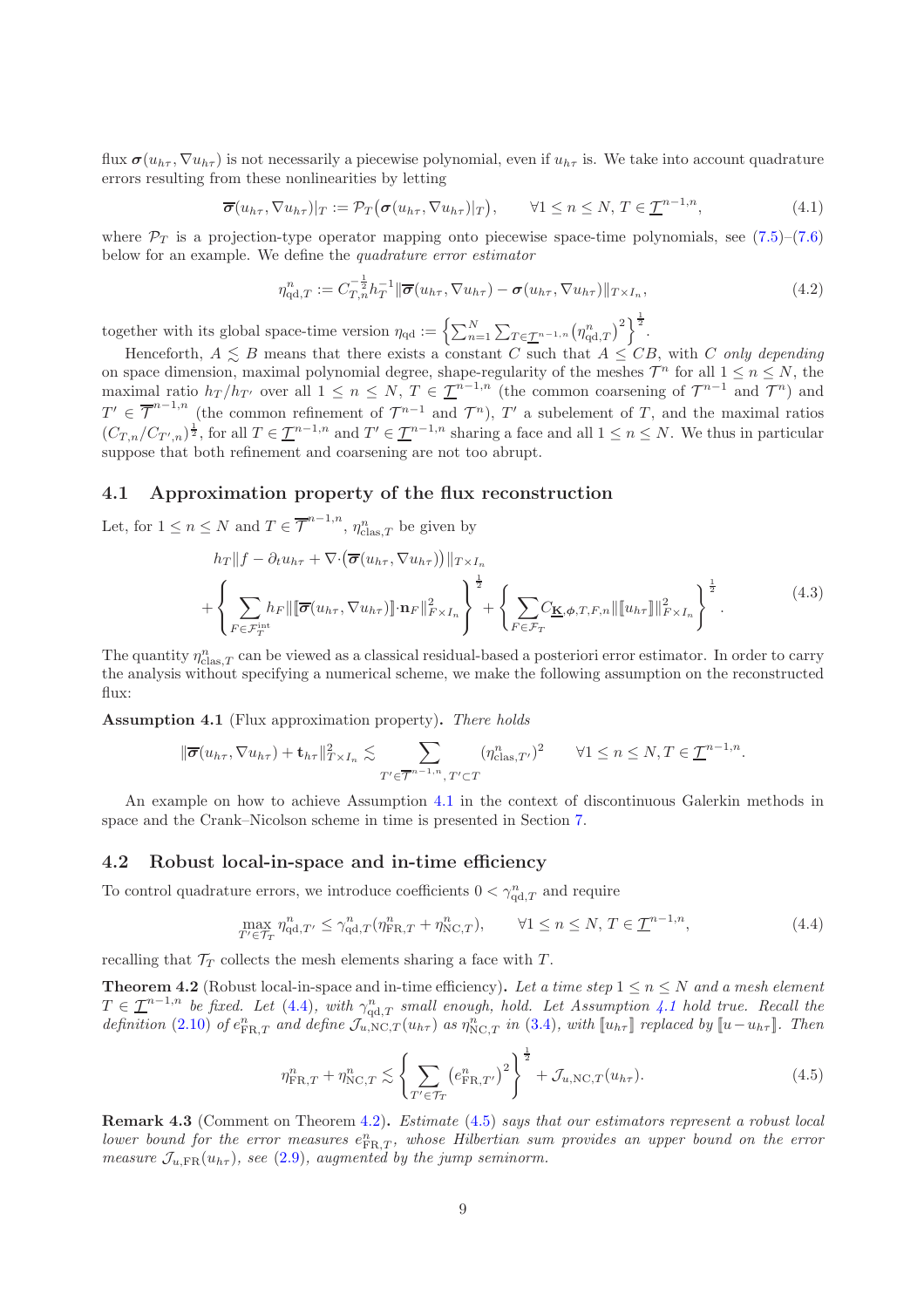flux $\boldsymbol{\sigma}(u_{h\tau}, \nabla u_{h\tau})$ is not necessarily a piecewise polynomial, even if $u_{h\tau}$ is. We take into account quadrature errors resulting from these nonlinearities by letting

$$\overline{\boldsymbol{\sigma}}(u_{h\tau}, \nabla u_{h\tau})|_T := \mathcal{P}_T\big(\boldsymbol{\sigma}(u_{h\tau}, \nabla u_{h\tau})|_T\big), \qquad \forall 1 \le n \le N,\, T \in \underline{\mathcal{T}}^{n-1,n}, \tag{4.1}$$

where $\mathcal{P}_T$ is a projection-type operator mapping onto piecewise space-time polynomials, see (7.5)–(7.6) below for an example. We define the *quadrature error estimator*

$$\eta^n_{\mathrm{qd},T} := C_{T,n}^{-\frac{1}{2}} h_T^{-1} \|\overline{\boldsymbol{\sigma}}(u_{h\tau}, \nabla u_{h\tau}) - \boldsymbol{\sigma}(u_{h\tau}, \nabla u_{h\tau})\|_{T \times I_n}, \tag{4.2}$$

together with its global space-time version $\eta_{\mathrm{qd}} := \left\{\sum_{n=1}^N \sum_{T\in\underline{\mathcal{T}}^{n-1,n}} \left(\eta^n_{\mathrm{qd},T}\right)^2\right\}^{\frac{1}{2}}$.

Henceforth, $A \lesssim B$ means that there exists a constant $C$ such that $A \le CB$, with $C$ *only depending* on space dimension, maximal polynomial degree, shape-regularity of the meshes $\mathcal{T}^n$ for all $1 \le n \le N$, the maximal ratio $h_T/h_{T'}$ over all $1 \le n \le N$, $T \in \underline{\mathcal{T}}^{n-1,n}$ (the common coarsening of $\mathcal{T}^{n-1}$ and $\mathcal{T}^n$) and $T' \in \overline{\mathcal{T}}^{n-1,n}$ (the common refinement of $\mathcal{T}^{n-1}$ and $\mathcal{T}^n$), $T'$ a subelement of $T$, and the maximal ratios $(C_{T,n}/C_{T',n})^{\frac{1}{2}}$, for all $T \in \underline{\mathcal{T}}^{n-1,n}$ and $T' \in \underline{\mathcal{T}}^{n-1,n}$ sharing a face and all $1 \le n \le N$. We thus in particular suppose that both refinement and coarsening are not too abrupt.

## 4.1 Approximation property of the flux reconstruction

Let, for $1 \le n \le N$ and $T \in \overline{\mathcal{T}}^{n-1,n}$, $\eta^n_{\mathrm{clas},T}$ be given by

$$\begin{aligned} &h_T\|f - \partial_t u_{h\tau} + \nabla\cdot\big(\overline{\boldsymbol{\sigma}}(u_{h\tau}, \nabla u_{h\tau})\big)\|_{T\times I_n} \\ &+ \left\{\sum_{F\in\mathcal{F}_T^{\mathrm{int}}} h_F \|[\![\overline{\boldsymbol{\sigma}}(u_{h\tau}, \nabla u_{h\tau})]\!]\cdot\mathbf{n}_F\|^2_{F\times I_n}\right\}^{\frac{1}{2}} + \left\{\sum_{F\in\mathcal{F}_T} C_{\underline{\mathbf{K}},\phi,T,F,n} \|[\![u_{h\tau}]\!]\|^2_{F\times I_n}\right\}^{\frac{1}{2}}. \end{aligned} \tag{4.3}$$

The quantity $\eta^n_{\mathrm{clas},T}$ can be viewed as a classical residual-based a posteriori error estimator. In order to carry the analysis without specifying a numerical scheme, we make the following assumption on the reconstructed flux:

**Assumption 4.1** (Flux approximation property)**.** *There holds*

$$\|\overline{\boldsymbol{\sigma}}(u_{h\tau}, \nabla u_{h\tau}) + \mathbf{t}_{h\tau}\|^2_{T\times I_n} \lesssim \sum_{T'\in\overline{\mathcal{T}}^{n-1,n},\, T'\subset T} (\eta^n_{\mathrm{clas},T'})^2 \qquad \forall 1 \le n \le N, T \in \underline{\mathcal{T}}^{n-1,n}.$$

An example on how to achieve Assumption 4.1 in the context of discontinuous Galerkin methods in space and the Crank–Nicolson scheme in time is presented in Section 7.

## 4.2 Robust local-in-space and in-time efficiency

To control quadrature errors, we introduce coefficients $0 < \gamma^n_{\mathrm{qd},T}$ and require

$$\max_{T'\in\mathcal{T}_T} \eta^n_{\mathrm{qd},T'} \le \gamma^n_{\mathrm{qd},T}(\eta^n_{\mathrm{FR},T} + \eta^n_{\mathrm{NC},T}), \qquad \forall 1 \le n \le N,\, T \in \underline{\mathcal{T}}^{n-1,n}, \tag{4.4}$$

recalling that $\mathcal{T}_T$ collects the mesh elements sharing a face with $T$.

**Theorem 4.2** (Robust local-in-space and in-time efficiency)**.** *Let a time step $1 \le n \le N$ and a mesh element $T \in \underline{\mathcal{T}}^{n-1,n}$ be fixed. Let (4.4), with $\gamma^n_{\mathrm{qd},T}$ small enough, hold. Let Assumption 4.1 hold true. Recall the definition (2.10) of $e^n_{\mathrm{FR},T}$ and define $\mathcal{J}_{u,\mathrm{NC},T}(u_{h\tau})$ as $\eta^n_{\mathrm{NC},T}$ in (3.4), with $[\![u_{h\tau}]\!]$ replaced by $[\![u - u_{h\tau}]\!]$. Then*

$$\eta^n_{\mathrm{FR},T} + \eta^n_{\mathrm{NC},T} \lesssim \left\{\sum_{T'\in\mathcal{T}_T} \left(e^n_{\mathrm{FR},T'}\right)^2\right\}^{\frac{1}{2}} + \mathcal{J}_{u,\mathrm{NC},T}(u_{h\tau}). \tag{4.5}$$

**Remark 4.3** (Comment on Theorem 4.2)**.** *Estimate (4.5) says that our estimators represent a robust local lower bound for the error measures $e^n_{\mathrm{FR},T}$, whose Hilbertian sum provides an upper bound on the error measure $\mathcal{J}_{u,\mathrm{FR}}(u_{h\tau})$, see (2.9), augmented by the jump seminorm.*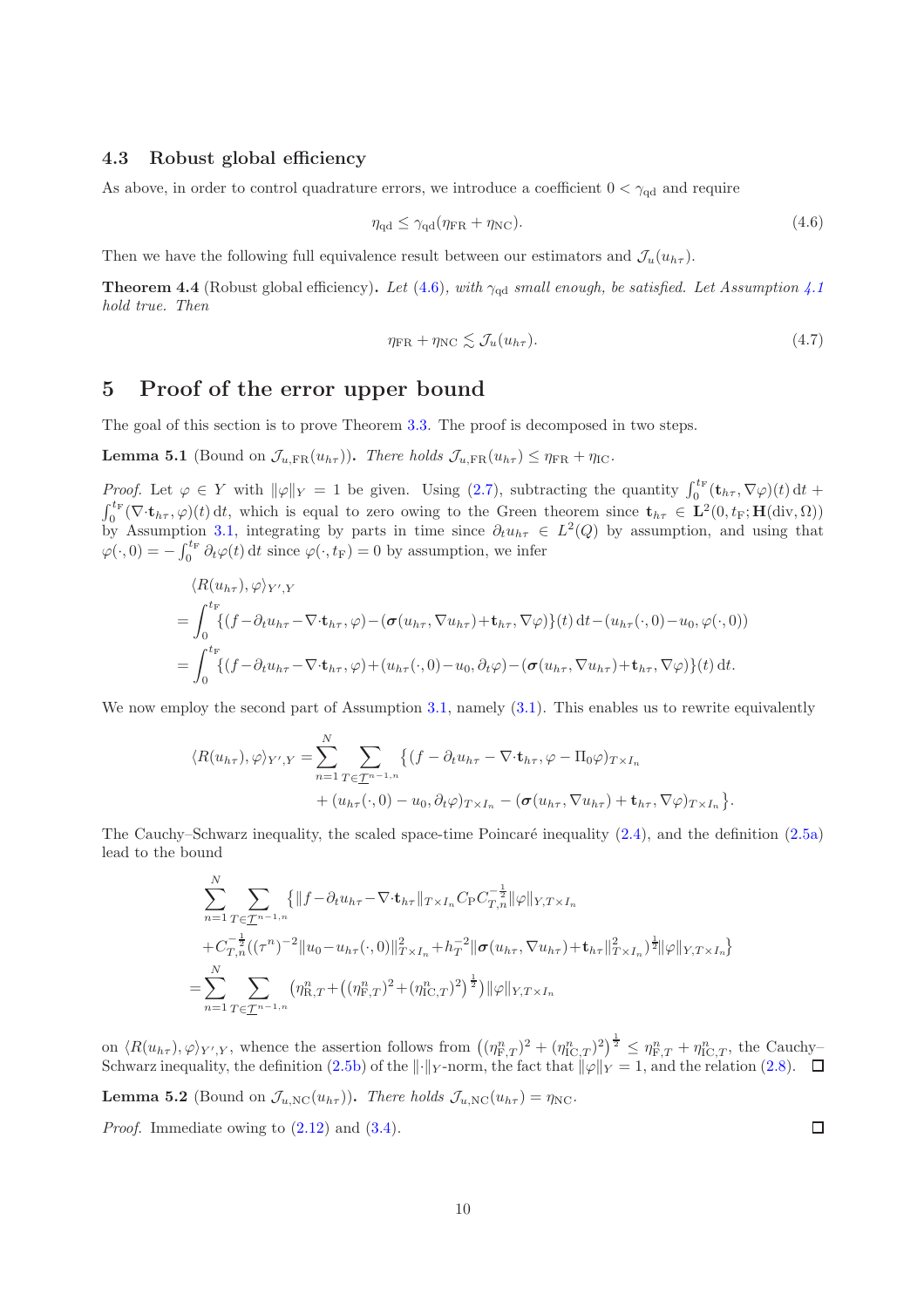### 4.3 Robust global efficiency

As above, in order to control quadrature errors, we introduce a coefficient $0 < \gamma_{\rm qd}$ and require

$$\eta_{\rm qd} \le \gamma_{\rm qd}(\eta_{\rm FR} + \eta_{\rm NC}). \tag{4.6}$$

Then we have the following full equivalence result between our estimators and $\mathcal{J}_u(u_{h\tau})$.

**Theorem 4.4** (Robust global efficiency)**.** *Let (4.6), with $\gamma_{\rm qd}$ small enough, be satisfied. Let Assumption 4.1 hold true. Then*

$$\eta_{\rm FR} + \eta_{\rm NC} \lesssim \mathcal{J}_u(u_{h\tau}). \tag{4.7}$$

# 5 Proof of the error upper bound

The goal of this section is to prove Theorem 3.3. The proof is decomposed in two steps.

**Lemma 5.1** (Bound on $\mathcal{J}_{u,\rm FR}(u_{h\tau})$)**.** *There holds $\mathcal{J}_{u,\rm FR}(u_{h\tau}) \le \eta_{\rm FR} + \eta_{\rm IC}$.*

*Proof.* Let $\varphi \in Y$ with $\|\varphi\|_Y = 1$ be given. Using (2.7), subtracting the quantity $\int_0^{t_{\rm F}}(\mathbf{t}_{h\tau}, \nabla\varphi)(t)\,{\rm d}t + \int_0^{t_{\rm F}}(\nabla{\cdot}\mathbf{t}_{h\tau}, \varphi)(t)\,{\rm d}t$, which is equal to zero owing to the Green theorem since $\mathbf{t}_{h\tau} \in \mathbf{L}^2(0,t_{\rm F};\mathbf{H}({\rm div},\Omega))$ by Assumption 3.1, integrating by parts in time since $\partial_t u_{h\tau} \in L^2(Q)$ by assumption, and using that $\varphi(\cdot,0) = -\int_0^{t_{\rm F}} \partial_t\varphi(t)\,{\rm d}t$ since $\varphi(\cdot,t_{\rm F}) = 0$ by assumption, we infer

$$\begin{aligned}
&\langle R(u_{h\tau}), \varphi\rangle_{Y',Y}\\
&= \int_0^{t_{\rm F}} \{(f - \partial_t u_{h\tau} - \nabla{\cdot}\mathbf{t}_{h\tau}, \varphi) - (\boldsymbol{\sigma}(u_{h\tau}, \nabla u_{h\tau}) + \mathbf{t}_{h\tau}, \nabla\varphi)\}(t)\,{\rm d}t - (u_{h\tau}(\cdot,0) - u_0, \varphi(\cdot,0))\\
&= \int_0^{t_{\rm F}} \{(f - \partial_t u_{h\tau} - \nabla{\cdot}\mathbf{t}_{h\tau}, \varphi) + (u_{h\tau}(\cdot,0) - u_0, \partial_t\varphi) - (\boldsymbol{\sigma}(u_{h\tau}, \nabla u_{h\tau}) + \mathbf{t}_{h\tau}, \nabla\varphi)\}(t)\,{\rm d}t.
\end{aligned}$$

We now employ the second part of Assumption 3.1, namely (3.1). This enables us to rewrite equivalently

$$\begin{aligned}
\langle R(u_{h\tau}), \varphi\rangle_{Y',Y} = &\sum_{n=1}^N \sum_{T\in\mathcal{T}^{n-1,n}} \big\{(f - \partial_t u_{h\tau} - \nabla{\cdot}\mathbf{t}_{h\tau}, \varphi - \Pi_0\varphi)_{T\times I_n}\\
&+ (u_{h\tau}(\cdot,0) - u_0, \partial_t\varphi)_{T\times I_n} - (\boldsymbol{\sigma}(u_{h\tau}, \nabla u_{h\tau}) + \mathbf{t}_{h\tau}, \nabla\varphi)_{T\times I_n}\big\}.
\end{aligned}$$

The Cauchy–Schwarz inequality, the scaled space-time Poincaré inequality (2.4), and the definition (2.5a) lead to the bound

$$\begin{aligned}
&\sum_{n=1}^N \sum_{T\in\mathcal{T}^{n-1,n}} \Big\{\|f - \partial_t u_{h\tau} - \nabla{\cdot}\mathbf{t}_{h\tau}\|_{T\times I_n} C_{\rm P} C_{T,n}^{-\frac12}\|\varphi\|_{Y,T\times I_n}\\
&+ C_{T,n}^{-\frac12}\big((\tau^n)^{-2}\|u_0 - u_{h\tau}(\cdot,0)\|^2_{T\times I_n} + h_T^{-2}\|\boldsymbol{\sigma}(u_{h\tau}, \nabla u_{h\tau}) + \mathbf{t}_{h\tau}\|^2_{T\times I_n}\big)^{\frac12}\|\varphi\|_{Y,T\times I_n}\Big\}\\
&= \sum_{n=1}^N \sum_{T\in\mathcal{T}^{n-1,n}} \big(\eta^n_{{\rm R},T} + \big((\eta^n_{{\rm F},T})^2 + (\eta^n_{{\rm IC},T})^2\big)^{\frac12}\big)\|\varphi\|_{Y,T\times I_n}
\end{aligned}$$

on $\langle R(u_{h\tau}), \varphi\rangle_{Y',Y}$, whence the assertion follows from $\big((\eta^n_{{\rm F},T})^2 + (\eta^n_{{\rm IC},T})^2\big)^{\frac12} \le \eta^n_{{\rm F},T} + \eta^n_{{\rm IC},T}$, the Cauchy–Schwarz inequality, the definition (2.5b) of the $\|\cdot\|_Y$-norm, the fact that $\|\varphi\|_Y = 1$, and the relation (2.8). $\square$

**Lemma 5.2** (Bound on $\mathcal{J}_{u,\rm NC}(u_{h\tau})$)**.** *There holds $\mathcal{J}_{u,\rm NC}(u_{h\tau}) = \eta_{\rm NC}$.*

*Proof.* Immediate owing to (2.12) and (3.4). $\square$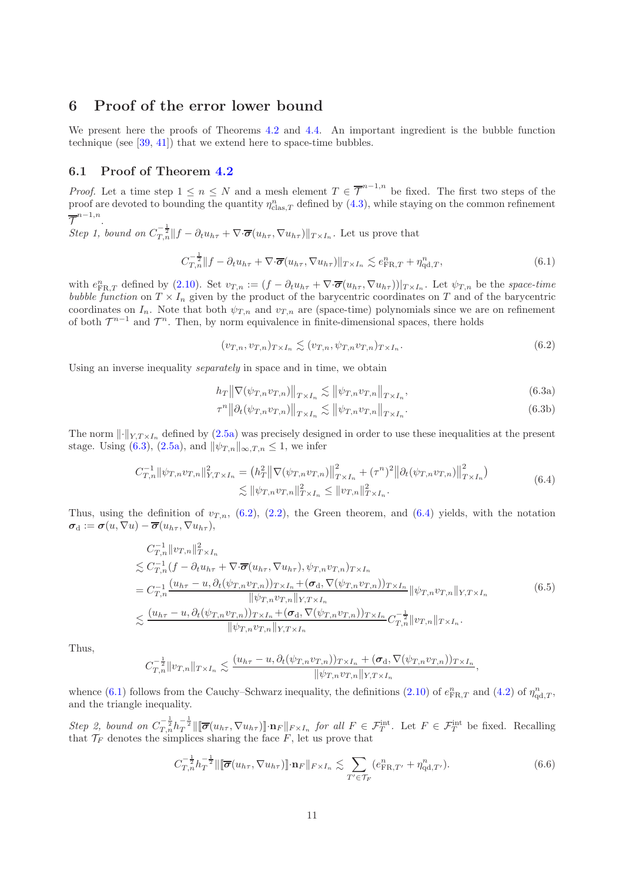# 6 Proof of the error lower bound

We present here the proofs of Theorems 4.2 and 4.4. An important ingredient is the bubble function technique (see [39, 41]) that we extend here to space-time bubbles.

## 6.1 Proof of Theorem 4.2

*Proof.* Let a time step $1 \le n \le N$ and a mesh element $T \in \overline{\mathcal{T}}^{n-1,n}$ be fixed. The first two steps of the proof are devoted to bounding the quantity $\eta^n_{\mathrm{clas},T}$ defined by (4.3), while staying on the common refinement $\overline{\mathcal{T}}^{n-1,n}$.

*Step 1, bound on $C_{T,n}^{-\frac{1}{2}}\|f - \partial_t u_{h\tau} + \nabla{\cdot}\overline{\boldsymbol{\sigma}}(u_{h\tau}, \nabla u_{h\tau})\|_{T\times I_n}$.* Let us prove that

$$C_{T,n}^{-\frac{1}{2}}\|f - \partial_t u_{h\tau} + \nabla{\cdot}\overline{\boldsymbol{\sigma}}(u_{h\tau}, \nabla u_{h\tau})\|_{T\times I_n} \lesssim e^n_{\mathrm{FR},T} + \eta^n_{\mathrm{qd},T}, \tag{6.1}$$

with $e^n_{\mathrm{FR},T}$ defined by (2.10). Set $v_{T,n} := (f - \partial_t u_{h\tau} + \nabla{\cdot}\overline{\boldsymbol{\sigma}}(u_{h\tau}, \nabla u_{h\tau}))|_{T\times I_n}$. Let $\psi_{T,n}$ be the *space-time bubble function* on $T \times I_n$ given by the product of the barycentric coordinates on $T$ and of the barycentric coordinates on $I_n$. Note that both $\psi_{T,n}$ and $v_{T,n}$ are (space-time) polynomials since we are on refinement of both $\mathcal{T}^{n-1}$ and $\mathcal{T}^n$. Then, by norm equivalence in finite-dimensional spaces, there holds

$$(v_{T,n}, v_{T,n})_{T\times I_n} \lesssim (v_{T,n}, \psi_{T,n} v_{T,n})_{T\times I_n}. \tag{6.2}$$

Using an inverse inequality *separately* in space and in time, we obtain

$$h_T \big\|\nabla(\psi_{T,n} v_{T,n})\big\|_{T\times I_n} \lesssim \big\|\psi_{T,n} v_{T,n}\big\|_{T\times I_n}, \tag{6.3a}$$

$$\tau^n \big\|\partial_t(\psi_{T,n} v_{T,n})\big\|_{T\times I_n} \lesssim \big\|\psi_{T,n} v_{T,n}\big\|_{T\times I_n}. \tag{6.3b}$$

The norm $\|{\cdot}\|_{Y,T\times I_n}$ defined by (2.5a) was precisely designed in order to use these inequalities at the present stage. Using (6.3), (2.5a), and $\|\psi_{T,n}\|_{\infty,T,n} \le 1$, we infer

$$\begin{aligned}
C_{T,n}^{-1}\|\psi_{T,n} v_{T,n}\|^2_{Y,T\times I_n} &= \big(h_T^2 \big\|\nabla(\psi_{T,n} v_{T,n})\big\|^2_{T\times I_n} + (\tau^n)^2 \big\|\partial_t(\psi_{T,n} v_{T,n})\big\|^2_{T\times I_n}\big) \\
&\lesssim \|\psi_{T,n} v_{T,n}\|^2_{T\times I_n} \le \|v_{T,n}\|^2_{T\times I_n}.
\end{aligned} \tag{6.4}$$

Thus, using the definition of $v_{T,n}$, (6.2), (2.2), the Green theorem, and (6.4) yields, with the notation $\boldsymbol{\sigma}_{\mathrm{d}} := \boldsymbol{\sigma}(u, \nabla u) - \overline{\boldsymbol{\sigma}}(u_{h\tau}, \nabla u_{h\tau})$,

$$\begin{aligned}
&C_{T,n}^{-1}\|v_{T,n}\|^2_{T\times I_n} \\
&\lesssim C_{T,n}^{-1}(f - \partial_t u_{h\tau} + \nabla{\cdot}\overline{\boldsymbol{\sigma}}(u_{h\tau}, \nabla u_{h\tau}), \psi_{T,n} v_{T,n})_{T\times I_n} \\
&= C_{T,n}^{-1}\frac{(u_{h\tau} - u, \partial_t(\psi_{T,n} v_{T,n}))_{T\times I_n} + (\boldsymbol{\sigma}_{\mathrm{d}}, \nabla(\psi_{T,n} v_{T,n}))_{T\times I_n}}{\|\psi_{T,n} v_{T,n}\|_{Y,T\times I_n}}\|\psi_{T,n} v_{T,n}\|_{Y,T\times I_n} \\
&\lesssim \frac{(u_{h\tau} - u, \partial_t(\psi_{T,n} v_{T,n}))_{T\times I_n} + (\boldsymbol{\sigma}_{\mathrm{d}}, \nabla(\psi_{T,n} v_{T,n}))_{T\times I_n}}{\|\psi_{T,n} v_{T,n}\|_{Y,T\times I_n}} C_{T,n}^{-\frac{1}{2}}\|v_{T,n}\|_{T\times I_n}.
\end{aligned} \tag{6.5}$$

Thus,

$$C_{T,n}^{-\frac{1}{2}}\|v_{T,n}\|_{T\times I_n} \lesssim \frac{(u_{h\tau} - u, \partial_t(\psi_{T,n} v_{T,n}))_{T\times I_n} + (\boldsymbol{\sigma}_{\mathrm{d}}, \nabla(\psi_{T,n} v_{T,n}))_{T\times I_n}}{\|\psi_{T,n} v_{T,n}\|_{Y,T\times I_n}},$$

whence (6.1) follows from the Cauchy–Schwarz inequality, the definitions (2.10) of $e^n_{\mathrm{FR},T}$ and (4.2) of $\eta^n_{\mathrm{qd},T}$, and the triangle inequality.

*Step 2, bound on $C_{T,n}^{-\frac{1}{2}} h_T^{-\frac{1}{2}}\|[\![\overline{\boldsymbol{\sigma}}(u_{h\tau}, \nabla u_{h\tau})]\!]{\cdot}\mathbf{n}_F\|_{F\times I_n}$ for all $F \in \mathcal{F}_T^{\mathrm{int}}$.* Let $F \in \mathcal{F}_T^{\mathrm{int}}$ be fixed. Recalling that $\mathcal{T}_F$ denotes the simplices sharing the face $F$, let us prove that

$$C_{T,n}^{-\frac{1}{2}} h_T^{-\frac{1}{2}}\|[\![\overline{\boldsymbol{\sigma}}(u_{h\tau}, \nabla u_{h\tau})]\!]{\cdot}\mathbf{n}_F\|_{F\times I_n} \lesssim \sum_{T'\in\mathcal{T}_F}(e^n_{\mathrm{FR},T'} + \eta^n_{\mathrm{qd},T'}). \tag{6.6}$$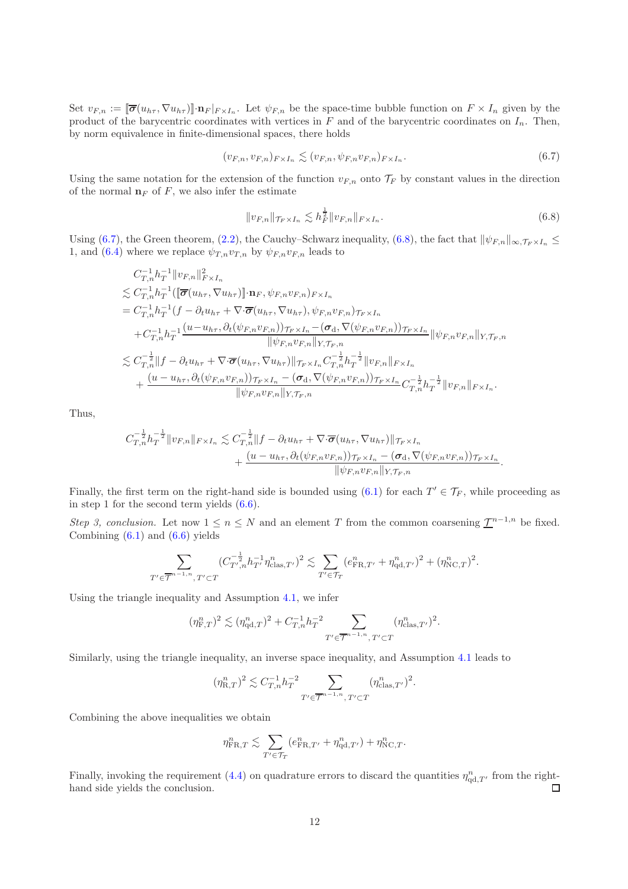Set $v_{F,n} := [\![\overline{\boldsymbol{\sigma}}(u_{h\tau}, \nabla u_{h\tau})]\!]{\cdot}\mathbf{n}_F|_{F\times I_n}$. Let $\psi_{F,n}$ be the space-time bubble function on $F \times I_n$ given by the product of the barycentric coordinates with vertices in $F$ and of the barycentric coordinates on $I_n$. Then, by norm equivalence in finite-dimensional spaces, there holds

$$(v_{F,n}, v_{F,n})_{F\times I_n} \lesssim (v_{F,n}, \psi_{F,n} v_{F,n})_{F\times I_n}. \tag{6.7}$$

Using the same notation for the extension of the function $v_{F,n}$ onto $\mathcal{T}_F$ by constant values in the direction of the normal $\mathbf{n}_F$ of $F$, we also infer the estimate

$$\|v_{F,n}\|_{\mathcal{T}_F\times I_n} \lesssim h_F^{\frac{1}{2}} \|v_{F,n}\|_{F\times I_n}. \tag{6.8}$$

Using (6.7), the Green theorem, (2.2), the Cauchy–Schwarz inequality, (6.8), the fact that $\|\psi_{F,n}\|_{\infty,\mathcal{T}_F\times I_n} \leq 1$, and (6.4) where we replace $\psi_{T,n}v_{T,n}$ by $\psi_{F,n}v_{F,n}$ leads to

$$
\begin{aligned}
&C_{T,n}^{-1} h_T^{-1} \|v_{F,n}\|_{F\times I_n}^2 \\
&\lesssim C_{T,n}^{-1} h_T^{-1} ([\![\overline{\boldsymbol{\sigma}}(u_{h\tau}, \nabla u_{h\tau})]\!]{\cdot}\mathbf{n}_F, \psi_{F,n} v_{F,n})_{F\times I_n} \\
&= C_{T,n}^{-1} h_T^{-1} (f - \partial_t u_{h\tau} + \nabla{\cdot}\overline{\boldsymbol{\sigma}}(u_{h\tau}, \nabla u_{h\tau}), \psi_{F,n} v_{F,n})_{\mathcal{T}_F\times I_n} \\
&\quad + C_{T,n}^{-1} h_T^{-1} \frac{(u - u_{h\tau}, \partial_t(\psi_{F,n} v_{F,n}))_{\mathcal{T}_F\times I_n} - (\boldsymbol{\sigma}_{\mathrm{d}}, \nabla(\psi_{F,n} v_{F,n}))_{\mathcal{T}_F\times I_n}}{\|\psi_{F,n} v_{F,n}\|_{Y,\mathcal{T}_F,n}} \|\psi_{F,n} v_{F,n}\|_{Y,\mathcal{T}_F,n} \\
&\lesssim C_{T,n}^{-\frac{1}{2}} \|f - \partial_t u_{h\tau} + \nabla{\cdot}\overline{\boldsymbol{\sigma}}(u_{h\tau}, \nabla u_{h\tau})\|_{\mathcal{T}_F\times I_n} C_{T,n}^{-\frac{1}{2}} h_T^{-\frac{1}{2}} \|v_{F,n}\|_{F\times I_n} \\
&\quad + \frac{(u - u_{h\tau}, \partial_t(\psi_{F,n} v_{F,n}))_{\mathcal{T}_F\times I_n} - (\boldsymbol{\sigma}_{\mathrm{d}}, \nabla(\psi_{F,n} v_{F,n}))_{\mathcal{T}_F\times I_n}}{\|\psi_{F,n} v_{F,n}\|_{Y,\mathcal{T}_F,n}} C_{T,n}^{-\frac{1}{2}} h_T^{-\frac{1}{2}} \|v_{F,n}\|_{F\times I_n}.
\end{aligned}
$$

Thus,

$$
\begin{aligned}
C_{T,n}^{-\frac{1}{2}} h_T^{-\frac{1}{2}} \|v_{F,n}\|_{F\times I_n} \lesssim{}& C_{T,n}^{-\frac{1}{2}} \|f - \partial_t u_{h\tau} + \nabla{\cdot}\overline{\boldsymbol{\sigma}}(u_{h\tau}, \nabla u_{h\tau})\|_{\mathcal{T}_F\times I_n} \\
&+ \frac{(u - u_{h\tau}, \partial_t(\psi_{F,n} v_{F,n}))_{\mathcal{T}_F\times I_n} - (\boldsymbol{\sigma}_{\mathrm{d}}, \nabla(\psi_{F,n} v_{F,n}))_{\mathcal{T}_F\times I_n}}{\|\psi_{F,n} v_{F,n}\|_{Y,\mathcal{T}_F,n}}.
\end{aligned}
$$

Finally, the first term on the right-hand side is bounded using (6.1) for each $T' \in \mathcal{T}_F$, while proceeding as in step 1 for the second term yields (6.6).

*Step 3, conclusion.* Let now $1 \leq n \leq N$ and an element $T$ from the common coarsening $\underline{\mathcal{T}}^{n-1,n}$ be fixed. Combining (6.1) and (6.6) yields

$$\sum_{T' \in \overline{\mathcal{T}}^{n-1,n},\, T' \subset T} (C_{T',n}^{-\frac{1}{2}} h_{T'}^{-1} \eta_{\mathrm{clas},T'}^n)^2 \lesssim \sum_{T' \in \mathcal{T}_T} (e_{\mathrm{FR},T'}^n + \eta_{\mathrm{qd},T'}^n)^2 + (\eta_{\mathrm{NC},T}^n)^2.$$

Using the triangle inequality and Assumption 4.1, we infer

$$(\eta_{\mathrm{F},T}^n)^2 \lesssim (\eta_{\mathrm{qd},T}^n)^2 + C_{T,n}^{-1} h_T^{-2} \sum_{T' \in \overline{\mathcal{T}}^{n-1,n},\, T' \subset T} (\eta_{\mathrm{clas},T'}^n)^2.$$

Similarly, using the triangle inequality, an inverse space inequality, and Assumption 4.1 leads to

$$(\eta_{\mathrm{R},T}^n)^2 \lesssim C_{T,n}^{-1} h_T^{-2} \sum_{T' \in \overline{\mathcal{T}}^{n-1,n},\, T' \subset T} (\eta_{\mathrm{clas},T'}^n)^2.$$

Combining the above inequalities we obtain

$$\eta_{\mathrm{FR},T}^n \lesssim \sum_{T' \in \mathcal{T}_T} (e_{\mathrm{FR},T'}^n + \eta_{\mathrm{qd},T'}^n) + \eta_{\mathrm{NC},T}^n.$$

Finally, invoking the requirement (4.4) on quadrature errors to discard the quantities $\eta_{\mathrm{qd},T'}^n$ from the right-hand side yields the conclusion. ☐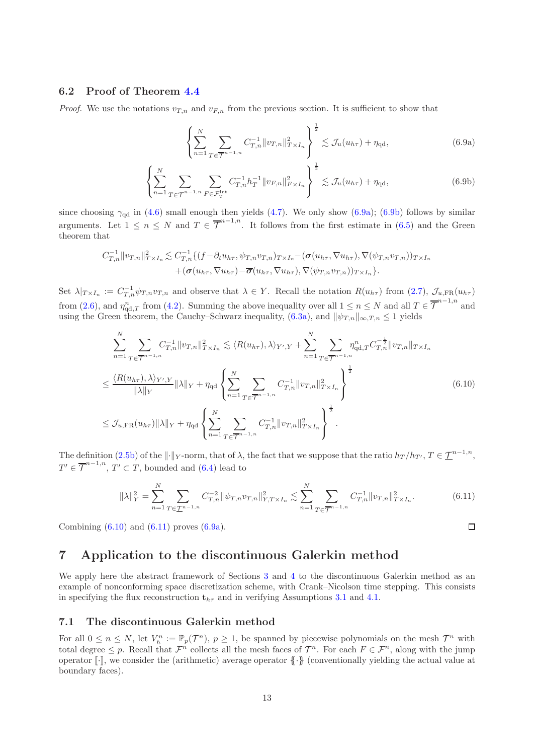### 6.2 Proof of Theorem 4.4

*Proof.* We use the notations $v_{T,n}$ and $v_{F,n}$ from the previous section. It is sufficient to show that

$$\left\{ \sum_{n=1}^{N} \sum_{T \in \overline{\mathcal{T}}^{n-1,n}} C_{T,n}^{-1} \|v_{T,n}\|_{T\times I_n}^2 \right\}^{\frac{1}{2}} \lesssim \mathcal{J}_u(u_{h\tau}) + \eta_{\rm qd}, \tag{6.9a}$$

$$\left\{ \sum_{n=1}^{N} \sum_{T \in \overline{\mathcal{T}}^{n-1,n}} \sum_{F \in \mathcal{F}_T^{\rm int}} C_{T,n}^{-1} h_T^{-1} \|v_{F,n}\|_{F\times I_n}^2 \right\}^{\frac{1}{2}} \lesssim \mathcal{J}_u(u_{h\tau}) + \eta_{\rm qd}, \tag{6.9b}$$

since choosing $\gamma_{\rm qd}$ in (4.6) small enough then yields (4.7). We only show (6.9a); (6.9b) follows by similar arguments. Let $1 \le n \le N$ and $T \in \overline{\mathcal{T}}^{n-1,n}$. It follows from the first estimate in (6.5) and the Green theorem that

$$\begin{aligned} C_{T,n}^{-1}\|v_{T,n}\|_{T\times I_n}^2 \lesssim C_{T,n}^{-1}\{&(f - \partial_t u_{h\tau}, \psi_{T,n} v_{T,n})_{T\times I_n} - (\boldsymbol{\sigma}(u_{h\tau}, \nabla u_{h\tau}), \nabla(\psi_{T,n} v_{T,n}))_{T\times I_n} \\ &+ (\boldsymbol{\sigma}(u_{h\tau}, \nabla u_{h\tau}) - \overline{\boldsymbol{\sigma}}(u_{h\tau}, \nabla u_{h\tau}), \nabla(\psi_{T,n} v_{T,n}))_{T\times I_n}\}. \end{aligned}$$

Set $\lambda|_{T\times I_n} := C_{T,n}^{-1}\psi_{T,n} v_{T,n}$ and observe that $\lambda \in Y$. Recall the notation $R(u_{h\tau})$ from (2.7), $\mathcal{J}_{u,\rm FR}(u_{h\tau})$ from (2.6), and $\eta_{{\rm qd},T}^n$ from (4.2). Summing the above inequality over all $1 \le n \le N$ and all $T \in \overline{\mathcal{T}}^{n-1,n}$ and using the Green theorem, the Cauchy–Schwarz inequality, (6.3a), and $\|\psi_{T,n}\|_{\infty,T,n} \le 1$ yields

$$\begin{aligned} \sum_{n=1}^{N} \sum_{T \in \overline{\mathcal{T}}^{n-1,n}} C_{T,n}^{-1}\|v_{T,n}\|_{T\times I_n}^2 &\lesssim \langle R(u_{h\tau}), \lambda\rangle_{Y',Y} + \sum_{n=1}^{N} \sum_{T \in \overline{\mathcal{T}}^{n-1,n}} \eta_{{\rm qd},T}^n C_{T,n}^{-\frac{1}{2}} \|v_{T,n}\|_{T\times I_n} \\ &\le \frac{\langle R(u_{h\tau}), \lambda\rangle_{Y',Y}}{\|\lambda\|_Y}\|\lambda\|_Y + \eta_{\rm qd}\left\{ \sum_{n=1}^{N} \sum_{T \in \overline{\mathcal{T}}^{n-1,n}} C_{T,n}^{-1}\|v_{T,n}\|_{T\times I_n}^2 \right\}^{\frac{1}{2}} \\ &\le \mathcal{J}_{u,\rm FR}(u_{h\tau})\|\lambda\|_Y + \eta_{\rm qd}\left\{ \sum_{n=1}^{N} \sum_{T \in \overline{\mathcal{T}}^{n-1,n}} C_{T,n}^{-1}\|v_{T,n}\|_{T\times I_n}^2 \right\}^{\frac{1}{2}}. \end{aligned} \tag{6.10}$$

The definition (2.5b) of the $\|\cdot\|_Y$-norm, that of $\lambda$, the fact that we suppose that the ratio $h_T/h_{T'}$, $T \in \underline{\mathcal{T}}^{n-1,n}$, $T' \in \overline{\mathcal{T}}^{n-1,n}$, $T' \subset T$, bounded and (6.4) lead to

$$\|\lambda\|_Y^2 = \sum_{n=1}^{N} \sum_{T \in \underline{\mathcal{T}}^{n-1,n}} C_{T,n}^{-2}\|\psi_{T,n} v_{T,n}\|_{Y,T\times I_n}^2 \lesssim \sum_{n=1}^{N} \sum_{T \in \overline{\mathcal{T}}^{n-1,n}} C_{T,n}^{-1}\|v_{T,n}\|_{T\times I_n}^2. \tag{6.11}$$

Combining (6.10) and (6.11) proves (6.9a). $\square$

# 7 Application to the discontinuous Galerkin method

We apply here the abstract framework of Sections 3 and 4 to the discontinuous Galerkin method as an example of nonconforming space discretization scheme, with Crank–Nicolson time stepping. This consists in specifying the flux reconstruction $\mathbf{t}_{h\tau}$ and in verifying Assumptions 3.1 and 4.1.

## 7.1 The discontinuous Galerkin method

For all $0 \le n \le N$, let $V_h^n := \mathbb{P}_p(\mathcal{T}^n)$, $p \ge 1$, be spanned by piecewise polynomials on the mesh $\mathcal{T}^n$ with total degree $\le p$. Recall that $\mathcal{F}^n$ collects all the mesh faces of $\mathcal{T}^n$. For each $F \in \mathcal{F}^n$, along with the jump operator $[\![\cdot]\!]$, we consider the (arithmetic) average operator $\{\!\{\cdot\}\!\}$ (conventionally yielding the actual value at boundary faces).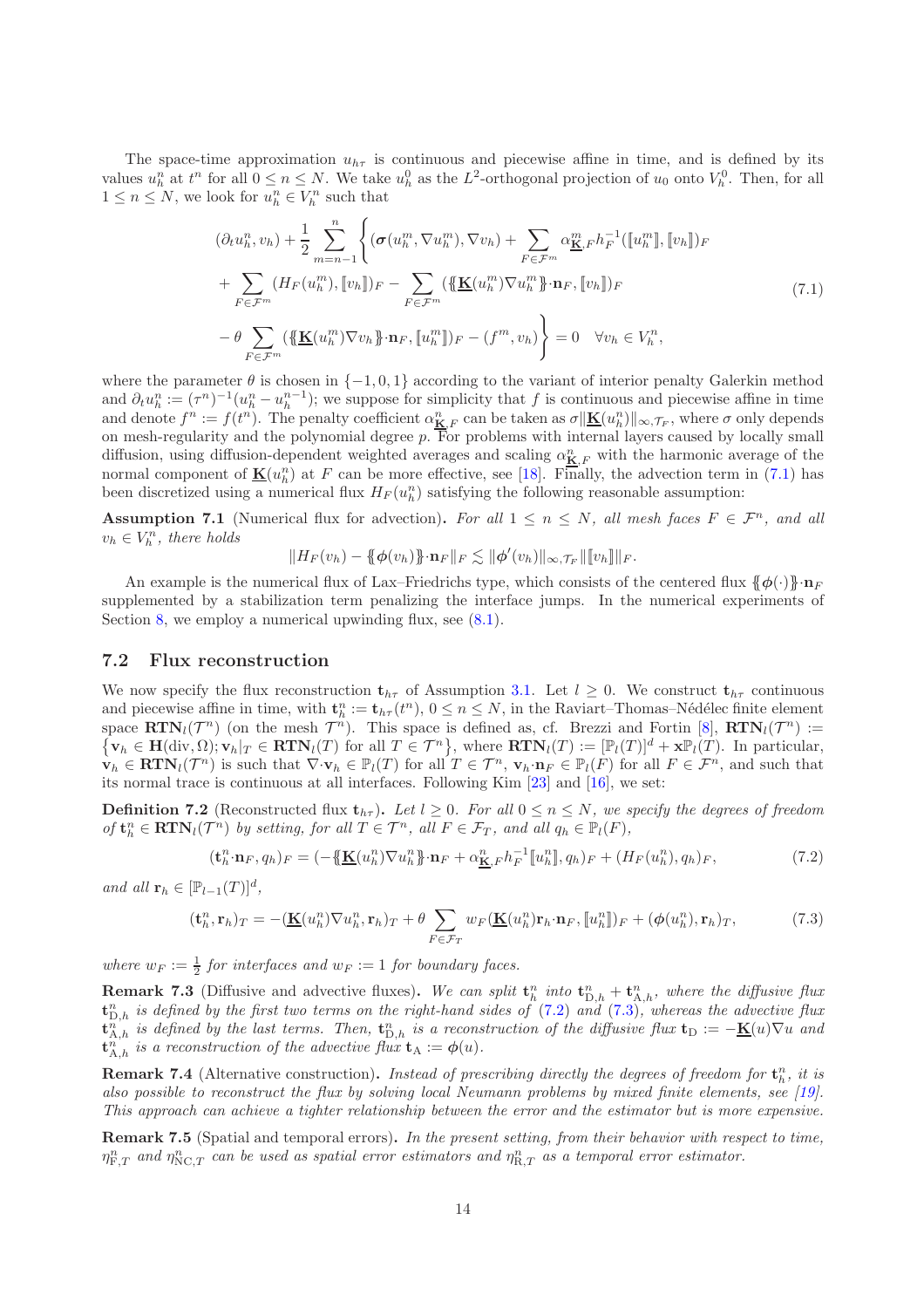The space-time approximation $u_{h\tau}$ is continuous and piecewise affine in time, and is defined by its values $u_h^n$ at $t^n$ for all $0 \le n \le N$. We take $u_h^0$ as the $L^2$-orthogonal projection of $u_0$ onto $V_h^0$. Then, for all $1 \le n \le N$, we look for $u_h^n \in V_h^n$ such that

$$
\begin{aligned}
(\partial_t u_h^n, v_h) + \frac{1}{2} \sum_{m=n-1}^{n} \Bigg\{ &(\boldsymbol{\sigma}(u_h^m, \nabla u_h^m), \nabla v_h) + \sum_{F \in \mathcal{F}^m} \alpha_{\underline{\mathbf{K}},F}^m h_F^{-1} ([\![u_h^m]\!], [\![v_h]\!])_F \\
&+ \sum_{F \in \mathcal{F}^m} (H_F(u_h^m), [\![v_h]\!])_F - \sum_{F \in \mathcal{F}^m} (\{\!\{\underline{\mathbf{K}}(u_h^m)\nabla u_h^m\}\!\}{\cdot}\mathbf{n}_F, [\![v_h]\!])_F \\
&- \theta \sum_{F \in \mathcal{F}^m} (\{\!\{\underline{\mathbf{K}}(u_h^m)\nabla v_h\}\!\}{\cdot}\mathbf{n}_F, [\![u_h^m]\!])_F - (f^m, v_h) \Bigg\} = 0 \quad \forall v_h \in V_h^n,
\end{aligned}
\tag{7.1}
$$

where the parameter $\theta$ is chosen in $\{-1, 0, 1\}$ according to the variant of interior penalty Galerkin method and $\partial_t u_h^n := (\tau^n)^{-1}(u_h^n - u_h^{n-1})$; we suppose for simplicity that $f$ is continuous and piecewise affine in time and denote $f^n := f(t^n)$. The penalty coefficient $\alpha_{\underline{\mathbf{K}},F}^n$ can be taken as $\sigma \|\underline{\mathbf{K}}(u_h^n)\|_{\infty,\mathcal{T}_F}$, where $\sigma$ only depends on mesh-regularity and the polynomial degree $p$. For problems with internal layers caused by locally small diffusion, using diffusion-dependent weighted averages and scaling $\alpha_{\underline{\mathbf{K}},F}^n$ with the harmonic average of the normal component of $\underline{\mathbf{K}}(u_h^n)$ at $F$ can be more effective, see [18]. Finally, the advection term in (7.1) has been discretized using a numerical flux $H_F(u_h^n)$ satisfying the following reasonable assumption:

**Assumption 7.1** (Numerical flux for advection)**.** *For all $1 \le n \le N$, all mesh faces $F \in \mathcal{F}^n$, and all $v_h \in V_h^n$, there holds*

$$
\|H_F(v_h) - \{\!\{\boldsymbol{\phi}(v_h)\}\!\}{\cdot}\mathbf{n}_F\|_F \lesssim \|\boldsymbol{\phi}'(v_h)\|_{\infty,\mathcal{T}_F} \|[\![v_h]\!]\|_F.
$$

An example is the numerical flux of Lax–Friedrichs type, which consists of the centered flux $\{\!\{\boldsymbol{\phi}(\cdot)\}\!\}{\cdot}\mathbf{n}_F$ supplemented by a stabilization term penalizing the interface jumps. In the numerical experiments of Section 8, we employ a numerical upwinding flux, see (8.1).

## 7.2 Flux reconstruction

We now specify the flux reconstruction $\mathbf{t}_{h\tau}$ of Assumption 3.1. Let $l \ge 0$. We construct $\mathbf{t}_{h\tau}$ continuous and piecewise affine in time, with $\mathbf{t}_h^n := \mathbf{t}_{h\tau}(t^n)$, $0 \le n \le N$, in the Raviart–Thomas–Nédélec finite element space $\mathbf{RTN}_l(\mathcal{T}^n)$ (on the mesh $\mathcal{T}^n$). This space is defined as, cf. Brezzi and Fortin [8], $\mathbf{RTN}_l(\mathcal{T}^n) := \{\mathbf{v}_h \in \mathbf{H}(\mathrm{div}, \Omega); \mathbf{v}_h|_T \in \mathbf{RTN}_l(T) \text{ for all } T \in \mathcal{T}^n\}$, where $\mathbf{RTN}_l(T) := [\mathbb{P}_l(T)]^d + \mathbf{x}\mathbb{P}_l(T)$. In particular, $\mathbf{v}_h \in \mathbf{RTN}_l(\mathcal{T}^n)$ is such that $\nabla{\cdot}\mathbf{v}_h \in \mathbb{P}_l(T)$ for all $T \in \mathcal{T}^n$, $\mathbf{v}_h{\cdot}\mathbf{n}_F \in \mathbb{P}_l(F)$ for all $F \in \mathcal{F}^n$, and such that its normal trace is continuous at all interfaces. Following Kim [23] and [16], we set:

**Definition 7.2** (Reconstructed flux $\mathbf{t}_{h\tau}$)**.** *Let $l \ge 0$. For all $0 \le n \le N$, we specify the degrees of freedom of $\mathbf{t}_h^n \in \mathbf{RTN}_l(\mathcal{T}^n)$ by setting, for all $T \in \mathcal{T}^n$, all $F \in \mathcal{F}_T$, and all $q_h \in \mathbb{P}_l(F)$,*

$$
(\mathbf{t}_h^n{\cdot}\mathbf{n}_F, q_h)_F = (-\{\!\{\underline{\mathbf{K}}(u_h^n)\nabla u_h^n\}\!\}{\cdot}\mathbf{n}_F + \alpha_{\underline{\mathbf{K}},F}^n h_F^{-1}[\![u_h^n]\!], q_h)_F + (H_F(u_h^n), q_h)_F, \tag{7.2}
$$

*and all $\mathbf{r}_h \in [\mathbb{P}_{l-1}(T)]^d$,*

$$
(\mathbf{t}_h^n, \mathbf{r}_h)_T = -(\underline{\mathbf{K}}(u_h^n)\nabla u_h^n, \mathbf{r}_h)_T + \theta \sum_{F \in \mathcal{F}_T} w_F (\underline{\mathbf{K}}(u_h^n)\mathbf{r}_h{\cdot}\mathbf{n}_F, [\![u_h^n]\!])_F + (\boldsymbol{\phi}(u_h^n), \mathbf{r}_h)_T, \tag{7.3}
$$

*where $w_F := \frac{1}{2}$ for interfaces and $w_F := 1$ for boundary faces.*

**Remark 7.3** (Diffusive and advective fluxes)**.** *We can split $\mathbf{t}_h^n$ into $\mathbf{t}_{\mathrm{D},h}^n + \mathbf{t}_{\mathrm{A},h}^n$, where the diffusive flux $\mathbf{t}_{\mathrm{D},h}^n$ is defined by the first two terms on the right-hand sides of (7.2) and (7.3), whereas the advective flux $\mathbf{t}_{\mathrm{A},h}^n$ is defined by the last terms. Then, $\mathbf{t}_{\mathrm{D},h}^n$ is a reconstruction of the diffusive flux $\mathbf{t}_{\mathrm{D}} := -\underline{\mathbf{K}}(u)\nabla u$ and $\mathbf{t}_{\mathrm{A},h}^n$ is a reconstruction of the advective flux $\mathbf{t}_{\mathrm{A}} := \boldsymbol{\phi}(u)$.*

**Remark 7.4** (Alternative construction)**.** *Instead of prescribing directly the degrees of freedom for $\mathbf{t}_h^n$, it is also possible to reconstruct the flux by solving local Neumann problems by mixed finite elements, see [19]. This approach can achieve a tighter relationship between the error and the estimator but is more expensive.*

**Remark 7.5** (Spatial and temporal errors)**.** *In the present setting, from their behavior with respect to time, $\eta_{\mathrm{F},T}^n$ and $\eta_{\mathrm{NC},T}^n$ can be used as spatial error estimators and $\eta_{\mathrm{R},T}^n$ as a temporal error estimator.*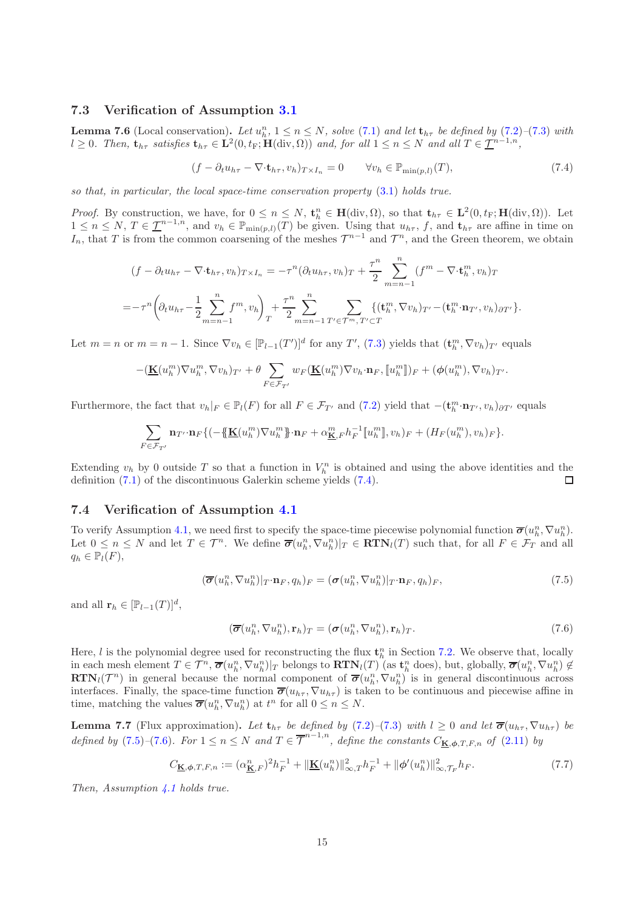### 7.3 Verification of Assumption 3.1

**Lemma 7.6** (Local conservation)**.** *Let $u_h^n$, $1 \le n \le N$, solve (7.1) and let $\mathbf{t}_{h\tau}$ be defined by (7.2)–(7.3) with $l \ge 0$. Then, $\mathbf{t}_{h\tau}$ satisfies $\mathbf{t}_{h\tau} \in \mathbf{L}^2(0, t_{\rm F}; \mathbf{H}(\mathrm{div}, \Omega))$ and, for all $1 \le n \le N$ and all $T \in \underline{\mathcal{T}}^{n-1,n}$,*

$$
(f - \partial_t u_{h\tau} - \nabla{\cdot}\mathbf{t}_{h\tau}, v_h)_{T \times I_n} = 0 \qquad \forall v_h \in \mathbb{P}_{\min(p,l)}(T), \tag{7.4}
$$

*so that, in particular, the local space-time conservation property (3.1) holds true.*

*Proof.* By construction, we have, for $0 \le n \le N$, $\mathbf{t}_h^n \in \mathbf{H}(\mathrm{div}, \Omega)$, so that $\mathbf{t}_{h\tau} \in \mathbf{L}^2(0, t_{\rm F}; \mathbf{H}(\mathrm{div}, \Omega))$. Let $1 \le n \le N$, $T \in \underline{\mathcal{T}}^{n-1,n}$, and $v_h \in \mathbb{P}_{\min(p,l)}(T)$ be given. Using that $u_{h\tau}$, $f$, and $\mathbf{t}_{h\tau}$ are affine in time on $I_n$, that $T$ is from the common coarsening of the meshes $\mathcal{T}^{n-1}$ and $\mathcal{T}^n$, and the Green theorem, we obtain

$$
\begin{aligned}
(f - \partial_t u_{h\tau} - \nabla{\cdot}\mathbf{t}_{h\tau}, v_h)_{T \times I_n} &= -\tau^n(\partial_t u_{h\tau}, v_h)_T + \frac{\tau^n}{2}\sum_{m=n-1}^{n}(f^m - \nabla{\cdot}\mathbf{t}_h^m, v_h)_T \\
&= -\tau^n\left(\partial_t u_{h\tau} - \frac{1}{2}\sum_{m=n-1}^{n} f^m, v_h\right)_T + \frac{\tau^n}{2}\sum_{m=n-1}^{n}\sum_{T' \in \mathcal{T}^m,\, T' \subset T}\{(\mathbf{t}_h^m, \nabla v_h)_{T'} - (\mathbf{t}_h^m{\cdot}\mathbf{n}_{T'}, v_h)_{\partial T'}\}.
\end{aligned}
$$

Let $m = n$ or $m = n-1$. Since $\nabla v_h \in [\mathbb{P}_{l-1}(T')]^d$ for any $T'$, (7.3) yields that $(\mathbf{t}_h^m, \nabla v_h)_{T'}$ equals

$$
-(\underline{\mathbf{K}}(u_h^m)\nabla u_h^m, \nabla v_h)_{T'} + \theta \sum_{F \in \mathcal{F}_{T'}} w_F(\underline{\mathbf{K}}(u_h^m)\nabla v_h{\cdot}\mathbf{n}_F, [\![u_h^m]\!])_F + (\boldsymbol{\phi}(u_h^m), \nabla v_h)_{T'}.
$$

Furthermore, the fact that $v_h|_F \in \mathbb{P}_l(F)$ for all $F \in \mathcal{F}_{T'}$ and (7.2) yield that $-(\mathbf{t}_h^m{\cdot}\mathbf{n}_{T'}, v_h)_{\partial T'}$ equals

$$
\sum_{F \in \mathcal{F}_{T'}} \mathbf{n}_{T'}{\cdot}\mathbf{n}_F\{(-\{\!\!\{\underline{\mathbf{K}}(u_h^m)\nabla u_h^m\}\!\!\}{\cdot}\mathbf{n}_F + \alpha_{\underline{\mathbf{K}},F}^m h_F^{-1}[\![u_h^m]\!], v_h)_F + (H_F(u_h^m), v_h)_F\}.
$$

Extending $v_h$ by 0 outside $T$ so that a function in $V_h^n$ is obtained and using the above identities and the definition (7.1) of the discontinuous Galerkin scheme yields (7.4). $\square$

### 7.4 Verification of Assumption 4.1

To verify Assumption 4.1, we need first to specify the space-time piecewise polynomial function $\overline{\boldsymbol{\sigma}}(u_h^n, \nabla u_h^n)$. Let $0 \le n \le N$ and let $T \in \mathcal{T}^n$. We define $\overline{\boldsymbol{\sigma}}(u_h^n, \nabla u_h^n)|_T \in \mathbf{RTN}_l(T)$ such that, for $F \in \mathcal{F}_T$ and all $q_h \in \mathbb{P}_l(F)$,

$$
(\overline{\boldsymbol{\sigma}}(u_h^n, \nabla u_h^n)|_T{\cdot}\mathbf{n}_F, q_h)_F = (\boldsymbol{\sigma}(u_h^n, \nabla u_h^n)|_T{\cdot}\mathbf{n}_F, q_h)_F, \tag{7.5}
$$

and all $\mathbf{r}_h \in [\mathbb{P}_{l-1}(T)]^d$,

$$
(\overline{\boldsymbol{\sigma}}(u_h^n, \nabla u_h^n), \mathbf{r}_h)_T = (\boldsymbol{\sigma}(u_h^n, \nabla u_h^n), \mathbf{r}_h)_T. \tag{7.6}
$$

Here, $l$ is the polynomial degree used for reconstructing the flux $\mathbf{t}_h^n$ in Section 7.2. We observe that, locally in each mesh element $T \in \mathcal{T}^n$, $\overline{\boldsymbol{\sigma}}(u_h^n, \nabla u_h^n)|_T$ belongs to $\mathbf{RTN}_l(T)$ (as $\mathbf{t}_h^n$ does), but, globally, $\overline{\boldsymbol{\sigma}}(u_h^n, \nabla u_h^n) \notin \mathbf{RTN}_l(\mathcal{T}^n)$ in general because the normal component of $\overline{\boldsymbol{\sigma}}(u_h^n, \nabla u_h^n)$ is in general discontinuous across interfaces. Finally, the space-time function $\overline{\boldsymbol{\sigma}}(u_{h\tau}, \nabla u_{h\tau})$ is taken to be continuous and piecewise affine in time, matching the values $\overline{\boldsymbol{\sigma}}(u_h^n, \nabla u_h^n)$ at $t^n$ for all $0 \le n \le N$.

**Lemma 7.7** (Flux approximation)**.** *Let $\mathbf{t}_{h\tau}$ be defined by (7.2)–(7.3) with $l \ge 0$ and let $\overline{\boldsymbol{\sigma}}(u_{h\tau}, \nabla u_{h\tau})$ be defined by (7.5)–(7.6). For $1 \le n \le N$ and $T \in \overline{\mathcal{T}}^{n-1,n}$, define the constants $C_{\underline{\mathbf{K}},\boldsymbol{\phi},T,F,n}$ of (2.11) by*

$$
C_{\underline{\mathbf{K}},\boldsymbol{\phi},T,F,n} := (\alpha_{\underline{\mathbf{K}},F}^n)^2 h_F^{-1} + \|\underline{\mathbf{K}}(u_h^n)\|_{\infty,T}^2 h_F^{-1} + \|\boldsymbol{\phi}'(u_h^n)\|_{\infty,\mathcal{T}_F}^2 h_F. \tag{7.7}
$$

*Then, Assumption 4.1 holds true.*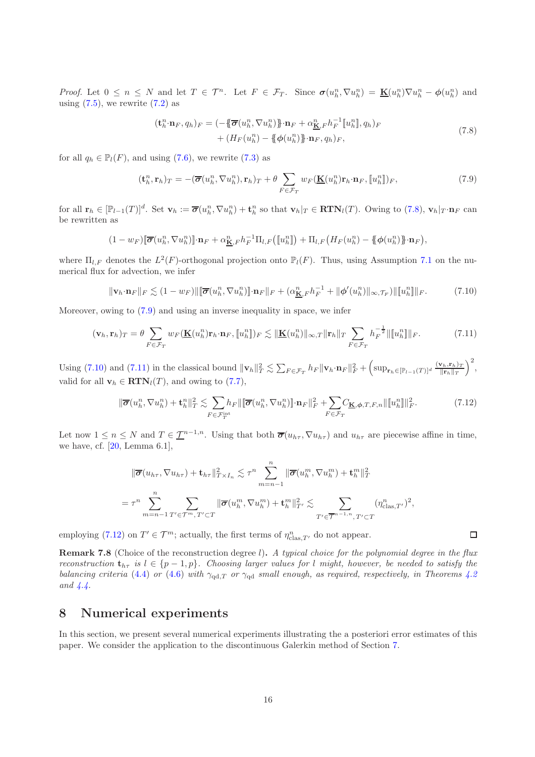*Proof.* Let $0 \le n \le N$ and let $T \in \mathcal{T}^n$. Let $F \in \mathcal{F}_T$. Since $\boldsymbol{\sigma}(u_h^n, \nabla u_h^n) = \underline{\mathbf{K}}(u_h^n)\nabla u_h^n - \boldsymbol{\phi}(u_h^n)$ and using (7.5), we rewrite (7.2) as

$$
\begin{aligned}
(\mathbf{t}_h^n{\cdot}\mathbf{n}_F, q_h)_F = {} & (-\{\!\{\overline{\boldsymbol{\sigma}}(u_h^n, \nabla u_h^n)\}\!\}{\cdot}\mathbf{n}_F + \alpha^n_{\underline{\mathbf{K}},F} h_F^{-1}[\![u_h^n]\!], q_h)_F \\
& + (H_F(u_h^n) - \{\!\{\boldsymbol{\phi}(u_h^n)\}\!\}{\cdot}\mathbf{n}_F, q_h)_F,
\end{aligned}
\tag{7.8}
$$

for all $q_h \in \mathbb{P}_l(F)$, and using (7.6), we rewrite (7.3) as

$$
(\mathbf{t}_h^n, \mathbf{r}_h)_T = -(\overline{\boldsymbol{\sigma}}(u_h^n, \nabla u_h^n), \mathbf{r}_h)_T + \theta \sum_{F \in \mathcal{F}_T} w_F(\underline{\mathbf{K}}(u_h^n)\mathbf{r}_h{\cdot}\mathbf{n}_F, [\![u_h^n]\!])_F, \tag{7.9}
$$

for all $\mathbf{r}_h \in [\mathbb{P}_{l-1}(T)]^d$. Set $\mathbf{v}_h := \overline{\boldsymbol{\sigma}}(u_h^n, \nabla u_h^n) + \mathbf{t}_h^n$ so that $\mathbf{v}_h|_T \in \mathbf{RTN}_l(T)$. Owing to (7.8), $\mathbf{v}_h|_T{\cdot}\mathbf{n}_F$ can be rewritten as

$$
(1 - w_F)[\![\overline{\boldsymbol{\sigma}}(u_h^n, \nabla u_h^n)]\!]{\cdot}\mathbf{n}_F + \alpha^n_{\underline{\mathbf{K}},F} h_F^{-1}\Pi_{l,F}([\![u_h^n]\!]) + \Pi_{l,F}\big(H_F(u_h^n) - \{\!\{\boldsymbol{\phi}(u_h^n)\}\!\}{\cdot}\mathbf{n}_F\big),
$$

where $\Pi_{l,F}$ denotes the $L^2(F)$-orthogonal projection onto $\mathbb{P}_l(F)$. Thus, using Assumption 7.1 on the numerical flux for advection, we infer

$$
\|\mathbf{v}_h{\cdot}\mathbf{n}_F\|_F \lesssim (1 - w_F)\|[\![\overline{\boldsymbol{\sigma}}(u_h^n, \nabla u_h^n)]\!]{\cdot}\mathbf{n}_F\|_F + (\alpha^n_{\underline{\mathbf{K}},F} h_F^{-1} + \|\boldsymbol{\phi}'(u_h^n)\|_{\infty,\mathcal{T}_F})\|[\![u_h^n]\!]\|_F. \tag{7.10}
$$

Moreover, owing to (7.9) and using an inverse inequality in space, we infer

$$
(\mathbf{v}_h, \mathbf{r}_h)_T = \theta \sum_{F \in \mathcal{F}_T} w_F(\underline{\mathbf{K}}(u_h^n)\mathbf{r}_h{\cdot}\mathbf{n}_F, [\![u_h^n]\!])_F \lesssim \|\underline{\mathbf{K}}(u_h^n)\|_{\infty,T}\|\mathbf{r}_h\|_T \sum_{F \in \mathcal{F}_T} h_F^{-\frac{1}{2}}\|[\![u_h^n]\!]\|_F. \tag{7.11}
$$

Using (7.10) and (7.11) in the classical bound $\|\mathbf{v}_h\|_T^2 \lesssim \sum_{F \in \mathcal{F}_T} h_F\|\mathbf{v}_h{\cdot}\mathbf{n}_F\|_F^2 + \Big(\sup_{\mathbf{r}_h \in [\mathbb{P}_{l-1}(T)]^d} \frac{(\mathbf{v}_h, \mathbf{r}_h)_T}{\|\mathbf{r}_h\|_T}\Big)^2$, valid for all $\mathbf{v}_h \in \mathbf{RTN}_l(T)$, and owing to (7.7),

$$
\|\overline{\boldsymbol{\sigma}}(u_h^n, \nabla u_h^n) + \mathbf{t}_h^n\|_T^2 \lesssim \sum_{F \in \mathcal{F}_T^{\mathrm{int}}} h_F\|[\![\overline{\boldsymbol{\sigma}}(u_h^n, \nabla u_h^n)]\!]{\cdot}\mathbf{n}_F\|_F^2 + \sum_{F \in \mathcal{F}_T} C_{\underline{\mathbf{K}},\boldsymbol{\phi},T,F,n}\|[\![u_h^n]\!]\|_F^2. \tag{7.12}
$$

Let now $1 \le n \le N$ and $T \in \underline{\mathcal{T}}^{n-1,n}$. Using that both $\overline{\boldsymbol{\sigma}}(u_{h\tau}, \nabla u_{h\tau})$ and $u_{h\tau}$ are piecewise affine in time, we have, cf. [20, Lemma 6.1],

$$
\begin{aligned}
& \|\overline{\boldsymbol{\sigma}}(u_{h\tau}, \nabla u_{h\tau}) + \mathbf{t}_{h\tau}\|_{T \times I_n}^2 \lesssim \tau^n \sum_{m=n-1}^{n} \|\overline{\boldsymbol{\sigma}}(u_h^m, \nabla u_h^m) + \mathbf{t}_h^m\|_T^2 \\
& = \tau^n \sum_{m=n-1}^{n} \sum_{T' \in \mathcal{T}^m,\, T' \subset T} \|\overline{\boldsymbol{\sigma}}(u_h^m, \nabla u_h^m) + \mathbf{t}_h^m\|_{T'}^2 \lesssim \sum_{T' \in \overline{\mathcal{T}}^{n-1,n},\, T' \subset T} (\eta^n_{\mathrm{clas},T'})^2,
\end{aligned}
$$

employing (7.12) on $T' \in \mathcal{T}^m$; actually, the first terms of $\eta^n_{\mathrm{clas},T'}$ do not appear. $\square$

**Remark 7.8** (Choice of the reconstruction degree $l$)**.** *A typical choice for the polynomial degree in the flux reconstruction $\mathbf{t}_{h\tau}$ is $l \in \{p-1, p\}$. Choosing larger values for $l$ might, however, be needed to satisfy the balancing criteria (4.4) or (4.6) with $\gamma_{\mathrm{qd},T}$ or $\gamma_{\mathrm{qd}}$ small enough, as required, respectively, in Theorems 4.2 and 4.4.*

## 8 Numerical experiments

In this section, we present several numerical experiments illustrating the a posteriori error estimates of this paper. We consider the application to the discontinuous Galerkin method of Section 7.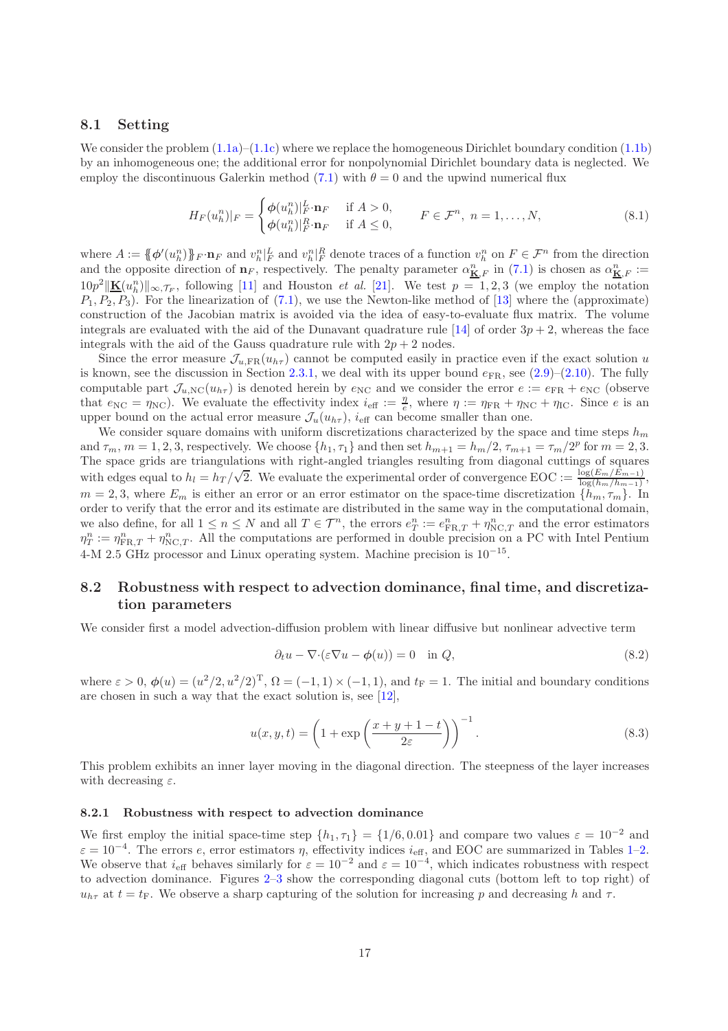### 8.1 Setting

We consider the problem (1.1a)–(1.1c) where we replace the homogeneous Dirichlet boundary condition (1.1b) by an inhomogeneous one; the additional error for nonpolynomial Dirichlet boundary data is neglected. We employ the discontinuous Galerkin method (7.1) with $\theta = 0$ and the upwind numerical flux

$$
H_F(u_h^n)|_F = \begin{cases} \boldsymbol{\phi}(u_h^n)|_F^L \cdot \mathbf{n}_F & \text{if } A > 0, \\ \boldsymbol{\phi}(u_h^n)|_F^R \cdot \mathbf{n}_F & \text{if } A \leq 0, \end{cases} \qquad F \in \mathcal{F}^n,\ n = 1, \ldots, N, \tag{8.1}
$$

where $A := \{\!\{\boldsymbol{\phi}'(u_h^n)\}\!\}_F \cdot \mathbf{n}_F$ and $v_h^n|_F^L$ and $v_h^n|_F^R$ denote traces of a function $v_h^n$ on $F \in \mathcal{F}^n$ from the direction and the opposite direction of $\mathbf{n}_F$, respectively. The penalty parameter $\alpha^n_{\underline{\mathbf{K}},F}$ in (7.1) is chosen as $\alpha^n_{\underline{\mathbf{K}},F} := 10p^2 \|\underline{\mathbf{K}}(u_h^n)\|_{\infty,\mathcal{T}_F}$, following [11] and Houston *et al.* [21]. We test $p = 1, 2, 3$ (we employ the notation $P_1, P_2, P_3$). For the linearization of (7.1), we use the Newton-like method of [13] where the (approximate) construction of the Jacobian matrix is avoided via the idea of easy-to-evaluate flux matrix. The volume integrals are evaluated with the aid of the Dunavant quadrature rule [14] of order $3p + 2$, whereas the face integrals with the aid of the Gauss quadrature rule with $2p + 2$ nodes.

Since the error measure $\mathcal{J}_{u,\mathrm{FR}}(u_{h\tau})$ cannot be computed easily in practice even if the exact solution $u$ is known, see the discussion in Section 2.3.1, we deal with its upper bound $e_{\mathrm{FR}}$, see (2.9)–(2.10). The fully computable part $\mathcal{J}_{u,\mathrm{NC}}(u_{h\tau})$ is denoted herein by $e_{\mathrm{NC}}$ and we consider the error $e := e_{\mathrm{FR}} + e_{\mathrm{NC}}$ (observe that $e_{\mathrm{NC}} = \eta_{\mathrm{NC}}$). We evaluate the effectivity index $i_{\mathrm{eff}} := \frac{\eta}{e}$, where $\eta := \eta_{\mathrm{FR}} + \eta_{\mathrm{NC}} + \eta_{\mathrm{IC}}$. Since $e$ is an upper bound on the actual error measure $\mathcal{J}_u(u_{h\tau})$, $i_{\mathrm{eff}}$ can become smaller than one.

We consider square domains with uniform discretizations characterized by the space and time steps $h_m$ and $\tau_m$, $m = 1, 2, 3$, respectively. We choose $\{h_1, \tau_1\}$ and then set $h_{m+1} = h_m/2$, $\tau_{m+1} = \tau_m/2^p$ for $m = 2, 3$. The space grids are triangulations with right-angled triangles resulting from diagonal cuttings of squares with edges equal to $h_l = h_T/\sqrt{2}$. We evaluate the experimental order of convergence $\mathrm{EOC} := \frac{\log(E_m/E_{m-1})}{\log(h_m/h_{m-1})}$, $m = 2, 3$, where $E_m$ is either an error or an error estimator on the space-time discretization $\{h_m, \tau_m\}$. In order to verify that the error and its estimate are distributed in the same way in the computational domain, we also define, for all $1 \leq n \leq N$ and all $T \in \mathcal{T}^n$, the errors $e_T^n := e^n_{\mathrm{FR},T} + \eta^n_{\mathrm{NC},T}$ and the error estimators $\eta_T^n := \eta^n_{\mathrm{FR},T} + \eta^n_{\mathrm{NC},T}$. All the computations are performed in double precision on a PC with Intel Pentium 4-M 2.5 GHz processor and Linux operating system. Machine precision is $10^{-15}$.

### 8.2 Robustness with respect to advection dominance, final time, and discretization parameters

We consider first a model advection-diffusion problem with linear diffusive but nonlinear advective term

$$
\partial_t u - \nabla \cdot (\varepsilon \nabla u - \boldsymbol{\phi}(u)) = 0 \quad \text{in } Q, \tag{8.2}
$$

where $\varepsilon > 0$, $\boldsymbol{\phi}(u) = (u^2/2, u^2/2)^{\mathrm{T}}$, $\Omega = (-1, 1) \times (-1, 1)$, and $t_{\mathrm{F}} = 1$. The initial and boundary conditions are chosen in such a way that the exact solution is, see [12],

$$
u(x, y, t) = \left(1 + \exp\left(\frac{x + y + 1 - t}{2\varepsilon}\right)\right)^{-1}. \tag{8.3}
$$

This problem exhibits an inner layer moving in the diagonal direction. The steepness of the layer increases with decreasing $\varepsilon$.

#### 8.2.1 Robustness with respect to advection dominance

We first employ the initial space-time step $\{h_1, \tau_1\} = \{1/6, 0.01\}$ and compare two values $\varepsilon = 10^{-2}$ and $\varepsilon = 10^{-4}$. The errors $e$, error estimators $\eta$, effectivity indices $i_{\mathrm{eff}}$, and EOC are summarized in Tables 1–2. We observe that $i_{\mathrm{eff}}$ behaves similarly for $\varepsilon = 10^{-2}$ and $\varepsilon = 10^{-4}$, which indicates robustness with respect to advection dominance. Figures 2–3 show the corresponding diagonal cuts (bottom left to top right) of $u_{h\tau}$ at $t = t_{\mathrm{F}}$. We observe a sharp capturing of the solution for increasing $p$ and decreasing $h$ and $\tau$.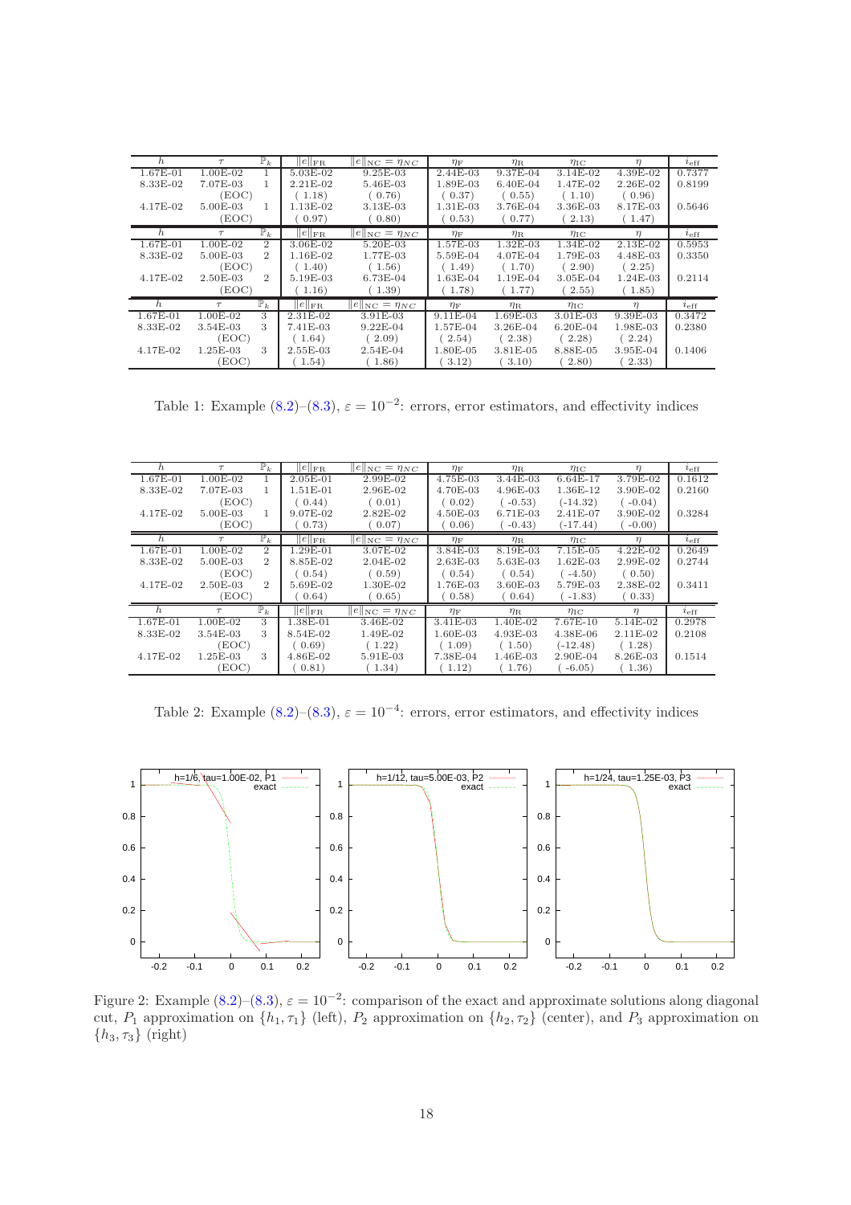| $h$ | $\tau$ | $\mathbb{P}_k$ | $\|e\|_{\mathrm{FR}}$ | $\|e\|_{\mathrm{NC}} = \eta_{NC}$ | $\eta_{\mathrm{F}}$ | $\eta_{\mathrm{R}}$ | $\eta_{\mathrm{IC}}$ | $\eta$ | $i_{\mathrm{eff}}$ |
|---|---|---|---|---|---|---|---|---|---|
| 1.67E-01 | 1.00E-02 | 1 | 5.03E-02 | 9.25E-03 | 2.44E-03 | 9.37E-04 | 3.14E-02 | 4.39E-02 | 0.7377 |
| 8.33E-02 | 7.07E-03 | 1 | 2.21E-02 | 5.46E-03 | 1.89E-03 | 6.40E-04 | 1.47E-02 | 2.26E-02 | 0.8199 |
| | (EOC) | | ( 1.18) | ( 0.76) | ( 0.37) | ( 0.55) | ( 1.10) | ( 0.96) | |
| 4.17E-02 | 5.00E-03 | 1 | 1.13E-02 | 3.13E-03 | 1.31E-03 | 3.76E-04 | 3.36E-03 | 8.17E-03 | 0.5646 |
| | (EOC) | | ( 0.97) | ( 0.80) | ( 0.53) | ( 0.77) | ( 2.13) | ( 1.47) | |
| $h$ | $\tau$ | $\mathbb{P}_k$ | $\|e\|_{\mathrm{FR}}$ | $\|e\|_{\mathrm{NC}} = \eta_{NC}$ | $\eta_{\mathrm{F}}$ | $\eta_{\mathrm{R}}$ | $\eta_{\mathrm{IC}}$ | $\eta$ | $i_{\mathrm{eff}}$ |
| 1.67E-01 | 1.00E-02 | 2 | 3.06E-02 | 5.20E-03 | 1.57E-03 | 1.32E-03 | 1.34E-02 | 2.13E-02 | 0.5953 |
| 8.33E-02 | 5.00E-03 | 2 | 1.16E-02 | 1.77E-03 | 5.59E-04 | 4.07E-04 | 1.79E-03 | 4.48E-03 | 0.3350 |
| | (EOC) | | ( 1.40) | ( 1.56) | ( 1.49) | ( 1.70) | ( 2.90) | ( 2.25) | |
| 4.17E-02 | 2.50E-03 | 2 | 5.19E-03 | 6.73E-04 | 1.63E-04 | 1.19E-04 | 3.05E-04 | 1.24E-03 | 0.2114 |
| | (EOC) | | ( 1.16) | ( 1.39) | ( 1.78) | ( 1.77) | ( 2.55) | ( 1.85) | |
| $h$ | $\tau$ | $\mathbb{P}_k$ | $\|e\|_{\mathrm{FR}}$ | $\|e\|_{\mathrm{NC}} = \eta_{NC}$ | $\eta_{\mathrm{F}}$ | $\eta_{\mathrm{R}}$ | $\eta_{\mathrm{IC}}$ | $\eta$ | $i_{\mathrm{eff}}$ |
| 1.67E-01 | 1.00E-02 | 3 | 2.31E-02 | 3.91E-03 | 9.11E-04 | 1.69E-03 | 3.01E-03 | 9.39E-03 | 0.3472 |
| 8.33E-02 | 3.54E-03 | 3 | 7.41E-03 | 9.22E-04 | 1.57E-04 | 3.26E-04 | 6.20E-04 | 1.98E-03 | 0.2380 |
| | (EOC) | | ( 1.64) | ( 2.09) | ( 2.54) | ( 2.38) | ( 2.28) | ( 2.24) | |
| 4.17E-02 | 1.25E-03 | 3 | 2.55E-03 | 2.54E-04 | 1.80E-05 | 3.81E-05 | 8.88E-05 | 3.95E-04 | 0.1406 |
| | (EOC) | | ( 1.54) | ( 1.86) | ( 3.12) | ( 3.10) | ( 2.80) | ( 2.33) | |

Table 1: Example (8.2)–(8.3), $\varepsilon = 10^{-2}$: errors, error estimators, and effectivity indices

| $h$ | $\tau$ | $\mathbb{P}_k$ | $\|e\|_{\mathrm{FR}}$ | $\|e\|_{\mathrm{NC}} = \eta_{NC}$ | $\eta_{\mathrm{F}}$ | $\eta_{\mathrm{R}}$ | $\eta_{\mathrm{IC}}$ | $\eta$ | $i_{\mathrm{eff}}$ |
|---|---|---|---|---|---|---|---|---|---|
| 1.67E-01 | 1.00E-02 | 1 | 2.05E-01 | 2.99E-02 | 4.75E-03 | 3.44E-03 | 6.64E-17 | 3.79E-02 | 0.1612 |
| 8.33E-02 | 7.07E-03 | 1 | 1.51E-01 | 2.96E-02 | 4.70E-03 | 4.96E-03 | 1.36E-12 | 3.90E-02 | 0.2160 |
| | (EOC) | | ( 0.44) | ( 0.01) | ( 0.02) | ( -0.53) | (-14.32) | ( -0.04) | |
| 4.17E-02 | 5.00E-03 | 1 | 9.07E-02 | 2.82E-02 | 4.50E-03 | 6.71E-03 | 2.41E-07 | 3.90E-02 | 0.3284 |
| | (EOC) | | ( 0.73) | ( 0.07) | ( 0.06) | ( -0.43) | (-17.44) | ( -0.00) | |
| $h$ | $\tau$ | $\mathbb{P}_k$ | $\|e\|_{\mathrm{FR}}$ | $\|e\|_{\mathrm{NC}} = \eta_{NC}$ | $\eta_{\mathrm{F}}$ | $\eta_{\mathrm{R}}$ | $\eta_{\mathrm{IC}}$ | $\eta$ | $i_{\mathrm{eff}}$ |
| 1.67E-01 | 1.00E-02 | 2 | 1.29E-01 | 3.07E-02 | 3.84E-03 | 8.19E-03 | 7.15E-05 | 4.22E-02 | 0.2649 |
| 8.33E-02 | 5.00E-03 | 2 | 8.85E-02 | 2.04E-02 | 2.63E-03 | 5.63E-03 | 1.62E-03 | 2.99E-02 | 0.2744 |
| | (EOC) | | ( 0.54) | ( 0.59) | ( 0.54) | ( 0.54) | ( -4.50) | ( 0.50) | |
| 4.17E-02 | 2.50E-03 | 2 | 5.69E-02 | 1.30E-02 | 1.76E-03 | 3.60E-03 | 5.79E-03 | 2.38E-02 | 0.3411 |
| | (EOC) | | ( 0.64) | ( 0.65) | ( 0.58) | ( 0.64) | ( -1.83) | ( 0.33) | |
| $h$ | $\tau$ | $\mathbb{P}_k$ | $\|e\|_{\mathrm{FR}}$ | $\|e\|_{\mathrm{NC}} = \eta_{NC}$ | $\eta_{\mathrm{F}}$ | $\eta_{\mathrm{R}}$ | $\eta_{\mathrm{IC}}$ | $\eta$ | $i_{\mathrm{eff}}$ |
| 1.67E-01 | 1.00E-02 | 3 | 1.38E-01 | 3.46E-02 | 3.41E-03 | 1.40E-02 | 7.67E-10 | 5.14E-02 | 0.2978 |
| 8.33E-02 | 3.54E-03 | 3 | 8.54E-02 | 1.49E-02 | 1.60E-03 | 4.93E-03 | 4.38E-06 | 2.11E-02 | 0.2108 |
| | (EOC) | | ( 0.69) | ( 1.22) | ( 1.09) | ( 1.50) | (-12.48) | ( 1.28) | |
| 4.17E-02 | 1.25E-03 | 3 | 4.86E-02 | 5.91E-03 | 7.38E-04 | 1.46E-03 | 2.90E-04 | 8.26E-03 | 0.1514 |
| | (EOC) | | ( 0.81) | ( 1.34) | ( 1.12) | ( 1.76) | ( -6.05) | ( 1.36) | |

Table 2: Example (8.2)–(8.3), $\varepsilon = 10^{-4}$: errors, error estimators, and effectivity indices

h=1/6, tau=1.00E-02, P1
exact
1
0.8
0.6
0.4
0.2
0
-0.2 -0.1 0 0.1 0.2

h=1/12, tau=5.00E-03, P2
exact
1
0.8
0.6
0.4
0.2
0
-0.2 -0.1 0 0.1 0.2

h=1/24, tau=1.25E-03, P3
exact
1
0.8
0.6
0.4
0.2
0
-0.2 -0.1 0 0.1 0.2

Figure 2: Example (8.2)–(8.3), $\varepsilon = 10^{-2}$: comparison of the exact and approximate solutions along diagonal cut, $P_1$ approximation on $\{h_1, \tau_1\}$ (left), $P_2$ approximation on $\{h_2, \tau_2\}$ (center), and $P_3$ approximation on $\{h_3, \tau_3\}$ (right)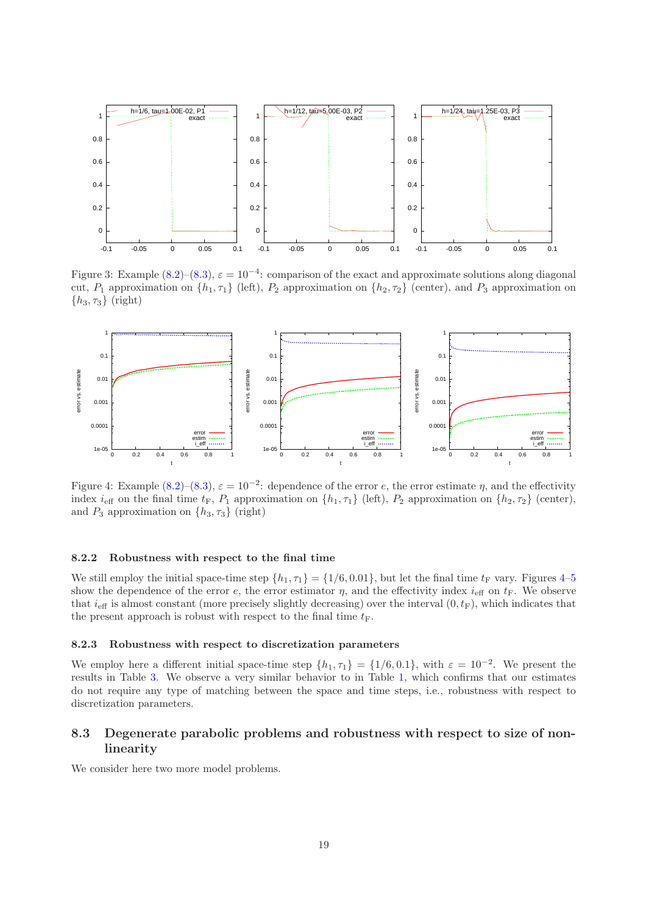h=1/6, tau=1.00E-02, P1
exact

1
0.8
0.6
0.4
0.2
0
-0.1 -0.05 0 0.05 0.1

h=1/12, tau=5.00E-03, P2
exact

1
0.8
0.6
0.4
0.2
0
-0.1 -0.05 0 0.05 0.1

h=1/24, tau=1.25E-03, P3
exact

1
0.8
0.6
0.4
0.2
0
-0.1 -0.05 0 0.05 0.1

Figure 3: Example (8.2)–(8.3), $\varepsilon = 10^{-4}$: comparison of the exact and approximate solutions along diagonal cut, $P_1$ approximation on $\{h_1, \tau_1\}$ (left), $P_2$ approximation on $\{h_2, \tau_2\}$ (center), and $P_3$ approximation on $\{h_3, \tau_3\}$ (right)

error vs. estimate
1
0.1
0.01
0.001
0.0001
1e-05
0 0.2 0.4 0.6 0.8 1
t
error
estim
i_eff

error vs. estimate
1
0.1
0.01
0.001
0.0001
1e-05
0 0.2 0.4 0.6 0.8 1
t
error
estim
i_eff

error vs. estimate
1
0.1
0.01
0.001
0.0001
1e-05
0 0.2 0.4 0.6 0.8 1
t
error
estim
i_eff

Figure 4: Example (8.2)–(8.3), $\varepsilon = 10^{-2}$: dependence of the error $e$, the error estimate $\eta$, and the effectivity index $i_{\text{eff}}$ on the final time $t_{\text{F}}$, $P_1$ approximation on $\{h_1, \tau_1\}$ (left), $P_2$ approximation on $\{h_2, \tau_2\}$ (center), and $P_3$ approximation on $\{h_3, \tau_3\}$ (right)

### 8.2.2 Robustness with respect to the final time

We still employ the initial space-time step $\{h_1, \tau_1\} = \{1/6, 0.01\}$, but let the final time $t_{\text{F}}$ vary. Figures 4–5 show the dependence of the error $e$, the error estimator $\eta$, and the effectivity index $i_{\text{eff}}$ on $t_{\text{F}}$. We observe that $i_{\text{eff}}$ is almost constant (more precisely slightly decreasing) over the interval $(0, t_{\text{F}})$, which indicates that the present approach is robust with respect to the final time $t_{\text{F}}$.

### 8.2.3 Robustness with respect to discretization parameters

We employ here a different initial space-time step $\{h_1, \tau_1\} = \{1/6, 0.1\}$, with $\varepsilon = 10^{-2}$. We present the results in Table 3. We observe a very similar behavior to in Table 1, which confirms that our estimates do not require any type of matching between the space and time steps, i.e., robustness with respect to discretization parameters.

## 8.3 Degenerate parabolic problems and robustness with respect to size of nonlinearity

We consider here two more model problems.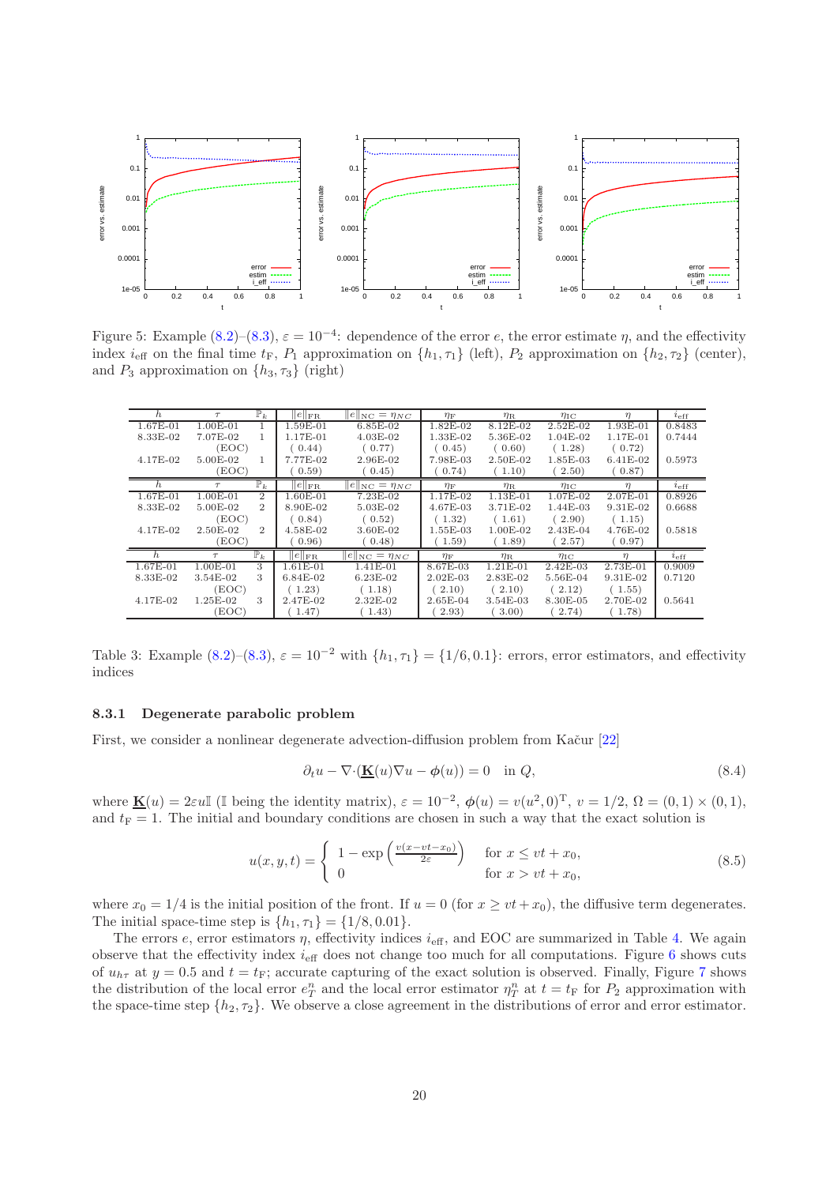1
0.1
0.01
0.001
0.0001
1e-05
error vs. estimate
0 0.2 0.4 0.6 0.8 1
t
error
estim
i_eff

1
0.1
0.01
0.001
0.0001
1e-05
error vs. estimate
0 0.2 0.4 0.6 0.8 1
t
error
estim
i_eff

1
0.1
0.01
0.001
0.0001
1e-05
error vs. estimate
0 0.2 0.4 0.6 0.8 1
t
error
estim
i_eff

Figure 5: Example (8.2)–(8.3), $\varepsilon = 10^{-4}$: dependence of the error $e$, the error estimate $\eta$, and the effectivity index $i_{\rm eff}$ on the final time $t_{\rm F}$, $P_1$ approximation on $\{h_1, \tau_1\}$ (left), $P_2$ approximation on $\{h_2, \tau_2\}$ (center), and $P_3$ approximation on $\{h_3, \tau_3\}$ (right)

| $h$ | $\tau$ | $\mathbb{P}_k$ | $\|e\|_{\rm FR}$ | $\|e\|_{\rm NC} = \eta_{NC}$ | $\eta_{\rm F}$ | $\eta_{\rm R}$ | $\eta_{\rm IC}$ | $\eta$ | $i_{\rm eff}$ |
|---|---|---|---|---|---|---|---|---|---|
| 1.67E-01 | 1.00E-01 | 1 | 1.59E-01 | 6.85E-02 | 1.82E-02 | 8.12E-02 | 2.52E-02 | 1.93E-01 | 0.8483 |
| 8.33E-02 | 7.07E-02 | 1 | 1.17E-01 | 4.03E-02 | 1.33E-02 | 5.36E-02 | 1.04E-02 | 1.17E-01 | 0.7444 |
| | (EOC) | | ( 0.44) | ( 0.77) | ( 0.45) | ( 0.60) | ( 1.28) | ( 0.72) | |
| 4.17E-02 | 5.00E-02 | 1 | 7.77E-02 | 2.96E-02 | 7.98E-03 | 2.50E-02 | 1.85E-03 | 6.41E-02 | 0.5973 |
| | (EOC) | | ( 0.59) | ( 0.45) | ( 0.74) | ( 1.10) | ( 2.50) | ( 0.87) | |
| $h$ | $\tau$ | $\mathbb{P}_k$ | $\|e\|_{\rm FR}$ | $\|e\|_{\rm NC} = \eta_{NC}$ | $\eta_{\rm F}$ | $\eta_{\rm R}$ | $\eta_{\rm IC}$ | $\eta$ | $i_{\rm eff}$ |
| 1.67E-01 | 1.00E-01 | 2 | 1.60E-01 | 7.23E-02 | 1.17E-02 | 1.13E-01 | 1.07E-02 | 2.07E-01 | 0.8926 |
| 8.33E-02 | 5.00E-02 | 2 | 8.90E-02 | 5.03E-02 | 4.67E-03 | 3.71E-02 | 1.44E-03 | 9.31E-02 | 0.6688 |
| | (EOC) | | ( 0.84) | ( 0.52) | ( 1.32) | ( 1.61) | ( 2.90) | ( 1.15) | |
| 4.17E-02 | 2.50E-02 | 2 | 4.58E-02 | 3.60E-02 | 1.55E-03 | 1.00E-02 | 2.43E-04 | 4.76E-02 | 0.5818 |
| | (EOC) | | ( 0.96) | ( 0.48) | ( 1.59) | ( 1.89) | ( 2.57) | ( 0.97) | |
| $h$ | $\tau$ | $\mathbb{P}_k$ | $\|e\|_{\rm FR}$ | $\|e\|_{\rm NC} = \eta_{NC}$ | $\eta_{\rm F}$ | $\eta_{\rm R}$ | $\eta_{\rm IC}$ | $\eta$ | $i_{\rm eff}$ |
| 1.67E-01 | 1.00E-01 | 3 | 1.61E-01 | 1.41E-01 | 8.67E-03 | 1.21E-01 | 2.42E-03 | 2.73E-01 | 0.9009 |
| 8.33E-02 | 3.54E-02 | 3 | 6.84E-02 | 6.23E-02 | 2.02E-03 | 2.83E-02 | 5.56E-04 | 9.31E-02 | 0.7120 |
| | (EOC) | | ( 1.23) | ( 1.18) | ( 2.10) | ( 2.10) | ( 2.12) | ( 1.55) | |
| 4.17E-02 | 1.25E-02 | 3 | 2.47E-02 | 2.32E-02 | 2.65E-04 | 3.54E-03 | 8.30E-05 | 2.70E-02 | 0.5641 |
| | (EOC) | | ( 1.47) | ( 1.43) | ( 2.93) | ( 3.00) | ( 2.74) | ( 1.78) | |

Table 3: Example (8.2)–(8.3), $\varepsilon = 10^{-2}$ with $\{h_1, \tau_1\} = \{1/6, 0.1\}$: errors, error estimators, and effectivity indices

### 8.3.1 Degenerate parabolic problem

First, we consider a nonlinear degenerate advection-diffusion problem from Kačur [22]

$$\partial_t u - \nabla\cdot(\underline{\mathbf{K}}(u)\nabla u - \boldsymbol{\phi}(u)) = 0 \quad \text{in } Q, \tag{8.4}$$

where $\underline{\mathbf{K}}(u) = 2\varepsilon u \mathbb{I}$ ($\mathbb{I}$ being the identity matrix), $\varepsilon = 10^{-2}$, $\boldsymbol{\phi}(u) = v(u^2, 0)^{\rm T}$, $v = 1/2$, $\Omega = (0,1) \times (0,1)$, and $t_{\rm F} = 1$. The initial and boundary conditions are chosen in such a way that the exact solution is

$$u(x, y, t) = \begin{cases} 1 - \exp\left(\frac{v(x - vt - x_0)}{2\varepsilon}\right) & \text{for } x \le vt + x_0, \\ 0 & \text{for } x > vt + x_0, \end{cases} \tag{8.5}$$

where $x_0 = 1/4$ is the initial position of the front. If $u = 0$ (for $x \ge vt + x_0$), the diffusive term degenerates. The initial space-time step is $\{h_1, \tau_1\} = \{1/8, 0.01\}$.

The errors $e$, error estimators $\eta$, effectivity indices $i_{\rm eff}$, and EOC are summarized in Table 4. We again observe that the effectivity index $i_{\rm eff}$ does not change too much for all computations. Figure 6 shows cuts of $u_{h\tau}$ at $y = 0.5$ and $t = t_{\rm F}$; accurate capturing of the exact solution is observed. Finally, Figure 7 shows the distribution of the local error $e^n_T$ and the local error estimator $\eta^n_T$ at $t = t_{\rm F}$ for $P_2$ approximation with the space-time step $\{h_2, \tau_2\}$. We observe a close agreement in the distributions of error and error estimator.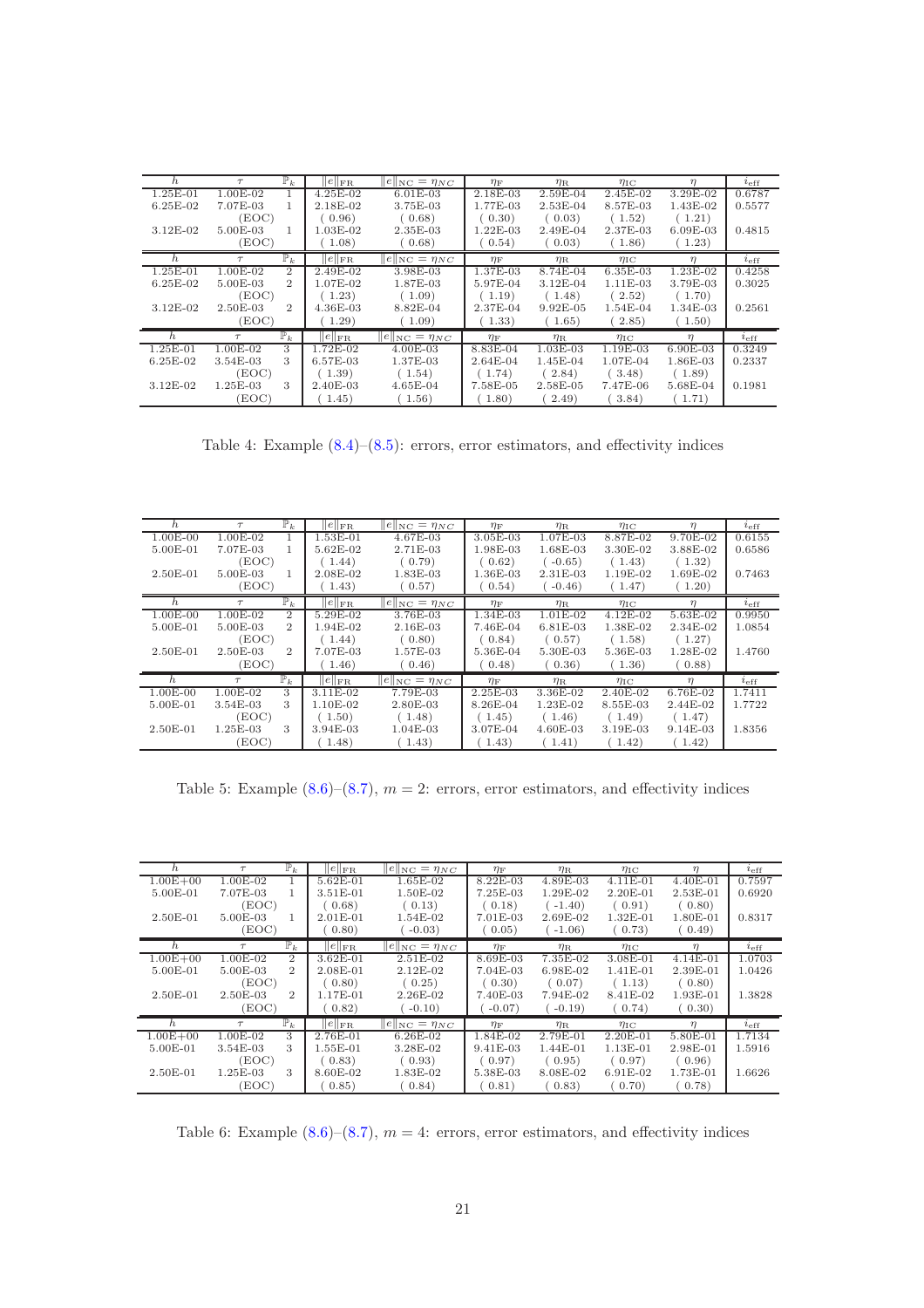| $h$ | $\tau$ | $\mathbb{P}_k$ | $\|e\|_{\mathrm{FR}}$ | $\|e\|_{\mathrm{NC}} = \eta_{NC}$ | $\eta_{\mathrm{F}}$ | $\eta_{\mathrm{R}}$ | $\eta_{\mathrm{IC}}$ | $\eta$ | $i_{\mathrm{eff}}$ |
|---|---|---|---|---|---|---|---|---|---|
| 1.25E-01 | 1.00E-02 | 1 | 4.25E-02 | 6.01E-03 | 2.18E-03 | 2.59E-04 | 2.45E-02 | 3.29E-02 | 0.6787 |
| 6.25E-02 | 7.07E-03 | 1 | 2.18E-02 | 3.75E-03 | 1.77E-03 | 2.53E-04 | 8.57E-03 | 1.43E-02 | 0.5577 |
| | (EOC) | | ( 0.96) | ( 0.68) | ( 0.30) | ( 0.03) | ( 1.52) | ( 1.21) | |
| 3.12E-02 | 5.00E-03 | 1 | 1.03E-02 | 2.35E-03 | 1.22E-03 | 2.49E-04 | 2.37E-03 | 6.09E-03 | 0.4815 |
| | (EOC) | | ( 1.08) | ( 0.68) | ( 0.54) | ( 0.03) | ( 1.86) | ( 1.23) | |
| $h$ | $\tau$ | $\mathbb{P}_k$ | $\|e\|_{\mathrm{FR}}$ | $\|e\|_{\mathrm{NC}} = \eta_{NC}$ | $\eta_{\mathrm{F}}$ | $\eta_{\mathrm{R}}$ | $\eta_{\mathrm{IC}}$ | $\eta$ | $i_{\mathrm{eff}}$ |
| 1.25E-01 | 1.00E-02 | 2 | 2.49E-02 | 3.98E-03 | 1.37E-03 | 8.74E-04 | 6.35E-03 | 1.23E-02 | 0.4258 |
| 6.25E-02 | 5.00E-03 | 2 | 1.07E-02 | 1.87E-03 | 5.97E-04 | 3.12E-04 | 1.11E-03 | 3.79E-03 | 0.3025 |
| | (EOC) | | ( 1.23) | ( 1.09) | ( 1.19) | ( 1.48) | ( 2.52) | ( 1.70) | |
| 3.12E-02 | 2.50E-03 | 2 | 4.36E-03 | 8.82E-04 | 2.37E-04 | 9.92E-05 | 1.54E-04 | 1.34E-03 | 0.2561 |
| | (EOC) | | ( 1.29) | ( 1.09) | ( 1.33) | ( 1.65) | ( 2.85) | ( 1.50) | |
| $h$ | $\tau$ | $\mathbb{P}_k$ | $\|e\|_{\mathrm{FR}}$ | $\|e\|_{\mathrm{NC}} = \eta_{NC}$ | $\eta_{\mathrm{F}}$ | $\eta_{\mathrm{R}}$ | $\eta_{\mathrm{IC}}$ | $\eta$ | $i_{\mathrm{eff}}$ |
| 1.25E-01 | 1.00E-02 | 3 | 1.72E-02 | 4.00E-03 | 8.83E-04 | 1.03E-03 | 1.19E-03 | 6.90E-03 | 0.3249 |
| 6.25E-02 | 3.54E-03 | 3 | 6.57E-03 | 1.37E-03 | 2.64E-04 | 1.45E-04 | 1.07E-04 | 1.86E-03 | 0.2337 |
| | (EOC) | | ( 1.39) | ( 1.54) | ( 1.74) | ( 2.84) | ( 3.48) | ( 1.89) | |
| 3.12E-02 | 1.25E-03 | 3 | 2.40E-03 | 4.65E-04 | 7.58E-05 | 2.58E-05 | 7.47E-06 | 5.68E-04 | 0.1981 |
| | (EOC) | | ( 1.45) | ( 1.56) | ( 1.80) | ( 2.49) | ( 3.84) | ( 1.71) | |

Table 4: Example (8.4)–(8.5): errors, error estimators, and effectivity indices

| $h$ | $\tau$ | $\mathbb{P}_k$ | $\|e\|_{\mathrm{FR}}$ | $\|e\|_{\mathrm{NC}} = \eta_{NC}$ | $\eta_{\mathrm{F}}$ | $\eta_{\mathrm{R}}$ | $\eta_{\mathrm{IC}}$ | $\eta$ | $i_{\mathrm{eff}}$ |
|---|---|---|---|---|---|---|---|---|---|
| 1.00E-00 | 1.00E-02 | 1 | 1.53E-01 | 4.67E-03 | 3.05E-03 | 1.07E-03 | 8.87E-02 | 9.70E-02 | 0.6155 |
| 5.00E-01 | 7.07E-03 | 1 | 5.62E-02 | 2.71E-03 | 1.98E-03 | 1.68E-03 | 3.30E-02 | 3.88E-02 | 0.6586 |
| | (EOC) | | ( 1.44) | ( 0.79) | ( 0.62) | ( -0.65) | ( 1.43) | ( 1.32) | |
| 2.50E-01 | 5.00E-03 | 1 | 2.08E-02 | 1.83E-03 | 1.36E-03 | 2.31E-03 | 1.19E-02 | 1.69E-02 | 0.7463 |
| | (EOC) | | ( 1.43) | ( 0.57) | ( 0.54) | ( -0.46) | ( 1.47) | ( 1.20) | |
| $h$ | $\tau$ | $\mathbb{P}_k$ | $\|e\|_{\mathrm{FR}}$ | $\|e\|_{\mathrm{NC}} = \eta_{NC}$ | $\eta_{\mathrm{F}}$ | $\eta_{\mathrm{R}}$ | $\eta_{\mathrm{IC}}$ | $\eta$ | $i_{\mathrm{eff}}$ |
| 1.00E-00 | 1.00E-02 | 2 | 5.29E-02 | 3.76E-03 | 1.34E-03 | 1.01E-02 | 4.12E-02 | 5.63E-02 | 0.9950 |
| 5.00E-01 | 5.00E-03 | 2 | 1.94E-02 | 2.16E-03 | 7.46E-04 | 6.81E-03 | 1.38E-02 | 2.34E-02 | 1.0854 |
| | (EOC) | | ( 1.44) | ( 0.80) | ( 0.84) | ( 0.57) | ( 1.58) | ( 1.27) | |
| 2.50E-01 | 2.50E-03 | 2 | 7.07E-03 | 1.57E-03 | 5.36E-04 | 5.30E-03 | 5.36E-03 | 1.28E-02 | 1.4760 |
| | (EOC) | | ( 1.46) | ( 0.46) | ( 0.48) | ( 0.36) | ( 1.36) | ( 0.88) | |
| $h$ | $\tau$ | $\mathbb{P}_k$ | $\|e\|_{\mathrm{FR}}$ | $\|e\|_{\mathrm{NC}} = \eta_{NC}$ | $\eta_{\mathrm{F}}$ | $\eta_{\mathrm{R}}$ | $\eta_{\mathrm{IC}}$ | $\eta$ | $i_{\mathrm{eff}}$ |
| 1.00E-00 | 1.00E-02 | 3 | 3.11E-02 | 7.79E-03 | 2.25E-03 | 3.36E-02 | 2.40E-02 | 6.76E-02 | 1.7411 |
| 5.00E-01 | 3.54E-03 | 3 | 1.10E-02 | 2.80E-03 | 8.26E-04 | 1.23E-02 | 8.55E-03 | 2.44E-02 | 1.7722 |
| | (EOC) | | ( 1.50) | ( 1.48) | ( 1.45) | ( 1.46) | ( 1.49) | ( 1.47) | |
| 2.50E-01 | 1.25E-03 | 3 | 3.94E-03 | 1.04E-03 | 3.07E-04 | 4.60E-03 | 3.19E-03 | 9.14E-03 | 1.8356 |
| | (EOC) | | ( 1.48) | ( 1.43) | ( 1.43) | ( 1.41) | ( 1.42) | ( 1.42) | |

Table 5: Example (8.6)–(8.7), $m = 2$: errors, error estimators, and effectivity indices

| $h$ | $\tau$ | $\mathbb{P}_k$ | $\|e\|_{\mathrm{FR}}$ | $\|e\|_{\mathrm{NC}} = \eta_{NC}$ | $\eta_{\mathrm{F}}$ | $\eta_{\mathrm{R}}$ | $\eta_{\mathrm{IC}}$ | $\eta$ | $i_{\mathrm{eff}}$ |
|---|---|---|---|---|---|---|---|---|---|
| 1.00E+00 | 1.00E-02 | 1 | 5.62E-01 | 1.65E-02 | 8.22E-03 | 4.89E-03 | 4.11E-01 | 4.40E-01 | 0.7597 |
| 5.00E-01 | 7.07E-03 | 1 | 3.51E-01 | 1.50E-02 | 7.25E-03 | 1.29E-02 | 2.20E-01 | 2.53E-01 | 0.6920 |
| | (EOC) | | ( 0.68) | ( 0.13) | ( 0.18) | ( -1.40) | ( 0.91) | ( 0.80) | |
| 2.50E-01 | 5.00E-03 | 1 | 2.01E-01 | 1.54E-02 | 7.01E-03 | 2.69E-02 | 1.32E-01 | 1.80E-01 | 0.8317 |
| | (EOC) | | ( 0.80) | ( -0.03) | ( 0.05) | ( -1.06) | ( 0.73) | ( 0.49) | |
| $h$ | $\tau$ | $\mathbb{P}_k$ | $\|e\|_{\mathrm{FR}}$ | $\|e\|_{\mathrm{NC}} = \eta_{NC}$ | $\eta_{\mathrm{F}}$ | $\eta_{\mathrm{R}}$ | $\eta_{\mathrm{IC}}$ | $\eta$ | $i_{\mathrm{eff}}$ |
| 1.00E+00 | 1.00E-02 | 2 | 3.62E-01 | 2.51E-02 | 8.69E-03 | 7.35E-02 | 3.08E-01 | 4.14E-01 | 1.0703 |
| 5.00E-01 | 5.00E-03 | 2 | 2.08E-01 | 2.12E-02 | 7.04E-03 | 6.98E-02 | 1.41E-01 | 2.39E-01 | 1.0426 |
| | (EOC) | | ( 0.80) | ( 0.25) | ( 0.30) | ( 0.07) | ( 1.13) | ( 0.80) | |
| 2.50E-01 | 2.50E-03 | 2 | 1.17E-01 | 2.26E-02 | 7.40E-03 | 7.94E-02 | 8.41E-02 | 1.93E-01 | 1.3828 |
| | (EOC) | | ( 0.82) | ( -0.10) | ( -0.07) | ( -0.19) | ( 0.74) | ( 0.30) | |
| $h$ | $\tau$ | $\mathbb{P}_k$ | $\|e\|_{\mathrm{FR}}$ | $\|e\|_{\mathrm{NC}} = \eta_{NC}$ | $\eta_{\mathrm{F}}$ | $\eta_{\mathrm{R}}$ | $\eta_{\mathrm{IC}}$ | $\eta$ | $i_{\mathrm{eff}}$ |
| 1.00E+00 | 1.00E-02 | 3 | 2.76E-01 | 6.26E-02 | 1.84E-02 | 2.79E-01 | 2.20E-01 | 5.80E-01 | 1.7134 |
| 5.00E-01 | 3.54E-03 | 3 | 1.55E-01 | 3.28E-02 | 9.41E-03 | 1.44E-01 | 1.13E-01 | 2.98E-01 | 1.5916 |
| | (EOC) | | ( 0.83) | ( 0.93) | ( 0.97) | ( 0.95) | ( 0.97) | ( 0.96) | |
| 2.50E-01 | 1.25E-03 | 3 | 8.60E-02 | 1.83E-02 | 5.38E-03 | 8.08E-02 | 6.91E-02 | 1.73E-01 | 1.6626 |
| | (EOC) | | ( 0.85) | ( 0.84) | ( 0.81) | ( 0.83) | ( 0.70) | ( 0.78) | |

Table 6: Example (8.6)–(8.7), $m = 4$: errors, error estimators, and effectivity indices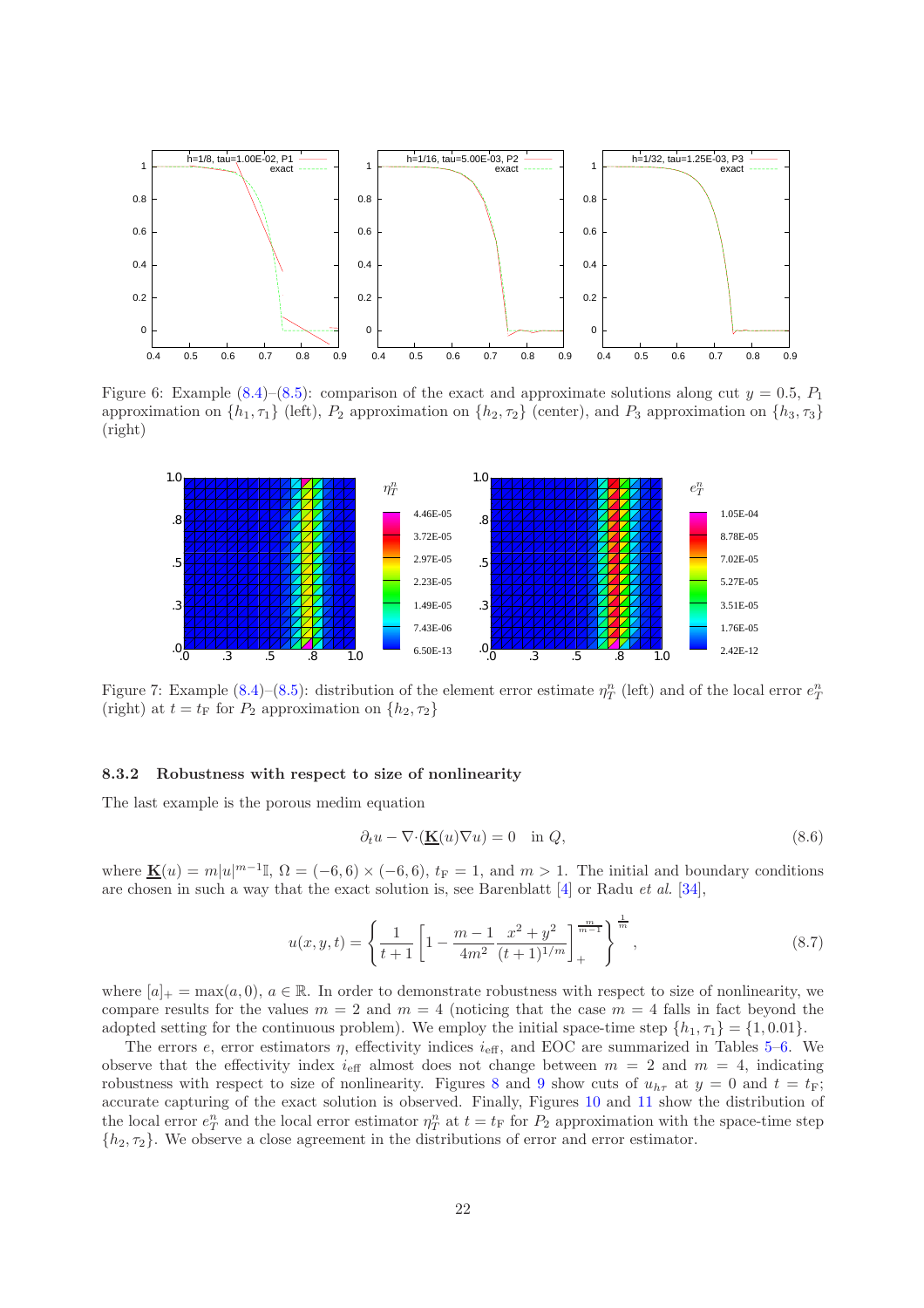h=1/8, tau=1.00E-02, P1
exact

1
0.8
0.6
0.4
0.2
0
0.4 0.5 0.6 0.7 0.8 0.9

h=1/16, tau=5.00E-03, P2
exact

1
0.8
0.6
0.4
0.2
0
0.4 0.5 0.6 0.7 0.8 0.9

h=1/32, tau=1.25E-03, P3
exact

1
0.8
0.6
0.4
0.2
0
0.4 0.5 0.6 0.7 0.8 0.9

Figure 6: Example (8.4)–(8.5): comparison of the exact and approximate solutions along cut $y = 0.5$, $P_1$ approximation on $\{h_1, \tau_1\}$ (left), $P_2$ approximation on $\{h_2, \tau_2\}$ (center), and $P_3$ approximation on $\{h_3, \tau_3\}$ (right)

$\eta_T^n$

4.46E-05
3.72E-05
2.97E-05
2.23E-05
1.49E-05
7.43E-06
6.50E-13

1.0
.8
.5
.3
.0
.0 .3 .5 .8 1.0

$e_T^n$

1.05E-04
8.78E-05
7.02E-05
5.27E-05
3.51E-05
1.76E-05
2.42E-12

1.0
.8
.5
.3
.0
.0 .3 .5 .8 1.0

Figure 7: Example (8.4)–(8.5): distribution of the element error estimate $\eta_T^n$ (left) and of the local error $e_T^n$ (right) at $t = t_F$ for $P_2$ approximation on $\{h_2, \tau_2\}$

### 8.3.2 Robustness with respect to size of nonlinearity

The last example is the porous medim equation

$$\partial_t u - \nabla \cdot (\underline{\mathbf{K}}(u) \nabla u) = 0 \quad \text{in } Q, \tag{8.6}$$

where $\underline{\mathbf{K}}(u) = m|u|^{m-1}\mathbb{I}$, $\Omega = (-6, 6) \times (-6, 6)$, $t_F = 1$, and $m > 1$. The initial and boundary conditions are chosen in such a way that the exact solution is, see Barenblatt [4] or Radu *et al.* [34],

$$u(x, y, t) = \left\{ \frac{1}{t+1} \left[ 1 - \frac{m-1}{4m^2} \frac{x^2 + y^2}{(t+1)^{1/m}} \right]_+^{\frac{m}{m-1}} \right\}^{\frac{1}{m}}, \tag{8.7}$$

where $[a]_+ = \max(a, 0)$, $a \in \mathbb{R}$. In order to demonstrate robustness with respect to size of nonlinearity, we compare results for the values $m = 2$ and $m = 4$ (noticing that the case $m = 4$ falls in fact beyond the adopted setting for the continuous problem). We employ the initial space-time step $\{h_1, \tau_1\} = \{1, 0.01\}$.

The errors $e$, error estimators $\eta$, effectivity indices $i_{\text{eff}}$, and EOC are summarized in Tables 5–6. We observe that the effectivity index $i_{\text{eff}}$ almost does not change between $m = 2$ and $m = 4$, indicating robustness with respect to size of nonlinearity. Figures 8 and 9 show cuts of $u_{h\tau}$ at $y = 0$ and $t = t_F$; accurate capturing of the exact solution is observed. Finally, Figures 10 and 11 show the distribution of the local error $e_T^n$ and the local error estimator $\eta_T^n$ at $t = t_F$ for $P_2$ approximation with the space-time step $\{h_2, \tau_2\}$. We observe a close agreement in the distributions of error and error estimator.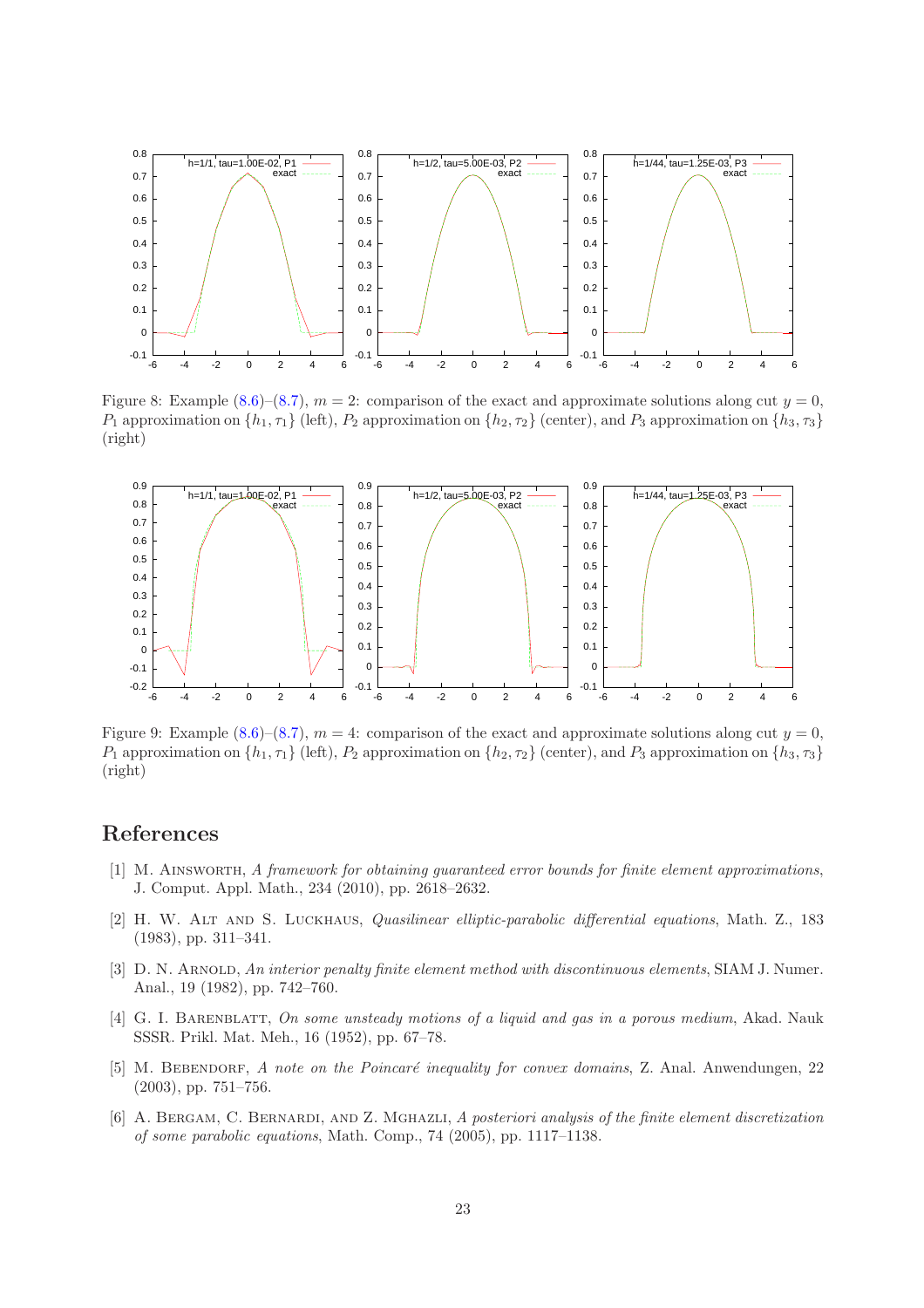h=1/1, tau=1.00E-02, P1
exact

h=1/2, tau=5.00E-03, P2
exact

h=1/44, tau=1.25E-03, P3
exact

Figure 8: Example (8.6)–(8.7), $m = 2$: comparison of the exact and approximate solutions along cut $y = 0$, $P_1$ approximation on $\{h_1, \tau_1\}$ (left), $P_2$ approximation on $\{h_2, \tau_2\}$ (center), and $P_3$ approximation on $\{h_3, \tau_3\}$ (right)

h=1/1, tau=1.00E-02, P1
exact

h=1/2, tau=5.00E-03, P2
exact

h=1/44, tau=1.25E-03, P3
exact

Figure 9: Example (8.6)–(8.7), $m = 4$: comparison of the exact and approximate solutions along cut $y = 0$, $P_1$ approximation on $\{h_1, \tau_1\}$ (left), $P_2$ approximation on $\{h_2, \tau_2\}$ (center), and $P_3$ approximation on $\{h_3, \tau_3\}$ (right)

# References

[1] M. Ainsworth, *A framework for obtaining guaranteed error bounds for finite element approximations*, J. Comput. Appl. Math., 234 (2010), pp. 2618–2632.

[2] H. W. Alt and S. Luckhaus, *Quasilinear elliptic-parabolic differential equations*, Math. Z., 183 (1983), pp. 311–341.

[3] D. N. Arnold, *An interior penalty finite element method with discontinuous elements*, SIAM J. Numer. Anal., 19 (1982), pp. 742–760.

[4] G. I. Barenblatt, *On some unsteady motions of a liquid and gas in a porous medium*, Akad. Nauk SSSR. Prikl. Mat. Meh., 16 (1952), pp. 67–78.

[5] M. Bebendorf, *A note on the Poincaré inequality for convex domains*, Z. Anal. Anwendungen, 22 (2003), pp. 751–756.

[6] A. Bergam, C. Bernardi, and Z. Mghazli, *A posteriori analysis of the finite element discretization of some parabolic equations*, Math. Comp., 74 (2005), pp. 1117–1138.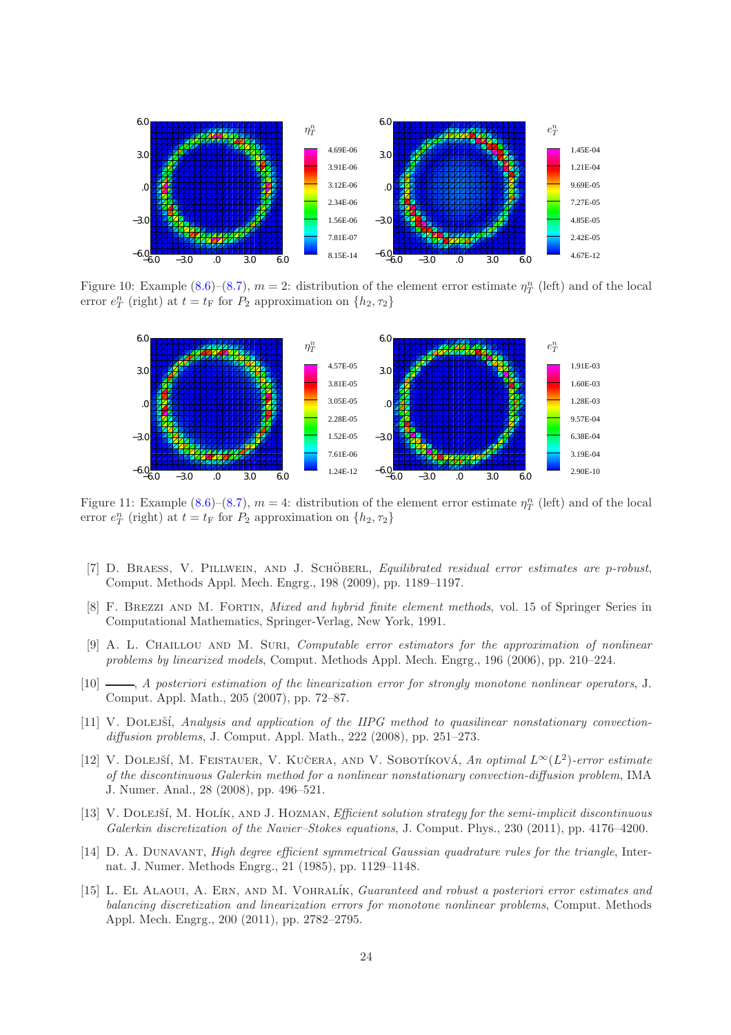6.0
3.0
.0
−3.0
−6.0
−6.0 −3.0 .0 3.0 6.0

$\eta_T^n$

4.69E-06
3.91E-06
3.12E-06
2.34E-06
1.56E-06
7.81E-07
8.15E-14

6.0
3.0
.0
−3.0
−6.0
−6.0 −3.0 .0 3.0 6.0

$e_T^n$

1.45E-04
1.21E-04
9.69E-05
7.27E-05
4.85E-05
2.42E-05
4.67E-12

Figure 10: Example (8.6)–(8.7), $m = 2$: distribution of the element error estimate $\eta_T^n$ (left) and of the local error $e_T^n$ (right) at $t = t_{\rm F}$ for $P_2$ approximation on $\{h_2, \tau_2\}$

6.0
3.0
.0
−3.0
−6.0
−6.0 −3.0 .0 3.0 6.0

$\eta_T^n$

4.57E-05
3.81E-05
3.05E-05
2.28E-05
1.52E-05
7.61E-06
1.24E-12

6.0
3.0
.0
−3.0
−6.0
−6.0 −3.0 .0 3.0 6.0

$e_T^n$

1.91E-03
1.60E-03
1.28E-03
9.57E-04
6.38E-04
3.19E-04
2.90E-10

Figure 11: Example (8.6)–(8.7), $m = 4$: distribution of the element error estimate $\eta_T^n$ (left) and of the local error $e_T^n$ (right) at $t = t_{\rm F}$ for $P_2$ approximation on $\{h_2, \tau_2\}$

[7] D. Braess, V. Pillwein, and J. Schöberl, *Equilibrated residual error estimates are p-robust*, Comput. Methods Appl. Mech. Engrg., 198 (2009), pp. 1189–1197.

[8] F. Brezzi and M. Fortin, *Mixed and hybrid finite element methods*, vol. 15 of Springer Series in Computational Mathematics, Springer-Verlag, New York, 1991.

[9] A. L. Chaillou and M. Suri, *Computable error estimators for the approximation of nonlinear problems by linearized models*, Comput. Methods Appl. Mech. Engrg., 196 (2006), pp. 210–224.

[10] ——, *A posteriori estimation of the linearization error for strongly monotone nonlinear operators*, J. Comput. Appl. Math., 205 (2007), pp. 72–87.

[11] V. Dolejší, *Analysis and application of the IIPG method to quasilinear nonstationary convection-diffusion problems*, J. Comput. Appl. Math., 222 (2008), pp. 251–273.

[12] V. Dolejší, M. Feistauer, V. Kučera, and V. Sobotíková, *An optimal $L^\infty(L^2)$-error estimate of the discontinuous Galerkin method for a nonlinear nonstationary convection-diffusion problem*, IMA J. Numer. Anal., 28 (2008), pp. 496–521.

[13] V. Dolejší, M. Holík, and J. Hozman, *Efficient solution strategy for the semi-implicit discontinuous Galerkin discretization of the Navier–Stokes equations*, J. Comput. Phys., 230 (2011), pp. 4176–4200.

[14] D. A. Dunavant, *High degree efficient symmetrical Gaussian quadrature rules for the triangle*, Internat. J. Numer. Methods Engrg., 21 (1985), pp. 1129–1148.

[15] L. El Alaoui, A. Ern, and M. Vohralík, *Guaranteed and robust a posteriori error estimates and balancing discretization and linearization errors for monotone nonlinear problems*, Comput. Methods Appl. Mech. Engrg., 200 (2011), pp. 2782–2795.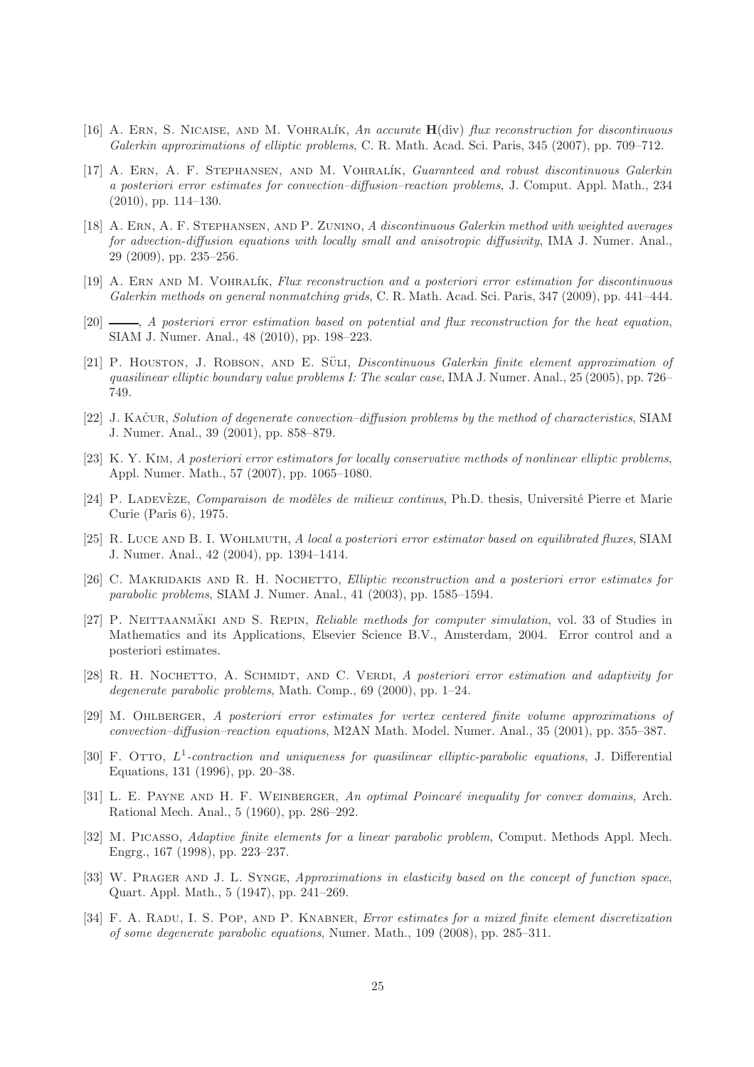[16] A. Ern, S. Nicaise, and M. Vohralík, *An accurate* $\mathbf{H}(\mathrm{div})$ *flux reconstruction for discontinuous Galerkin approximations of elliptic problems*, C. R. Math. Acad. Sci. Paris, 345 (2007), pp. 709–712.

[17] A. Ern, A. F. Stephansen, and M. Vohralík, *Guaranteed and robust discontinuous Galerkin a posteriori error estimates for convection–diffusion–reaction problems*, J. Comput. Appl. Math., 234 (2010), pp. 114–130.

[18] A. Ern, A. F. Stephansen, and P. Zunino, *A discontinuous Galerkin method with weighted averages for advection-diffusion equations with locally small and anisotropic diffusivity*, IMA J. Numer. Anal., 29 (2009), pp. 235–256.

[19] A. Ern and M. Vohralík, *Flux reconstruction and a posteriori error estimation for discontinuous Galerkin methods on general nonmatching grids*, C. R. Math. Acad. Sci. Paris, 347 (2009), pp. 441–444.

[20] ———, *A posteriori error estimation based on potential and flux reconstruction for the heat equation*, SIAM J. Numer. Anal., 48 (2010), pp. 198–223.

[21] P. Houston, J. Robson, and E. Süli, *Discontinuous Galerkin finite element approximation of quasilinear elliptic boundary value problems I: The scalar case*, IMA J. Numer. Anal., 25 (2005), pp. 726–749.

[22] J. Kačur, *Solution of degenerate convection–diffusion problems by the method of characteristics*, SIAM J. Numer. Anal., 39 (2001), pp. 858–879.

[23] K. Y. Kim, *A posteriori error estimators for locally conservative methods of nonlinear elliptic problems*, Appl. Numer. Math., 57 (2007), pp. 1065–1080.

[24] P. Ladevèze, *Comparaison de modèles de milieux continus*, Ph.D. thesis, Université Pierre et Marie Curie (Paris 6), 1975.

[25] R. Luce and B. I. Wohlmuth, *A local a posteriori error estimator based on equilibrated fluxes*, SIAM J. Numer. Anal., 42 (2004), pp. 1394–1414.

[26] C. Makridakis and R. H. Nochetto, *Elliptic reconstruction and a posteriori error estimates for parabolic problems*, SIAM J. Numer. Anal., 41 (2003), pp. 1585–1594.

[27] P. Neittaanmäki and S. Repin, *Reliable methods for computer simulation*, vol. 33 of Studies in Mathematics and its Applications, Elsevier Science B.V., Amsterdam, 2004. Error control and a posteriori estimates.

[28] R. H. Nochetto, A. Schmidt, and C. Verdi, *A posteriori error estimation and adaptivity for degenerate parabolic problems*, Math. Comp., 69 (2000), pp. 1–24.

[29] M. Ohlberger, *A posteriori error estimates for vertex centered finite volume approximations of convection–diffusion–reaction equations*, M2AN Math. Model. Numer. Anal., 35 (2001), pp. 355–387.

[30] F. Otto, $L^1$*-contraction and uniqueness for quasilinear elliptic-parabolic equations*, J. Differential Equations, 131 (1996), pp. 20–38.

[31] L. E. Payne and H. F. Weinberger, *An optimal Poincaré inequality for convex domains*, Arch. Rational Mech. Anal., 5 (1960), pp. 286–292.

[32] M. Picasso, *Adaptive finite elements for a linear parabolic problem*, Comput. Methods Appl. Mech. Engrg., 167 (1998), pp. 223–237.

[33] W. Prager and J. L. Synge, *Approximations in elasticity based on the concept of function space*, Quart. Appl. Math., 5 (1947), pp. 241–269.

[34] F. A. Radu, I. S. Pop, and P. Knabner, *Error estimates for a mixed finite element discretization of some degenerate parabolic equations*, Numer. Math., 109 (2008), pp. 285–311.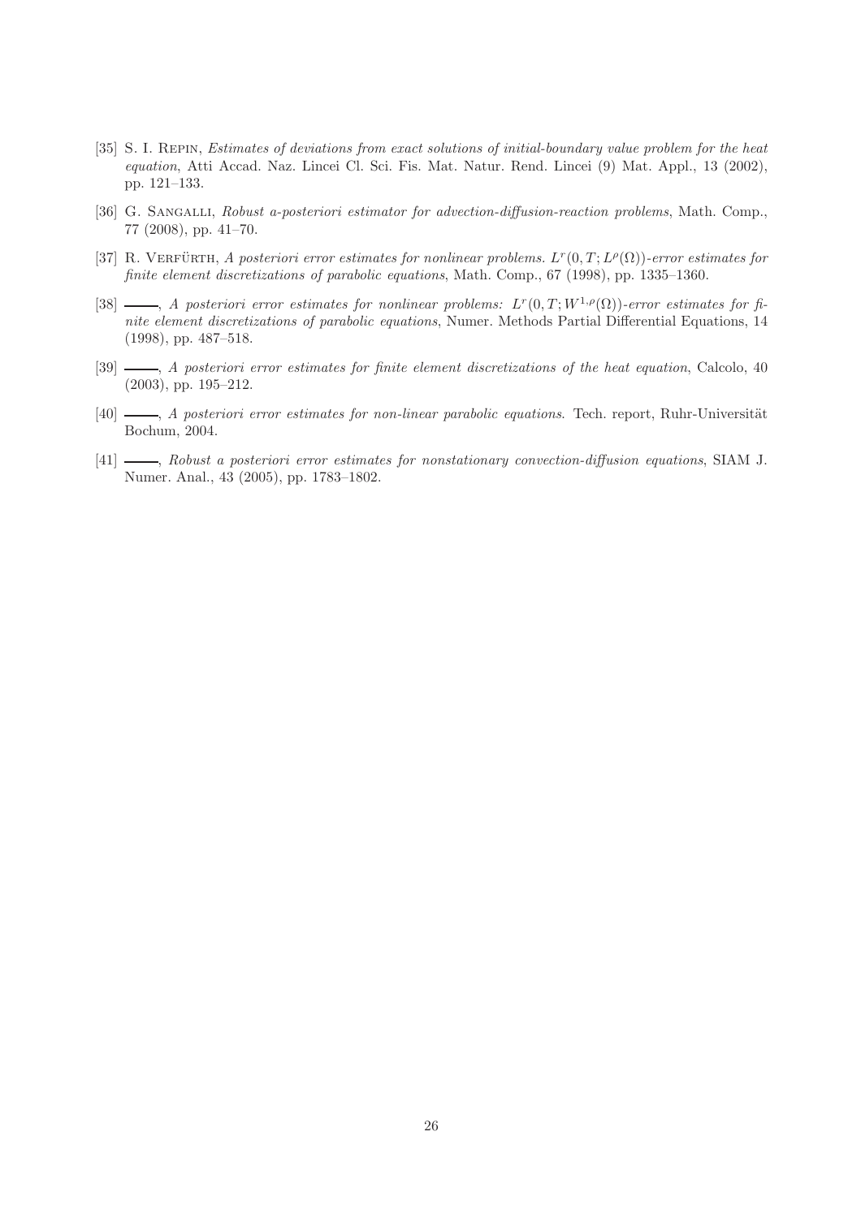[35] S. I. Repin, *Estimates of deviations from exact solutions of initial-boundary value problem for the heat equation*, Atti Accad. Naz. Lincei Cl. Sci. Fis. Mat. Natur. Rend. Lincei (9) Mat. Appl., 13 (2002), pp. 121–133.

[36] G. Sangalli, *Robust a-posteriori estimator for advection-diffusion-reaction problems*, Math. Comp., 77 (2008), pp. 41–70.

[37] R. Verfürth, *A posteriori error estimates for nonlinear problems. $L^r(0,T;L^\rho(\Omega))$-error estimates for finite element discretizations of parabolic equations*, Math. Comp., 67 (1998), pp. 1335–1360.

[38] ———, *A posteriori error estimates for nonlinear problems: $L^r(0,T;W^{1,\rho}(\Omega))$-error estimates for finite element discretizations of parabolic equations*, Numer. Methods Partial Differential Equations, 14 (1998), pp. 487–518.

[39] ———, *A posteriori error estimates for finite element discretizations of the heat equation*, Calcolo, 40 (2003), pp. 195–212.

[40] ———, *A posteriori error estimates for non-linear parabolic equations*. Tech. report, Ruhr-Universität Bochum, 2004.

[41] ———, *Robust a posteriori error estimates for nonstationary convection-diffusion equations*, SIAM J. Numer. Anal., 43 (2005), pp. 1783–1802.